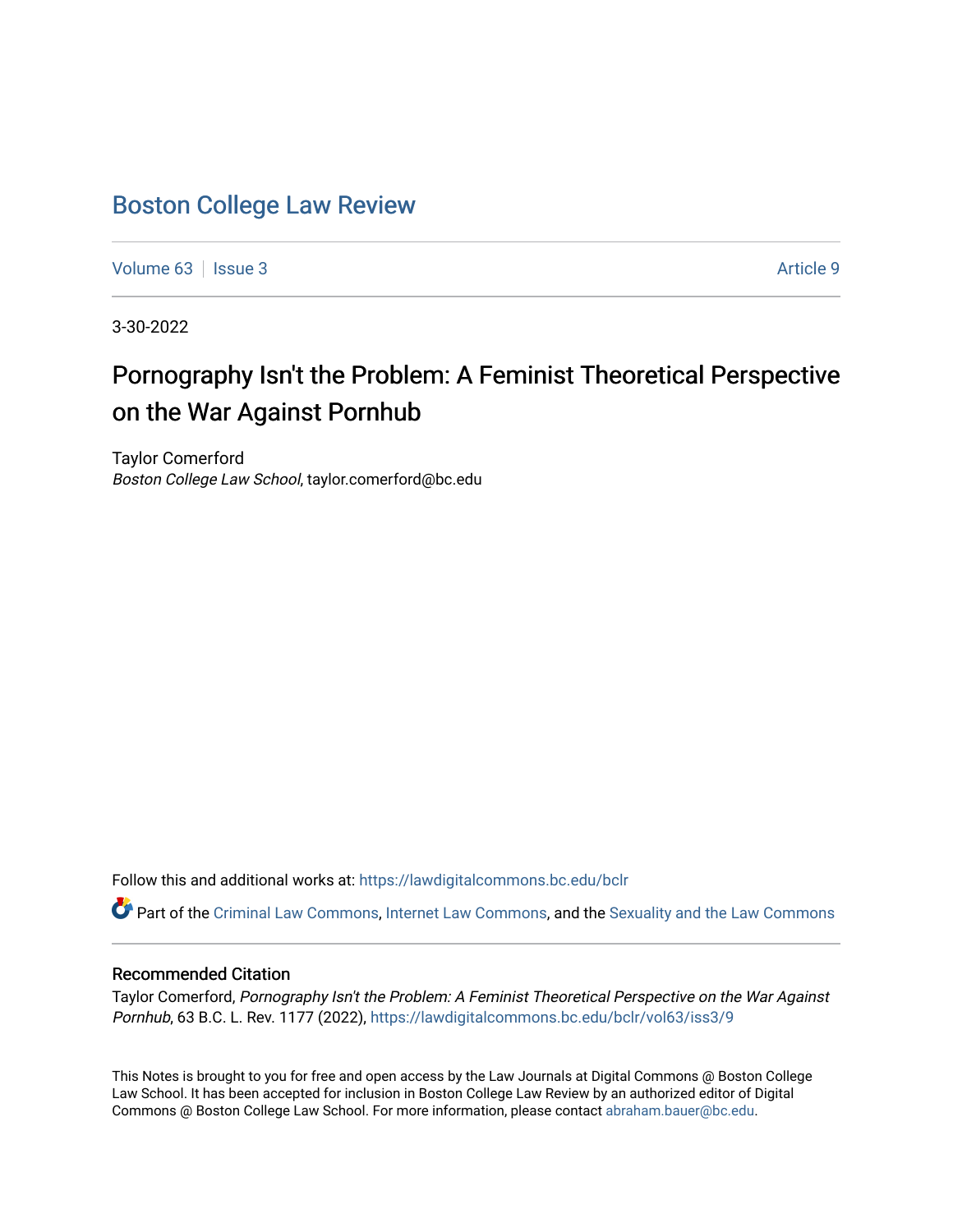# Boston College Law Review

Volume 63 | Issue 3 | Article 9

3-30-2022

## Pornography Isn't the Problem: A Feminist Theoretical Perspective on the War Against Pornhub

Taylor Comerford
*Boston College Law School*, taylor.comerford@bc.edu

Follow this and additional works at: https://lawdigitalcommons.bc.edu/bclr

Part of the Criminal Law Commons, Internet Law Commons, and the Sexuality and the Law Commons

### Recommended Citation

Taylor Comerford, *Pornography Isn't the Problem: A Feminist Theoretical Perspective on the War Against Pornhub*, 63 B.C. L. Rev. 1177 (2022), https://lawdigitalcommons.bc.edu/bclr/vol63/iss3/9

This Notes is brought to you for free and open access by the Law Journals at Digital Commons @ Boston College Law School. It has been accepted for inclusion in Boston College Law Review by an authorized editor of Digital Commons @ Boston College Law School. For more information, please contact abraham.bauer@bc.edu.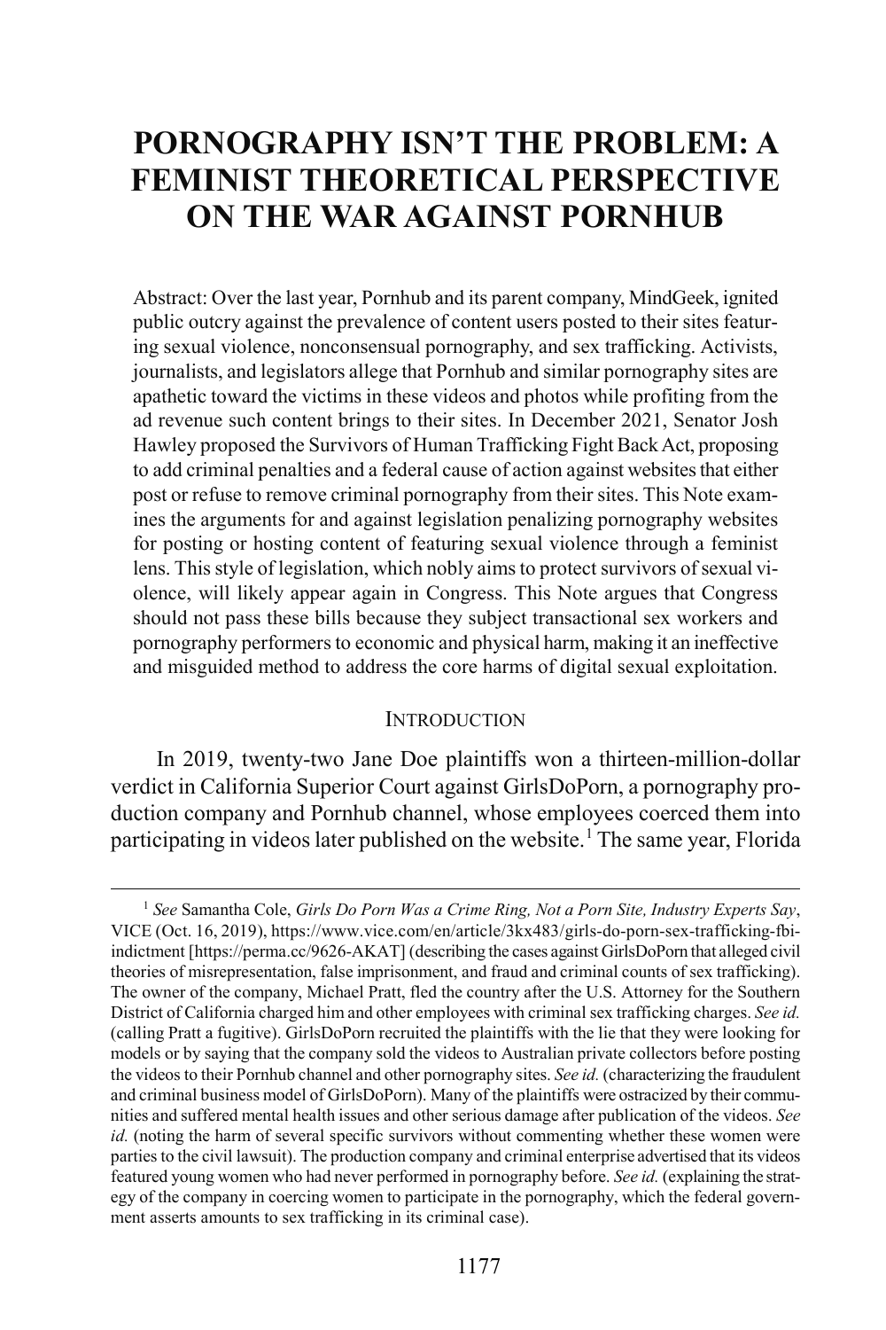# PORNOGRAPHY ISN'T THE PROBLEM: A FEMINIST THEORETICAL PERSPECTIVE ON THE WAR AGAINST PORNHUB

Abstract: Over the last year, Pornhub and its parent company, MindGeek, ignited public outcry against the prevalence of content users posted to their sites featuring sexual violence, nonconsensual pornography, and sex trafficking. Activists, journalists, and legislators allege that Pornhub and similar pornography sites are apathetic toward the victims in these videos and photos while profiting from the ad revenue such content brings to their sites. In December 2021, Senator Josh Hawley proposed the Survivors of Human Trafficking Fight Back Act, proposing to add criminal penalties and a federal cause of action against websites that either post or refuse to remove criminal pornography from their sites. This Note examines the arguments for and against legislation penalizing pornography websites for posting or hosting content of featuring sexual violence through a feminist lens. This style of legislation, which nobly aims to protect survivors of sexual violence, will likely appear again in Congress. This Note argues that Congress should not pass these bills because they subject transactional sex workers and pornography performers to economic and physical harm, making it an ineffective and misguided method to address the core harms of digital sexual exploitation.

## INTRODUCTION

In 2019, twenty-two Jane Doe plaintiffs won a thirteen-million-dollar verdict in California Superior Court against GirlsDoPorn, a pornography production company and Pornhub channel, whose employees coerced them into participating in videos later published on the website.[1] The same year, Florida

[1] *See* Samantha Cole, *Girls Do Porn Was a Crime Ring, Not a Porn Site, Industry Experts Say*, VICE (Oct. 16, 2019), https://www.vice.com/en/article/3kx483/girls-do-porn-sex-trafficking-fbi-indictment [https://perma.cc/9626-AKAT] (describing the cases against GirlsDoPorn that alleged civil theories of misrepresentation, false imprisonment, and fraud and criminal counts of sex trafficking). The owner of the company, Michael Pratt, fled the country after the U.S. Attorney for the Southern District of California charged him and other employees with criminal sex trafficking charges. *See id.* (calling Pratt a fugitive). GirlsDoPorn recruited the plaintiffs with the lie that they were looking for models or by saying that the company sold the videos to Australian private collectors before posting the videos to their Pornhub channel and other pornography sites. *See id.* (characterizing the fraudulent and criminal business model of GirlsDoPorn). Many of the plaintiffs were ostracized by their communities and suffered mental health issues and other serious damage after publication of the videos. *See id.* (noting the harm of several specific survivors without commenting whether these women were parties to the civil lawsuit). The production company and criminal enterprise advertised that its videos featured young women who had never performed in pornography before. *See id.* (explaining the strategy of the company in coercing women to participate in the pornography, which the federal government asserts amounts to sex trafficking in its criminal case).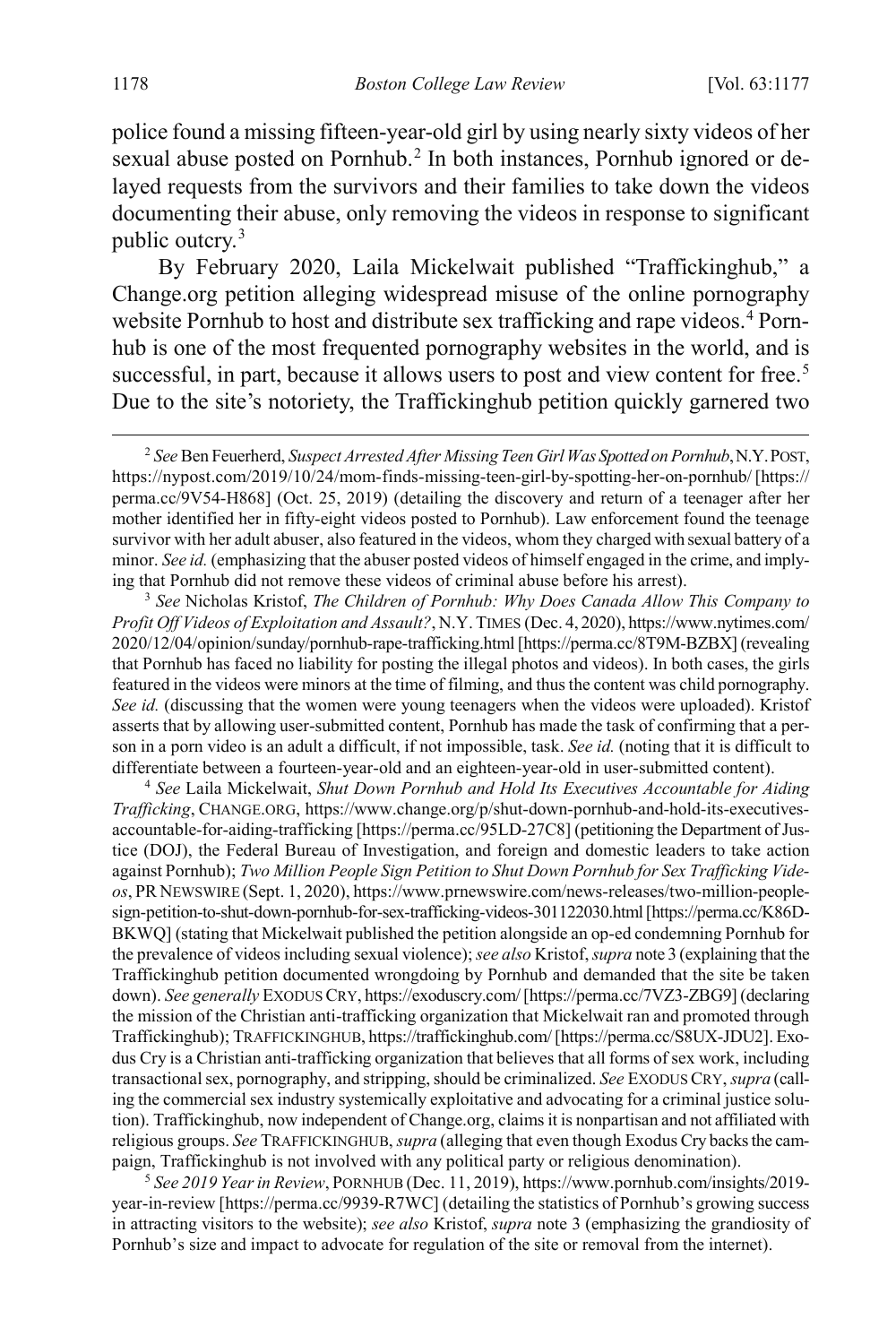police found a missing fifteen-year-old girl by using nearly sixty videos of her sexual abuse posted on Pornhub.[2] In both instances, Pornhub ignored or delayed requests from the survivors and their families to take down the videos documenting their abuse, only removing the videos in response to significant public outcry.[3]

By February 2020, Laila Mickelwait published "Traffickinghub," a Change.org petition alleging widespread misuse of the online pornography website Pornhub to host and distribute sex trafficking and rape videos.[4] Pornhub is one of the most frequented pornography websites in the world, and is successful, in part, because it allows users to post and view content for free.[5] Due to the site's notoriety, the Traffickinghub petition quickly garnered two

---

[2] *See* Ben Feuerherd, *Suspect Arrested After Missing Teen Girl Was Spotted on Pornhub*, N.Y. POST, https://nypost.com/2019/10/24/mom-finds-missing-teen-girl-by-spotting-her-on-pornhub/ [https://perma.cc/9V54-H868] (Oct. 25, 2019) (detailing the discovery and return of a teenager after her mother identified her in fifty-eight videos posted to Pornhub). Law enforcement found the teenage survivor with her adult abuser, also featured in the videos, whom they charged with sexual battery of a minor. *See id.* (emphasizing that the abuser posted videos of himself engaged in the crime, and implying that Pornhub did not remove these videos of criminal abuse before his arrest).

[3] *See* Nicholas Kristof, *The Children of Pornhub: Why Does Canada Allow This Company to Profit Off Videos of Exploitation and Assault?*, N.Y. TIMES (Dec. 4, 2020), https://www.nytimes.com/2020/12/04/opinion/sunday/pornhub-rape-trafficking.html [https://perma.cc/8T9M-BZBX] (revealing that Pornhub has faced no liability for posting the illegal photos and videos). In both cases, the girls featured in the videos were minors at the time of filming, and thus the content was child pornography. *See id.* (discussing that the women were young teenagers when the videos were uploaded). Kristof asserts that by allowing user-submitted content, Pornhub has made the task of confirming that a person in a porn video is an adult a difficult, if not impossible, task. *See id.* (noting that it is difficult to differentiate between a fourteen-year-old and an eighteen-year-old in user-submitted content).

[4] *See* Laila Mickelwait, *Shut Down Pornhub and Hold Its Executives Accountable for Aiding Trafficking*, CHANGE.ORG, https://www.change.org/p/shut-down-pornhub-and-hold-its-executives-accountable-for-aiding-trafficking [https://perma.cc/95LD-27C8] (petitioning the Department of Justice (DOJ), the Federal Bureau of Investigation, and foreign and domestic leaders to take action against Pornhub); *Two Million People Sign Petition to Shut Down Pornhub for Sex Trafficking Videos*, PR NEWSWIRE (Sept. 1, 2020), https://www.prnewswire.com/news-releases/two-million-people-sign-petition-to-shut-down-pornhub-for-sex-trafficking-videos-301122030.html [https://perma.cc/K86D-BKWQ] (stating that Mickelwait published the petition alongside an op-ed condemning Pornhub for the prevalence of videos including sexual violence); *see also* Kristof, *supra* note 3 (explaining that the Traffickinghub petition documented wrongdoing by Pornhub and demanded that the site be taken down). *See generally* EXODUS CRY, https://exoduscry.com/ [https://perma.cc/7VZ3-ZBG9] (declaring the mission of the Christian anti-trafficking organization that Mickelwait ran and promoted through Traffickinghub); TRAFFICKINGHUB, https://traffickinghub.com/ [https://perma.cc/S8UX-JDU2]. Exodus Cry is a Christian anti-trafficking organization that believes that all forms of sex work, including transactional sex, pornography, and stripping, should be criminalized. *See* EXODUS CRY, *supra* (calling the commercial sex industry systemically exploitative and advocating for a criminal justice solution). Traffickinghub, now independent of Change.org, claims it is nonpartisan and not affiliated with religious groups. *See* TRAFFICKINGHUB, *supra* (alleging that even though Exodus Cry backs the campaign, Traffickinghub is not involved with any political party or religious denomination).

[5] *See 2019 Year in Review*, PORNHUB (Dec. 11, 2019), https://www.pornhub.com/insights/2019-year-in-review [https://perma.cc/9939-R7WC] (detailing the statistics of Pornhub's growing success in attracting visitors to the website); *see also* Kristof, *supra* note 3 (emphasizing the grandiosity of Pornhub's size and impact to advocate for regulation of the site or removal from the internet).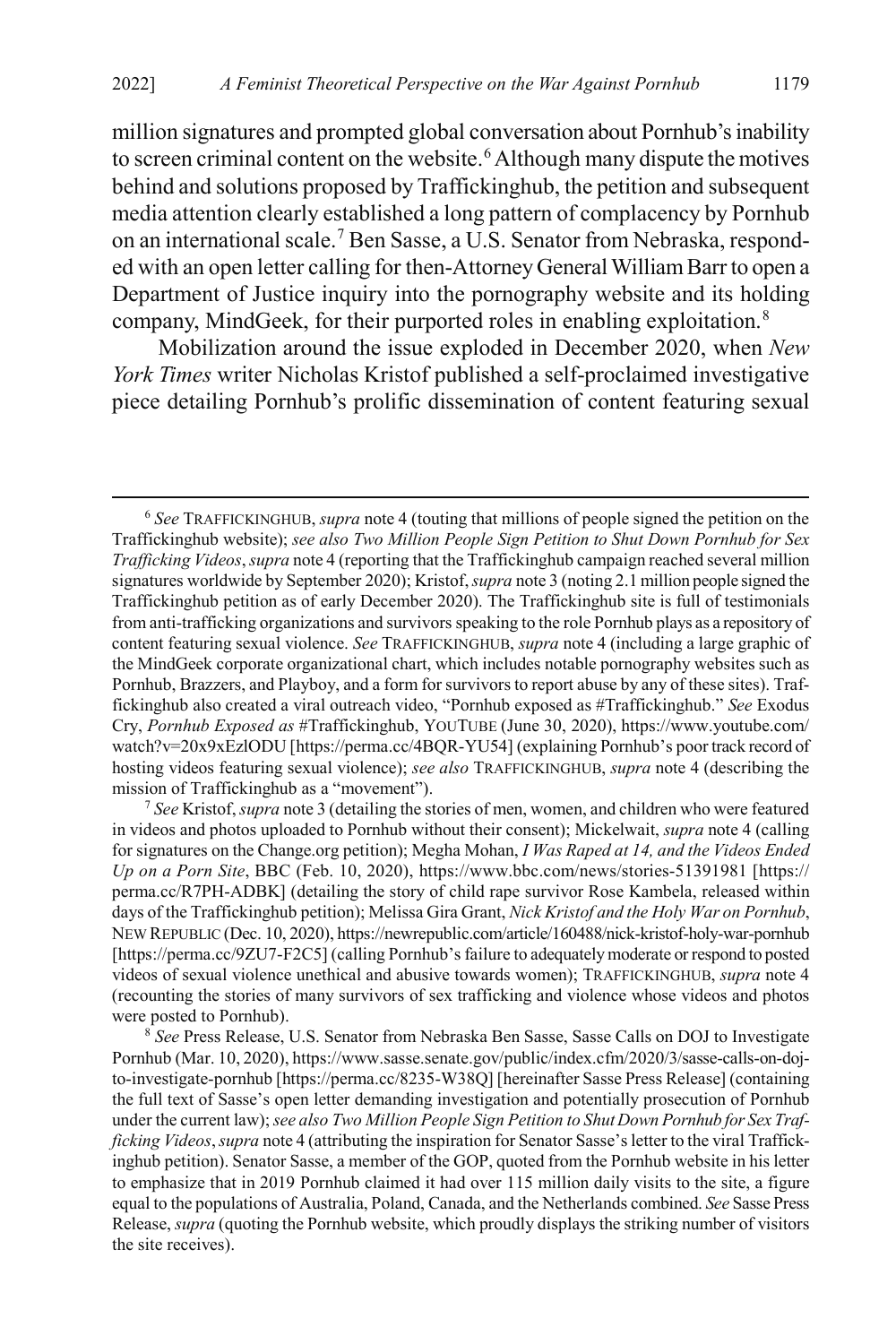million signatures and prompted global conversation about Pornhub's inability to screen criminal content on the website.[6] Although many dispute the motives behind and solutions proposed by Traffickinghub, the petition and subsequent media attention clearly established a long pattern of complacency by Pornhub on an international scale.[7] Ben Sasse, a U.S. Senator from Nebraska, responded with an open letter calling for then-Attorney General William Barr to open a Department of Justice inquiry into the pornography website and its holding company, MindGeek, for their purported roles in enabling exploitation.[8]

Mobilization around the issue exploded in December 2020, when *New York Times* writer Nicholas Kristof published a self-proclaimed investigative piece detailing Pornhub's prolific dissemination of content featuring sexual

---

[6] *See* TRAFFICKINGHUB, *supra* note 4 (touting that millions of people signed the petition on the Traffickinghub website); *see also Two Million People Sign Petition to Shut Down Pornhub for Sex Trafficking Videos*, *supra* note 4 (reporting that the Traffickinghub campaign reached several million signatures worldwide by September 2020); Kristof, *supra* note 3 (noting 2.1 million people signed the Traffickinghub petition as of early December 2020). The Traffickinghub site is full of testimonials from anti-trafficking organizations and survivors speaking to the role Pornhub plays as a repository of content featuring sexual violence. *See* TRAFFICKINGHUB, *supra* note 4 (including a large graphic of the MindGeek corporate organizational chart, which includes notable pornography websites such as Pornhub, Brazzers, and Playboy, and a form for survivors to report abuse by any of these sites). Traffickinghub also created a viral outreach video, "Pornhub exposed as #Traffickinghub." *See* Exodus Cry, *Pornhub Exposed as* #Traffickinghub, YOUTUBE (June 30, 2020), https://www.youtube.com/watch?v=20x9xEzlODU [https://perma.cc/4BQR-YU54] (explaining Pornhub's poor track record of hosting videos featuring sexual violence); *see also* TRAFFICKINGHUB, *supra* note 4 (describing the mission of Traffickinghub as a "movement").

[7] *See* Kristof, *supra* note 3 (detailing the stories of men, women, and children who were featured in videos and photos uploaded to Pornhub without their consent); Mickelwait, *supra* note 4 (calling for signatures on the Change.org petition); Megha Mohan, *I Was Raped at 14, and the Videos Ended Up on a Porn Site*, BBC (Feb. 10, 2020), https://www.bbc.com/news/stories-51391981 [https://perma.cc/R7PH-ADBK] (detailing the story of child rape survivor Rose Kambela, released within days of the Traffickinghub petition); Melissa Gira Grant, *Nick Kristof and the Holy War on Pornhub*, NEW REPUBLIC (Dec. 10, 2020), https://newrepublic.com/article/160488/nick-kristof-holy-war-pornhub [https://perma.cc/9ZU7-F2C5] (calling Pornhub's failure to adequately moderate or respond to posted videos of sexual violence unethical and abusive towards women); TRAFFICKINGHUB, *supra* note 4 (recounting the stories of many survivors of sex trafficking and violence whose videos and photos were posted to Pornhub).

[8] *See* Press Release, U.S. Senator from Nebraska Ben Sasse, Sasse Calls on DOJ to Investigate Pornhub (Mar. 10, 2020), https://www.sasse.senate.gov/public/index.cfm/2020/3/sasse-calls-on-doj-to-investigate-pornhub [https://perma.cc/8235-W38Q] [hereinafter Sasse Press Release] (containing the full text of Sasse's open letter demanding investigation and potentially prosecution of Pornhub under the current law); *see also Two Million People Sign Petition to Shut Down Pornhub for Sex Trafficking Videos*, *supra* note 4 (attributing the inspiration for Senator Sasse's letter to the viral Traffickinghub petition). Senator Sasse, a member of the GOP, quoted from the Pornhub website in his letter to emphasize that in 2019 Pornhub claimed it had over 115 million daily visits to the site, a figure equal to the populations of Australia, Poland, Canada, and the Netherlands combined. *See* Sasse Press Release, *supra* (quoting the Pornhub website, which proudly displays the striking number of visitors the site receives).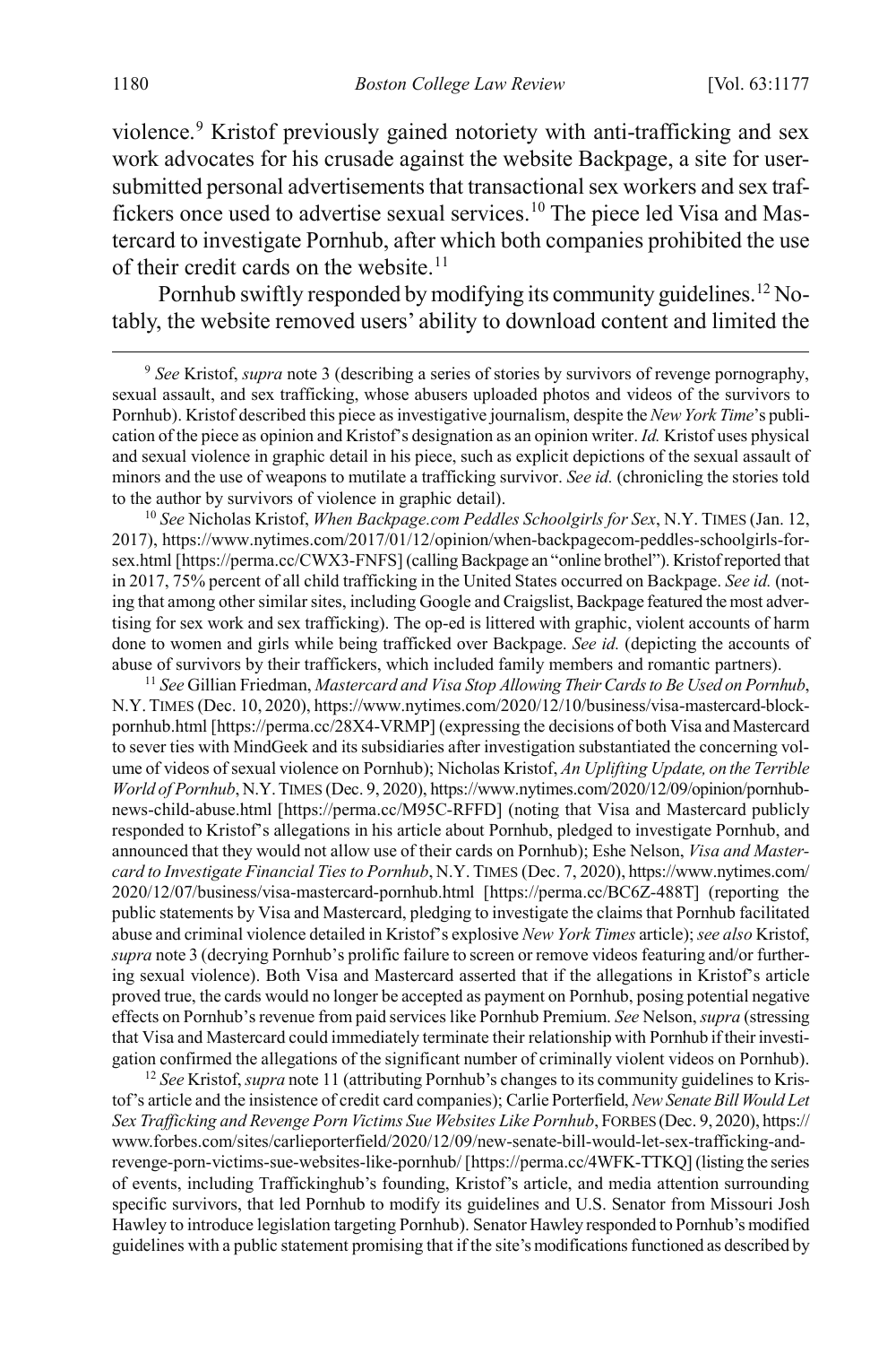violence.[9] Kristof previously gained notoriety with anti-trafficking and sex work advocates for his crusade against the website Backpage, a site for user-submitted personal advertisements that transactional sex workers and sex traffickers once used to advertise sexual services.[10] The piece led Visa and Mastercard to investigate Pornhub, after which both companies prohibited the use of their credit cards on the website.[11]

Pornhub swiftly responded by modifying its community guidelines.[12] Notably, the website removed users' ability to download content and limited the

[9] *See* Kristof, *supra* note 3 (describing a series of stories by survivors of revenge pornography, sexual assault, and sex trafficking, whose abusers uploaded photos and videos of the survivors to Pornhub). Kristof described this piece as investigative journalism, despite the *New York Time*'s publication of the piece as opinion and Kristof's designation as an opinion writer. *Id.* Kristof uses physical and sexual violence in graphic detail in his piece, such as explicit depictions of the sexual assault of minors and the use of weapons to mutilate a trafficking survivor. *See id.* (chronicling the stories told to the author by survivors of violence in graphic detail).

[10] *See* Nicholas Kristof, *When Backpage.com Peddles Schoolgirls for Sex*, N.Y. TIMES (Jan. 12, 2017), https://www.nytimes.com/2017/01/12/opinion/when-backpagecom-peddles-schoolgirls-for-sex.html [https://perma.cc/CWX3-FNFS] (calling Backpage an "online brothel"). Kristof reported that in 2017, 75% percent of all child trafficking in the United States occurred on Backpage. *See id.* (noting that among other similar sites, including Google and Craigslist, Backpage featured the most advertising for sex work and sex trafficking). The op-ed is littered with graphic, violent accounts of harm done to women and girls while being trafficked over Backpage. *See id.* (depicting the accounts of abuse of survivors by their traffickers, which included family members and romantic partners).

[11] *See* Gillian Friedman, *Mastercard and Visa Stop Allowing Their Cards to Be Used on Pornhub*, N.Y. TIMES (Dec. 10, 2020), https://www.nytimes.com/2020/12/10/business/visa-mastercard-block-pornhub.html [https://perma.cc/28X4-VRMP] (expressing the decisions of both Visa and Mastercard to sever ties with MindGeek and its subsidiaries after investigation substantiated the concerning volume of videos of sexual violence on Pornhub); Nicholas Kristof, *An Uplifting Update, on the Terrible World of Pornhub*, N.Y. TIMES (Dec. 9, 2020), https://www.nytimes.com/2020/12/09/opinion/pornhub-news-child-abuse.html [https://perma.cc/M95C-RFFD] (noting that Visa and Mastercard publicly responded to Kristof's allegations in his article about Pornhub, pledged to investigate Pornhub, and announced that they would not allow use of their cards on Pornhub); Eshe Nelson, *Visa and Mastercard to Investigate Financial Ties to Pornhub*, N.Y. TIMES (Dec. 7, 2020), https://www.nytimes.com/2020/12/07/business/visa-mastercard-pornhub.html [https://perma.cc/BC6Z-488T] (reporting the public statements by Visa and Mastercard, pledging to investigate the claims that Pornhub facilitated abuse and criminal violence detailed in Kristof's explosive *New York Times* article); *see also* Kristof, *supra* note 3 (decrying Pornhub's prolific failure to screen or remove videos featuring and/or furthering sexual violence). Both Visa and Mastercard asserted that if the allegations in Kristof's article proved true, the cards would no longer be accepted as payment on Pornhub, posing potential negative effects on Pornhub's revenue from paid services like Pornhub Premium. *See* Nelson, *supra* (stressing that Visa and Mastercard could immediately terminate their relationship with Pornhub if their investigation confirmed the allegations of the significant number of criminally violent videos on Pornhub).

[12] *See* Kristof, *supra* note 11 (attributing Pornhub's changes to its community guidelines to Kristof's article and the insistence of credit card companies); Carlie Porterfield, *New Senate Bill Would Let Sex Trafficking and Revenge Porn Victims Sue Websites Like Pornhub*, FORBES (Dec. 9, 2020), https://www.forbes.com/sites/carlieporterfield/2020/12/09/new-senate-bill-would-let-sex-trafficking-and-revenge-porn-victims-sue-websites-like-pornhub/ [https://perma.cc/4WFK-TTKQ] (listing the series of events, including Traffickinghub's founding, Kristof's article, and media attention surrounding specific survivors, that led Pornhub to modify its guidelines and U.S. Senator from Missouri Josh Hawley to introduce legislation targeting Pornhub). Senator Hawley responded to Pornhub's modified guidelines with a public statement promising that if the site's modifications functioned as described by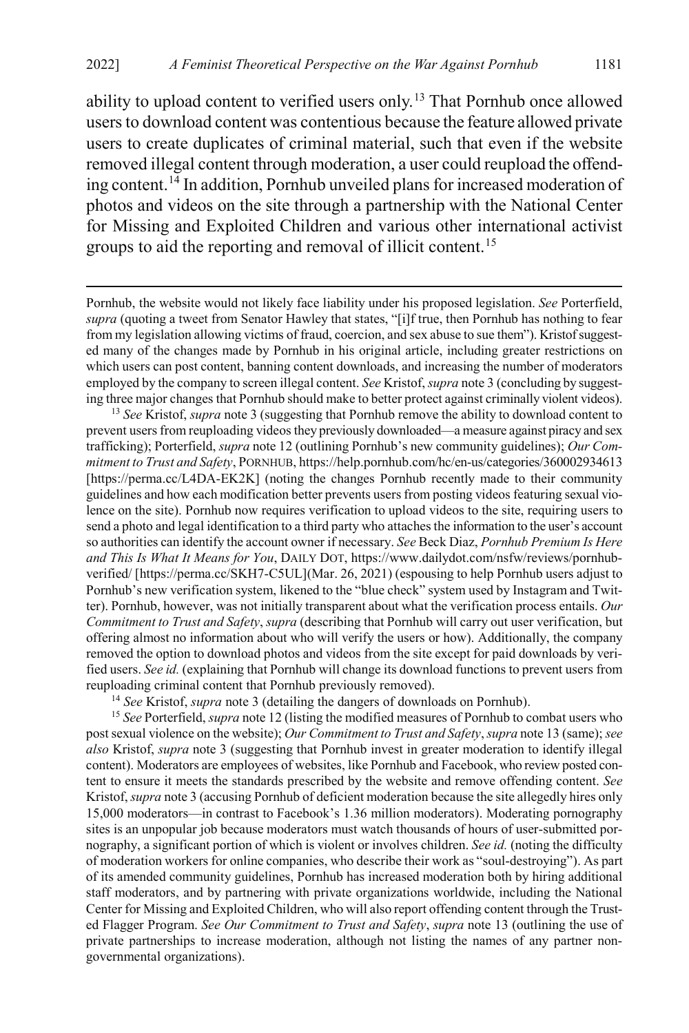ability to upload content to verified users only.[13] That Pornhub once allowed users to download content was contentious because the feature allowed private users to create duplicates of criminal material, such that even if the website removed illegal content through moderation, a user could reupload the offending content.[14] In addition, Pornhub unveiled plans for increased moderation of photos and videos on the site through a partnership with the National Center for Missing and Exploited Children and various other international activist groups to aid the reporting and removal of illicit content.[15]

---

Pornhub, the website would not likely face liability under his proposed legislation. *See* Porterfield, *supra* (quoting a tweet from Senator Hawley that states, "[i]f true, then Pornhub has nothing to fear from my legislation allowing victims of fraud, coercion, and sex abuse to sue them"). Kristof suggested many of the changes made by Pornhub in his original article, including greater restrictions on which users can post content, banning content downloads, and increasing the number of moderators employed by the company to screen illegal content. *See* Kristof, *supra* note 3 (concluding by suggesting three major changes that Pornhub should make to better protect against criminally violent videos).

[13] *See* Kristof, *supra* note 3 (suggesting that Pornhub remove the ability to download content to prevent users from reuploading videos they previously downloaded—a measure against piracy and sex trafficking); Porterfield, *supra* note 12 (outlining Pornhub's new community guidelines); *Our Commitment to Trust and Safety*, PORNHUB, https://help.pornhub.com/hc/en-us/categories/360002934613 [https://perma.cc/L4DA-EK2K] (noting the changes Pornhub recently made to their community guidelines and how each modification better prevents users from posting videos featuring sexual violence on the site). Pornhub now requires verification to upload videos to the site, requiring users to send a photo and legal identification to a third party who attaches the information to the user's account so authorities can identify the account owner if necessary. *See* Beck Diaz, *Pornhub Premium Is Here and This Is What It Means for You*, DAILY DOT, https://www.dailydot.com/nsfw/reviews/pornhub-verified/ [https://perma.cc/SKH7-C5UL](Mar. 26, 2021) (espousing to help Pornhub users adjust to Pornhub's new verification system, likened to the "blue check" system used by Instagram and Twitter). Pornhub, however, was not initially transparent about what the verification process entails. *Our Commitment to Trust and Safety*, *supra* (describing that Pornhub will carry out user verification, but offering almost no information about who will verify the users or how). Additionally, the company removed the option to download photos and videos from the site except for paid downloads by verified users. *See id.* (explaining that Pornhub will change its download functions to prevent users from reuploading criminal content that Pornhub previously removed).

[14] *See* Kristof, *supra* note 3 (detailing the dangers of downloads on Pornhub).

[15] *See* Porterfield, *supra* note 12 (listing the modified measures of Pornhub to combat users who post sexual violence on the website); *Our Commitment to Trust and Safety*, *supra* note 13 (same); *see also* Kristof, *supra* note 3 (suggesting that Pornhub invest in greater moderation to identify illegal content). Moderators are employees of websites, like Pornhub and Facebook, who review posted content to ensure it meets the standards prescribed by the website and remove offending content. *See* Kristof, *supra* note 3 (accusing Pornhub of deficient moderation because the site allegedly hires only 15,000 moderators—in contrast to Facebook's 1.36 million moderators). Moderating pornography sites is an unpopular job because moderators must watch thousands of hours of user-submitted pornography, a significant portion of which is violent or involves children. *See id.* (noting the difficulty of moderation workers for online companies, who describe their work as "soul-destroying"). As part of its amended community guidelines, Pornhub has increased moderation both by hiring additional staff moderators, and by partnering with private organizations worldwide, including the National Center for Missing and Exploited Children, who will also report offending content through the Trusted Flagger Program. *See Our Commitment to Trust and Safety*, *supra* note 13 (outlining the use of private partnerships to increase moderation, although not listing the names of any partner non-governmental organizations).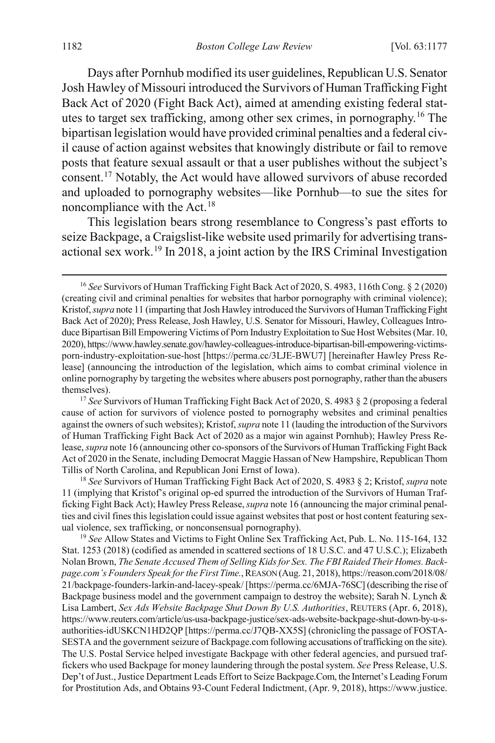Days after Pornhub modified its user guidelines, Republican U.S. Senator Josh Hawley of Missouri introduced the Survivors of Human Trafficking Fight Back Act of 2020 (Fight Back Act), aimed at amending existing federal statutes to target sex trafficking, among other sex crimes, in pornography.[16] The bipartisan legislation would have provided criminal penalties and a federal civil cause of action against websites that knowingly distribute or fail to remove posts that feature sexual assault or that a user publishes without the subject's consent.[17] Notably, the Act would have allowed survivors of abuse recorded and uploaded to pornography websites—like Pornhub—to sue the sites for noncompliance with the Act.[18]

This legislation bears strong resemblance to Congress's past efforts to seize Backpage, a Craigslist-like website used primarily for advertising transactional sex work.[19] In 2018, a joint action by the IRS Criminal Investigation

---

[16] *See* Survivors of Human Trafficking Fight Back Act of 2020, S. 4983, 116th Cong. § 2 (2020) (creating civil and criminal penalties for websites that harbor pornography with criminal violence); Kristof, *supra* note 11 (imparting that Josh Hawley introduced the Survivors of Human Trafficking Fight Back Act of 2020); Press Release, Josh Hawley, U.S. Senator for Missouri, Hawley, Colleagues Introduce Bipartisan Bill Empowering Victims of Porn Industry Exploitation to Sue Host Websites (Mar. 10, 2020), https://www.hawley.senate.gov/hawley-colleagues-introduce-bipartisan-bill-empowering-victims-porn-industry-exploitation-sue-host [https://perma.cc/3LJE-BWU7] [hereinafter Hawley Press Release] (announcing the introduction of the legislation, which aims to combat criminal violence in online pornography by targeting the websites where abusers post pornography, rather than the abusers themselves).

[17] *See* Survivors of Human Trafficking Fight Back Act of 2020, S. 4983 § 2 (proposing a federal cause of action for survivors of violence posted to pornography websites and criminal penalties against the owners of such websites); Kristof, *supra* note 11 (lauding the introduction of the Survivors of Human Trafficking Fight Back Act of 2020 as a major win against Pornhub); Hawley Press Release, *supra* note 16 (announcing other co-sponsors of the Survivors of Human Trafficking Fight Back Act of 2020 in the Senate, including Democrat Maggie Hassan of New Hampshire, Republican Thom Tillis of North Carolina, and Republican Joni Ernst of Iowa).

[18] *See* Survivors of Human Trafficking Fight Back Act of 2020, S. 4983 § 2; Kristof, *supra* note 11 (implying that Kristof's original op-ed spurred the introduction of the Survivors of Human Trafficking Fight Back Act); Hawley Press Release, *supra* note 16 (announcing the major criminal penalties and civil fines this legislation could issue against websites that post or host content featuring sexual violence, sex trafficking, or nonconsensual pornography).

[19] *See* Allow States and Victims to Fight Online Sex Trafficking Act, Pub. L. No. 115-164, 132 Stat. 1253 (2018) (codified as amended in scattered sections of 18 U.S.C. and 47 U.S.C.); Elizabeth Nolan Brown, *The Senate Accused Them of Selling Kids for Sex. The FBI Raided Their Homes. Backpage.com's Founders Speak for the First Time.*, REASON (Aug. 21, 2018), https://reason.com/2018/08/21/backpage-founders-larkin-and-lacey-speak/ [https://perma.cc/6MJA-76SC] (describing the rise of Backpage business model and the government campaign to destroy the website); Sarah N. Lynch & Lisa Lambert, *Sex Ads Website Backpage Shut Down By U.S. Authorities*, REUTERS (Apr. 6, 2018), https://www.reuters.com/article/us-usa-backpage-justice/sex-ads-website-backpage-shut-down-by-u-s-authorities-idUSKCN1HD2QP [https://perma.cc/J7QB-XX5S] (chronicling the passage of FOSTA-SESTA and the government seizure of Backpage.com following accusations of trafficking on the site). The U.S. Postal Service helped investigate Backpage with other federal agencies, and pursued traffickers who used Backpage for money laundering through the postal system. *See* Press Release, U.S. Dep't of Just., Justice Department Leads Effort to Seize Backpage.Com, the Internet's Leading Forum for Prostitution Ads, and Obtains 93-Count Federal Indictment, (Apr. 9, 2018), https://www.justice.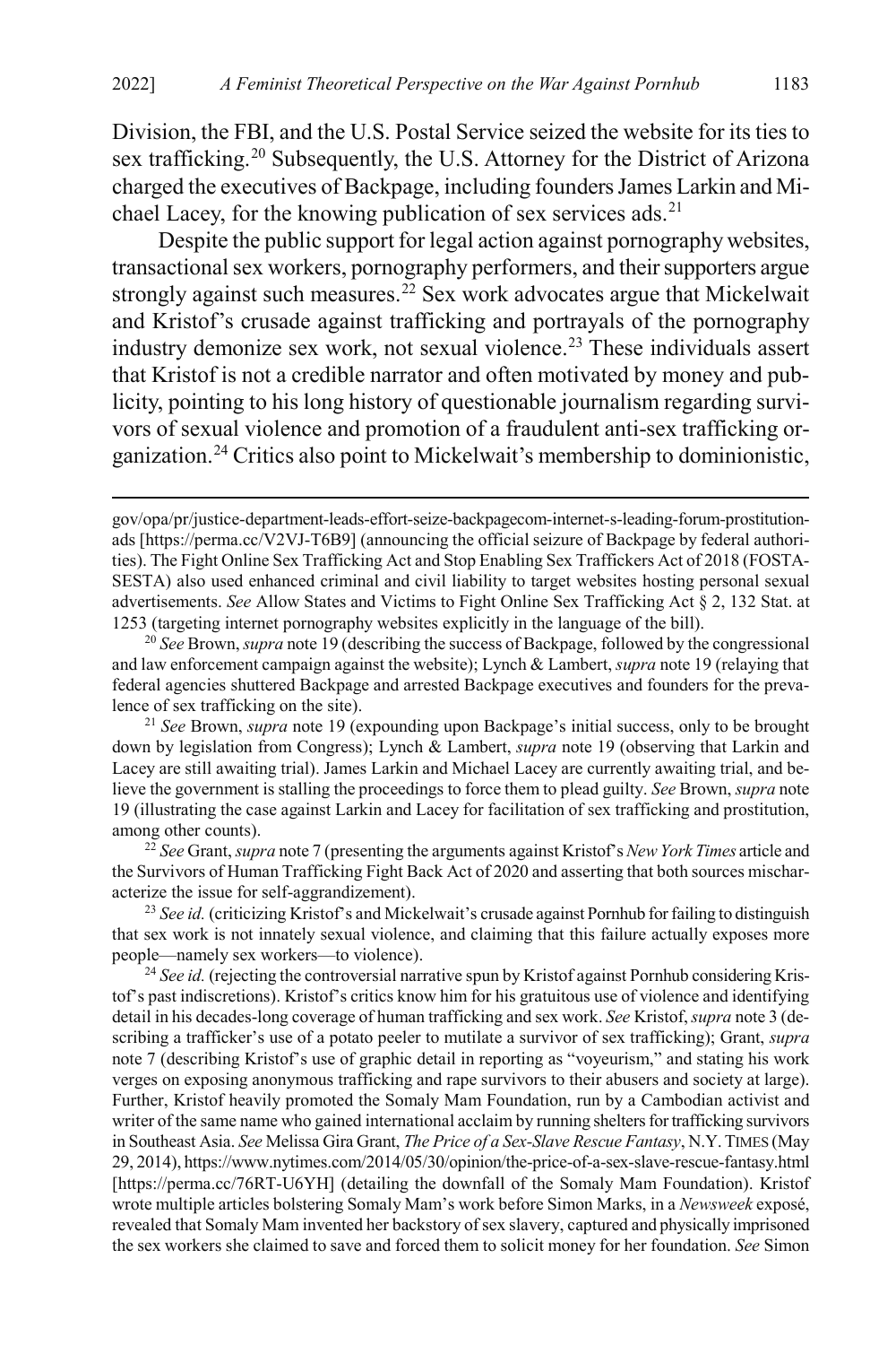Division, the FBI, and the U.S. Postal Service seized the website for its ties to sex trafficking.[20] Subsequently, the U.S. Attorney for the District of Arizona charged the executives of Backpage, including founders James Larkin and Michael Lacey, for the knowing publication of sex services ads.[21]

Despite the public support for legal action against pornography websites, transactional sex workers, pornography performers, and their supporters argue strongly against such measures.[22] Sex work advocates argue that Mickelwait and Kristof's crusade against trafficking and portrayals of the pornography industry demonize sex work, not sexual violence.[23] These individuals assert that Kristof is not a credible narrator and often motivated by money and publicity, pointing to his long history of questionable journalism regarding survivors of sexual violence and promotion of a fraudulent anti-sex trafficking organization.[24] Critics also point to Mickelwait's membership to dominionistic,

---

gov/opa/pr/justice-department-leads-effort-seize-backpagecom-internet-s-leading-forum-prostitution-ads [https://perma.cc/V2VJ-T6B9] (announcing the official seizure of Backpage by federal authorities). The Fight Online Sex Trafficking Act and Stop Enabling Sex Traffickers Act of 2018 (FOSTA-SESTA) also used enhanced criminal and civil liability to target websites hosting personal sexual advertisements. *See* Allow States and Victims to Fight Online Sex Trafficking Act § 2, 132 Stat. at 1253 (targeting internet pornography websites explicitly in the language of the bill).

[20] *See* Brown, *supra* note 19 (describing the success of Backpage, followed by the congressional and law enforcement campaign against the website); Lynch & Lambert, *supra* note 19 (relaying that federal agencies shuttered Backpage and arrested Backpage executives and founders for the prevalence of sex trafficking on the site).

[21] *See* Brown, *supra* note 19 (expounding upon Backpage's initial success, only to be brought down by legislation from Congress); Lynch & Lambert, *supra* note 19 (observing that Larkin and Lacey are still awaiting trial). James Larkin and Michael Lacey are currently awaiting trial, and believe the government is stalling the proceedings to force them to plead guilty. *See* Brown, *supra* note 19 (illustrating the case against Larkin and Lacey for facilitation of sex trafficking and prostitution, among other counts).

[22] *See* Grant, *supra* note 7 (presenting the arguments against Kristof's *New York Times* article and the Survivors of Human Trafficking Fight Back Act of 2020 and asserting that both sources mischaracterize the issue for self-aggrandizement).

[23] *See id.* (criticizing Kristof's and Mickelwait's crusade against Pornhub for failing to distinguish that sex work is not innately sexual violence, and claiming that this failure actually exposes more people—namely sex workers—to violence).

[24] *See id.* (rejecting the controversial narrative spun by Kristof against Pornhub considering Kristof's past indiscretions). Kristof's critics know him for his gratuitous use of violence and identifying detail in his decades-long coverage of human trafficking and sex work. *See* Kristof, *supra* note 3 (describing a trafficker's use of a potato peeler to mutilate a survivor of sex trafficking); Grant, *supra* note 7 (describing Kristof's use of graphic detail in reporting as "voyeurism," and stating his work verges on exposing anonymous trafficking and rape survivors to their abusers and society at large). Further, Kristof heavily promoted the Somaly Mam Foundation, run by a Cambodian activist and writer of the same name who gained international acclaim by running shelters for trafficking survivors in Southeast Asia. *See* Melissa Gira Grant, *The Price of a Sex-Slave Rescue Fantasy*, N.Y. TIMES (May 29, 2014), https://www.nytimes.com/2014/05/30/opinion/the-price-of-a-sex-slave-rescue-fantasy.html [https://perma.cc/76RT-U6YH] (detailing the downfall of the Somaly Mam Foundation). Kristof wrote multiple articles bolstering Somaly Mam's work before Simon Marks, in a *Newsweek* exposé, revealed that Somaly Mam invented her backstory of sex slavery, captured and physically imprisoned the sex workers she claimed to save and forced them to solicit money for her foundation. *See* Simon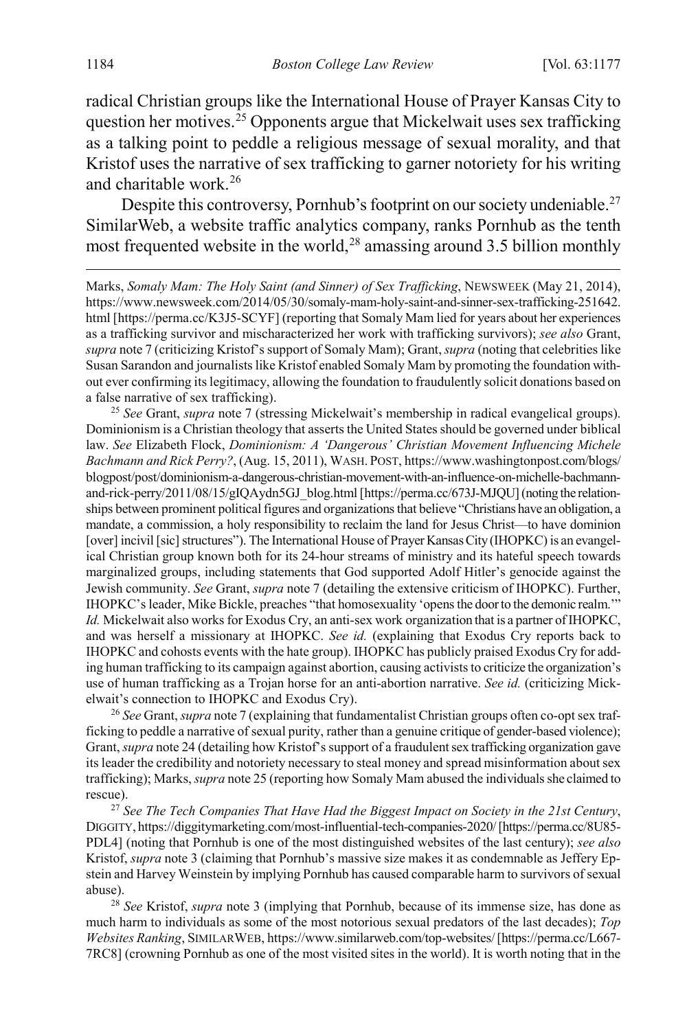radical Christian groups like the International House of Prayer Kansas City to question her motives.[25] Opponents argue that Mickelwait uses sex trafficking as a talking point to peddle a religious message of sexual morality, and that Kristof uses the narrative of sex trafficking to garner notoriety for his writing and charitable work.[26]

Despite this controversy, Pornhub's footprint on our society undeniable.[27] SimilarWeb, a website traffic analytics company, ranks Pornhub as the tenth most frequented website in the world,[28] amassing around 3.5 billion monthly

---

Marks, *Somaly Mam: The Holy Saint (and Sinner) of Sex Trafficking*, NEWSWEEK (May 21, 2014), https://www.newsweek.com/2014/05/30/somaly-mam-holy-saint-and-sinner-sex-trafficking-251642.html [https://perma.cc/K3J5-SCYF] (reporting that Somaly Mam lied for years about her experiences as a trafficking survivor and mischaracterized her work with trafficking survivors); *see also* Grant, *supra* note 7 (criticizing Kristof's support of Somaly Mam); Grant, *supra* (noting that celebrities like Susan Sarandon and journalists like Kristof enabled Somaly Mam by promoting the foundation without ever confirming its legitimacy, allowing the foundation to fraudulently solicit donations based on a false narrative of sex trafficking).

[25] *See* Grant, *supra* note 7 (stressing Mickelwait's membership in radical evangelical groups). Dominionism is a Christian theology that asserts the United States should be governed under biblical law. *See* Elizabeth Flock, *Dominionism: A 'Dangerous' Christian Movement Influencing Michele Bachmann and Rick Perry?*, (Aug. 15, 2011), WASH. POST, https://www.washingtonpost.com/blogs/blogpost/post/dominionism-a-dangerous-christian-movement-with-an-influence-on-michelle-bachmann-and-rick-perry/2011/08/15/gIQAydn5GJ_blog.html [https://perma.cc/673J-MJQU] (noting the relationships between prominent political figures and organizations that believe "Christians have an obligation, a mandate, a commission, a holy responsibility to reclaim the land for Jesus Christ—to have dominion [over] incivil [sic] structures"). The International House of Prayer Kansas City (IHOPKC) is an evangelical Christian group known both for its 24-hour streams of ministry and its hateful speech towards marginalized groups, including statements that God supported Adolf Hitler's genocide against the Jewish community. *See* Grant, *supra* note 7 (detailing the extensive criticism of IHOPKC). Further, IHOPKC's leader, Mike Bickle, preaches "that homosexuality 'opens the door to the demonic realm.'" *Id.* Mickelwait also works for Exodus Cry, an anti-sex work organization that is a partner of IHOPKC, and was herself a missionary at IHOPKC. *See id.* (explaining that Exodus Cry reports back to IHOPKC and cohosts events with the hate group). IHOPKC has publicly praised Exodus Cry for adding human trafficking to its campaign against abortion, causing activists to criticize the organization's use of human trafficking as a Trojan horse for an anti-abortion narrative. *See id.* (criticizing Mickelwait's connection to IHOPKC and Exodus Cry).

[26] *See* Grant, *supra* note 7 (explaining that fundamentalist Christian groups often co-opt sex trafficking to peddle a narrative of sexual purity, rather than a genuine critique of gender-based violence); Grant, *supra* note 24 (detailing how Kristof's support of a fraudulent sex trafficking organization gave its leader the credibility and notoriety necessary to steal money and spread misinformation about sex trafficking); Marks, *supra* note 25 (reporting how Somaly Mam abused the individuals she claimed to rescue).

[27] *See The Tech Companies That Have Had the Biggest Impact on Society in the 21st Century*, DIGGITY, https://diggitymarketing.com/most-influential-tech-companies-2020/ [https://perma.cc/8U85-PDL4] (noting that Pornhub is one of the most distinguished websites of the last century); *see also* Kristof, *supra* note 3 (claiming that Pornhub's massive size makes it as condemnable as Jeffery Epstein and Harvey Weinstein by implying Pornhub has caused comparable harm to survivors of sexual abuse).

[28] *See* Kristof, *supra* note 3 (implying that Pornhub, because of its immense size, has done as much harm to individuals as some of the most notorious sexual predators of the last decades); *Top Websites Ranking*, SIMILARWEB, https://www.similarweb.com/top-websites/ [https://perma.cc/L667-7RC8] (crowning Pornhub as one of the most visited sites in the world). It is worth noting that in the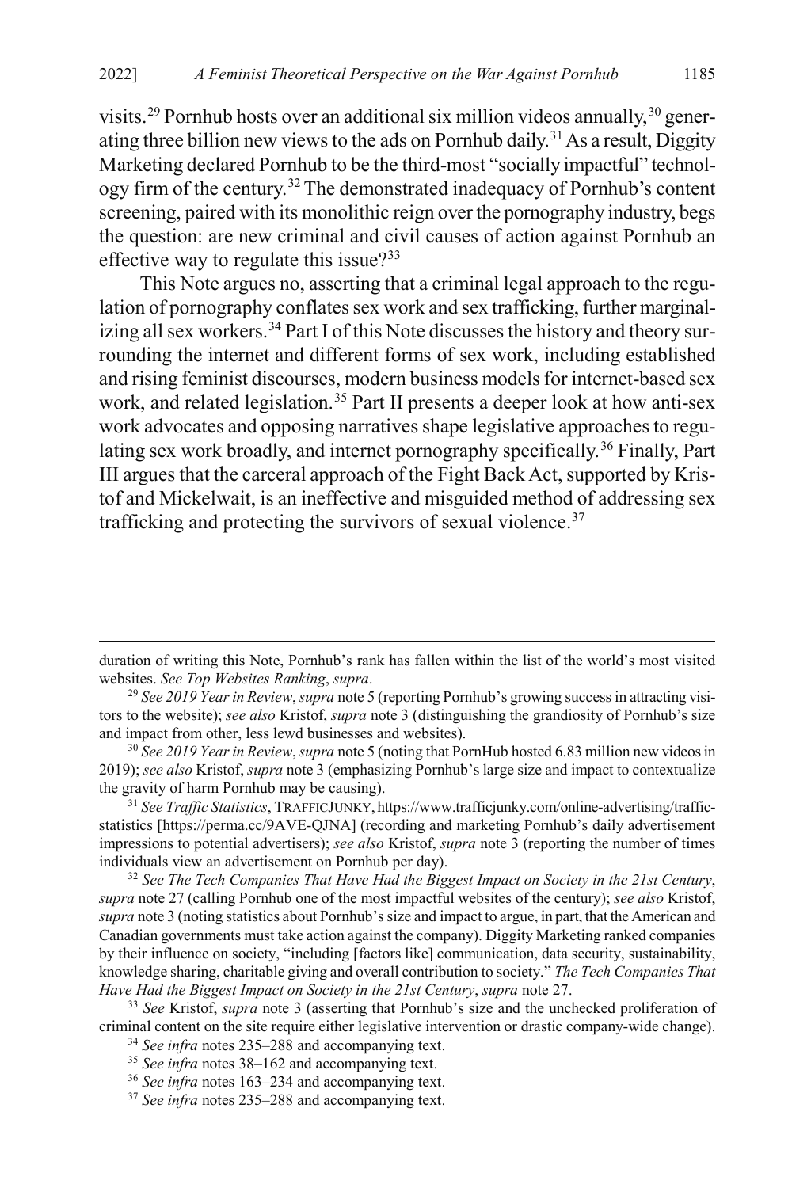visits.[29] Pornhub hosts over an additional six million videos annually,[30] generating three billion new views to the ads on Pornhub daily.[31] As a result, Diggity Marketing declared Pornhub to be the third-most "socially impactful" technology firm of the century.[32] The demonstrated inadequacy of Pornhub's content screening, paired with its monolithic reign over the pornography industry, begs the question: are new criminal and civil causes of action against Pornhub an effective way to regulate this issue?[33]

This Note argues no, asserting that a criminal legal approach to the regulation of pornography conflates sex work and sex trafficking, further marginalizing all sex workers.[34] Part I of this Note discusses the history and theory surrounding the internet and different forms of sex work, including established and rising feminist discourses, modern business models for internet-based sex work, and related legislation.[35] Part II presents a deeper look at how anti-sex work advocates and opposing narratives shape legislative approaches to regulating sex work broadly, and internet pornography specifically.[36] Finally, Part III argues that the carceral approach of the Fight Back Act, supported by Kristof and Mickelwait, is an ineffective and misguided method of addressing sex trafficking and protecting the survivors of sexual violence.[37]

---

duration of writing this Note, Pornhub's rank has fallen within the list of the world's most visited websites. *See Top Websites Ranking*, *supra*.

[29] *See 2019 Year in Review*, *supra* note 5 (reporting Pornhub's growing success in attracting visitors to the website); *see also* Kristof, *supra* note 3 (distinguishing the grandiosity of Pornhub's size and impact from other, less lewd businesses and websites).

[30] *See 2019 Year in Review*, *supra* note 5 (noting that PornHub hosted 6.83 million new videos in 2019); *see also* Kristof, *supra* note 3 (emphasizing Pornhub's large size and impact to contextualize the gravity of harm Pornhub may be causing).

[31] *See Traffic Statistics*, TRAFFICJUNKY, https://www.trafficjunky.com/online-advertising/traffic-statistics [https://perma.cc/9AVE-QJNA] (recording and marketing Pornhub's daily advertisement impressions to potential advertisers); *see also* Kristof, *supra* note 3 (reporting the number of times individuals view an advertisement on Pornhub per day).

[32] *See The Tech Companies That Have Had the Biggest Impact on Society in the 21st Century*, *supra* note 27 (calling Pornhub one of the most impactful websites of the century); *see also* Kristof, *supra* note 3 (noting statistics about Pornhub's size and impact to argue, in part, that the American and Canadian governments must take action against the company). Diggity Marketing ranked companies by their influence on society, "including [factors like] communication, data security, sustainability, knowledge sharing, charitable giving and overall contribution to society." *The Tech Companies That Have Had the Biggest Impact on Society in the 21st Century*, *supra* note 27.

[33] *See* Kristof, *supra* note 3 (asserting that Pornhub's size and the unchecked proliferation of criminal content on the site require either legislative intervention or drastic company-wide change).

[34] *See infra* notes 235–288 and accompanying text.

[35] *See infra* notes 38–162 and accompanying text.

[36] *See infra* notes 163–234 and accompanying text.

[37] *See infra* notes 235–288 and accompanying text.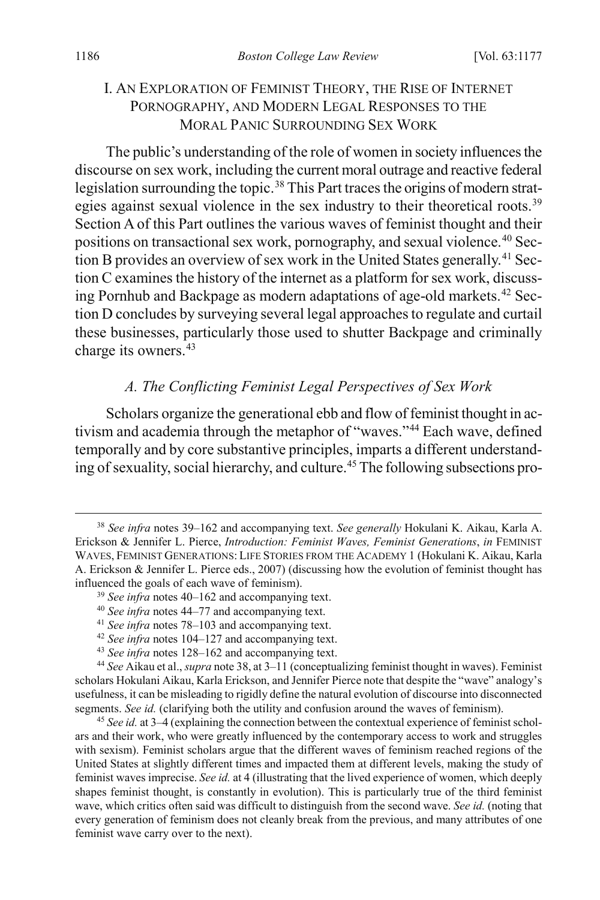## I. An Exploration of Feminist Theory, the Rise of Internet Pornography, and Modern Legal Responses to the Moral Panic Surrounding Sex Work

The public's understanding of the role of women in society influences the discourse on sex work, including the current moral outrage and reactive federal legislation surrounding the topic.[38] This Part traces the origins of modern strategies against sexual violence in the sex industry to their theoretical roots.[39] Section A of this Part outlines the various waves of feminist thought and their positions on transactional sex work, pornography, and sexual violence.[40] Section B provides an overview of sex work in the United States generally.[41] Section C examines the history of the internet as a platform for sex work, discussing Pornhub and Backpage as modern adaptations of age-old markets.[42] Section D concludes by surveying several legal approaches to regulate and curtail these businesses, particularly those used to shutter Backpage and criminally charge its owners.[43]

### *A. The Conflicting Feminist Legal Perspectives of Sex Work*

Scholars organize the generational ebb and flow of feminist thought in activism and academia through the metaphor of "waves."[44] Each wave, defined temporally and by core substantive principles, imparts a different understanding of sexuality, social hierarchy, and culture.[45] The following subsections pro-

---

[38] *See infra* notes 39–162 and accompanying text. *See generally* Hokulani K. Aikau, Karla A. Erickson & Jennifer L. Pierce, *Introduction: Feminist Waves, Feminist Generations*, *in* Feminist Waves, Feminist Generations: Life Stories from the Academy 1 (Hokulani K. Aikau, Karla A. Erickson & Jennifer L. Pierce eds., 2007) (discussing how the evolution of feminist thought has influenced the goals of each wave of feminism).

[39] *See infra* notes 40–162 and accompanying text.

[40] *See infra* notes 44–77 and accompanying text.

[41] *See infra* notes 78–103 and accompanying text.

[42] *See infra* notes 104–127 and accompanying text.

[43] *See infra* notes 128–162 and accompanying text.

[44] *See* Aikau et al., *supra* note 38, at 3–11 (conceptualizing feminist thought in waves). Feminist scholars Hokulani Aikau, Karla Erickson, and Jennifer Pierce note that despite the "wave" analogy's usefulness, it can be misleading to rigidly define the natural evolution of discourse into disconnected segments. *See id.* (clarifying both the utility and confusion around the waves of feminism).

[45] *See id.* at 3–4 (explaining the connection between the contextual experience of feminist scholars and their work, who were greatly influenced by the contemporary access to work and struggles with sexism). Feminist scholars argue that the different waves of feminism reached regions of the United States at slightly different times and impacted them at different levels, making the study of feminist waves imprecise. *See id.* at 4 (illustrating that the lived experience of women, which deeply shapes feminist thought, is constantly in evolution). This is particularly true of the third feminist wave, which critics often said was difficult to distinguish from the second wave. *See id.* (noting that every generation of feminism does not cleanly break from the previous, and many attributes of one feminist wave carry over to the next).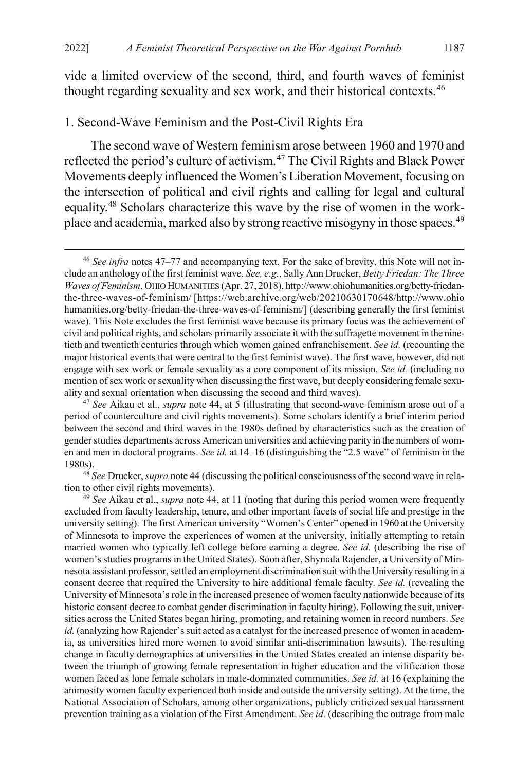vide a limited overview of the second, third, and fourth waves of feminist thought regarding sexuality and sex work, and their historical contexts.[46]

### 1. Second-Wave Feminism and the Post-Civil Rights Era

The second wave of Western feminism arose between 1960 and 1970 and reflected the period's culture of activism.[47] The Civil Rights and Black Power Movements deeply influenced the Women's Liberation Movement, focusing on the intersection of political and civil rights and calling for legal and cultural equality.[48] Scholars characterize this wave by the rise of women in the workplace and academia, marked also by strong reactive misogyny in those spaces.[49]

---

[46] *See infra* notes 47–77 and accompanying text. For the sake of brevity, this Note will not include an anthology of the first feminist wave. *See, e.g.*, Sally Ann Drucker, *Betty Friedan: The Three Waves of Feminism*, OHIO HUMANITIES (Apr. 27, 2018), http://www.ohiohumanities.org/betty-friedan-the-three-waves-of-feminism/ [https://web.archive.org/web/20210630170648/http://www.ohiohumanities.org/betty-friedan-the-three-waves-of-feminism/] (describing generally the first feminist wave). This Note excludes the first feminist wave because its primary focus was the achievement of civil and political rights, and scholars primarily associate it with the suffragette movement in the ninetieth and twentieth centuries through which women gained enfranchisement. *See id.* (recounting the major historical events that were central to the first feminist wave). The first wave, however, did not engage with sex work or female sexuality as a core component of its mission. *See id.* (including no mention of sex work or sexuality when discussing the first wave, but deeply considering female sexuality and sexual orientation when discussing the second and third waves).

[47] *See* Aikau et al., *supra* note 44, at 5 (illustrating that second-wave feminism arose out of a period of counterculture and civil rights movements). Some scholars identify a brief interim period between the second and third waves in the 1980s defined by characteristics such as the creation of gender studies departments across American universities and achieving parity in the numbers of women and men in doctoral programs. *See id.* at 14–16 (distinguishing the "2.5 wave" of feminism in the 1980s).

[48] *See* Drucker, *supra* note 44 (discussing the political consciousness of the second wave in relation to other civil rights movements).

[49] *See* Aikau et al., *supra* note 44, at 11 (noting that during this period women were frequently excluded from faculty leadership, tenure, and other important facets of social life and prestige in the university setting). The first American university "Women's Center" opened in 1960 at the University of Minnesota to improve the experiences of women at the university, initially attempting to retain married women who typically left college before earning a degree. *See id.* (describing the rise of women's studies programs in the United States). Soon after, Shymala Rajender, a University of Minnesota assistant professor, settled an employment discrimination suit with the University resulting in a consent decree that required the University to hire additional female faculty. *See id.* (revealing the University of Minnesota's role in the increased presence of women faculty nationwide because of its historic consent decree to combat gender discrimination in faculty hiring). Following the suit, universities across the United States began hiring, promoting, and retaining women in record numbers. *See id.* (analyzing how Rajender's suit acted as a catalyst for the increased presence of women in academia, as universities hired more women to avoid similar anti-discrimination lawsuits). The resulting change in faculty demographics at universities in the United States created an intense disparity between the triumph of growing female representation in higher education and the vilification those women faced as lone female scholars in male-dominated communities. *See id.* at 16 (explaining the animosity women faculty experienced both inside and outside the university setting). At the time, the National Association of Scholars, among other organizations, publicly criticized sexual harassment prevention training as a violation of the First Amendment. *See id.* (describing the outrage from male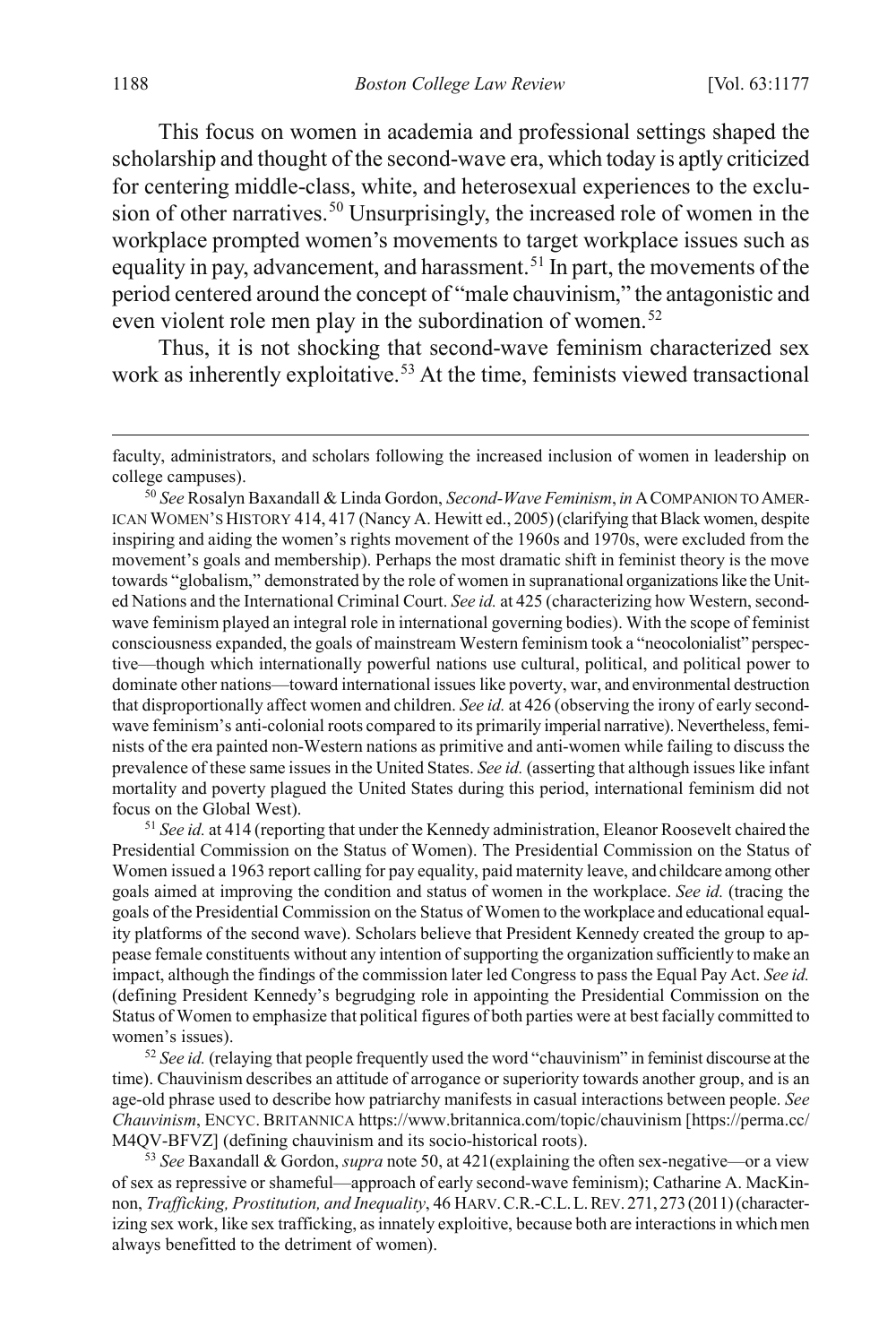This focus on women in academia and professional settings shaped the scholarship and thought of the second-wave era, which today is aptly criticized for centering middle-class, white, and heterosexual experiences to the exclusion of other narratives.[50] Unsurprisingly, the increased role of women in the workplace prompted women's movements to target workplace issues such as equality in pay, advancement, and harassment.[51] In part, the movements of the period centered around the concept of "male chauvinism," the antagonistic and even violent role men play in the subordination of women.[52]

Thus, it is not shocking that second-wave feminism characterized sex work as inherently exploitative.[53] At the time, feminists viewed transactional

---

faculty, administrators, and scholars following the increased inclusion of women in leadership on college campuses).

[50] *See* Rosalyn Baxandall & Linda Gordon, *Second-Wave Feminism*, *in* A COMPANION TO AMERICAN WOMEN'S HISTORY 414, 417 (Nancy A. Hewitt ed., 2005) (clarifying that Black women, despite inspiring and aiding the women's rights movement of the 1960s and 1970s, were excluded from the movement's goals and membership). Perhaps the most dramatic shift in feminist theory is the move towards "globalism," demonstrated by the role of women in supranational organizations like the United Nations and the International Criminal Court. *See id.* at 425 (characterizing how Western, second-wave feminism played an integral role in international governing bodies). With the scope of feminist consciousness expanded, the goals of mainstream Western feminism took a "neocolonialist" perspective—though which internationally powerful nations use cultural, political, and political power to dominate other nations—toward international issues like poverty, war, and environmental destruction that disproportionally affect women and children. *See id.* at 426 (observing the irony of early second-wave feminism's anti-colonial roots compared to its primarily imperial narrative). Nevertheless, feminists of the era painted non-Western nations as primitive and anti-women while failing to discuss the prevalence of these same issues in the United States. *See id.* (asserting that although issues like infant mortality and poverty plagued the United States during this period, international feminism did not focus on the Global West).

[51] *See id.* at 414 (reporting that under the Kennedy administration, Eleanor Roosevelt chaired the Presidential Commission on the Status of Women). The Presidential Commission on the Status of Women issued a 1963 report calling for pay equality, paid maternity leave, and childcare among other goals aimed at improving the condition and status of women in the workplace. *See id.* (tracing the goals of the Presidential Commission on the Status of Women to the workplace and educational equality platforms of the second wave). Scholars believe that President Kennedy created the group to appease female constituents without any intention of supporting the organization sufficiently to make an impact, although the findings of the commission later led Congress to pass the Equal Pay Act. *See id.* (defining President Kennedy's begrudging role in appointing the Presidential Commission on the Status of Women to emphasize that political figures of both parties were at best facially committed to women's issues).

[52] *See id.* (relaying that people frequently used the word "chauvinism" in feminist discourse at the time). Chauvinism describes an attitude of arrogance or superiority towards another group, and is an age-old phrase used to describe how patriarchy manifests in casual interactions between people. *See* *Chauvinism*, ENCYC. BRITANNICA https://www.britannica.com/topic/chauvinism [https://perma.cc/M4QV-BFVZ] (defining chauvinism and its socio-historical roots).

[53] *See* Baxandall & Gordon, *supra* note 50, at 421(explaining the often sex-negative—or a view of sex as repressive or shameful—approach of early second-wave feminism); Catharine A. MacKinnon, *Trafficking, Prostitution, and Inequality*, 46 HARV. C.R.-C.L. L. REV. 271, 273 (2011) (characterizing sex work, like sex trafficking, as innately exploitive, because both are interactions in which men always benefitted to the detriment of women).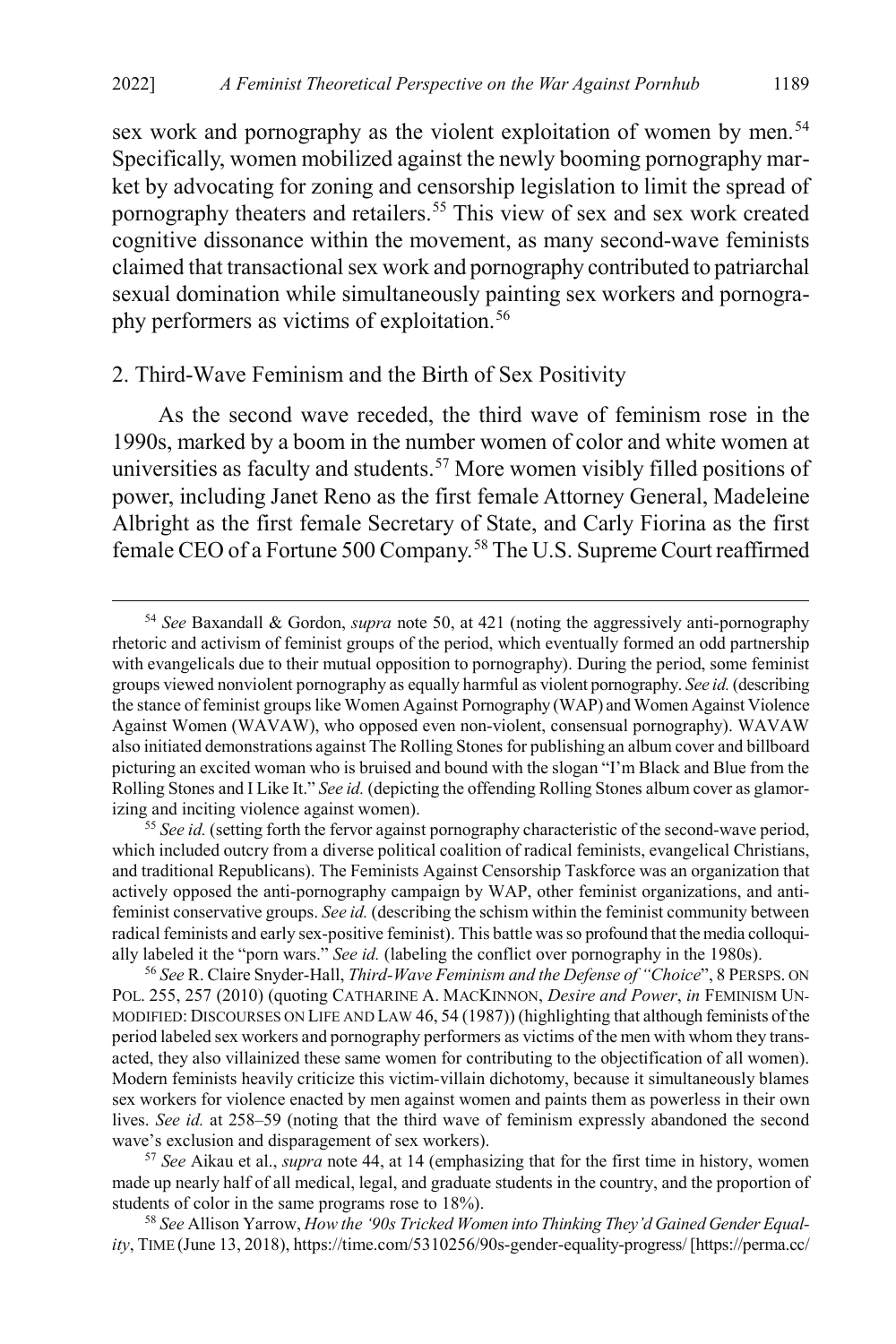sex work and pornography as the violent exploitation of women by men.[54] Specifically, women mobilized against the newly booming pornography market by advocating for zoning and censorship legislation to limit the spread of pornography theaters and retailers.[55] This view of sex and sex work created cognitive dissonance within the movement, as many second-wave feminists claimed that transactional sex work and pornography contributed to patriarchal sexual domination while simultaneously painting sex workers and pornography performers as victims of exploitation.[56]

### 2. Third-Wave Feminism and the Birth of Sex Positivity

As the second wave receded, the third wave of feminism rose in the 1990s, marked by a boom in the number women of color and white women at universities as faculty and students.[57] More women visibly filled positions of power, including Janet Reno as the first female Attorney General, Madeleine Albright as the first female Secretary of State, and Carly Fiorina as the first female CEO of a Fortune 500 Company.[58] The U.S. Supreme Court reaffirmed

---

[54] *See* Baxandall & Gordon, *supra* note 50, at 421 (noting the aggressively anti-pornography rhetoric and activism of feminist groups of the period, which eventually formed an odd partnership with evangelicals due to their mutual opposition to pornography). During the period, some feminist groups viewed nonviolent pornography as equally harmful as violent pornography. *See id.* (describing the stance of feminist groups like Women Against Pornography (WAP) and Women Against Violence Against Women (WAVAW), who opposed even non-violent, consensual pornography). WAVAW also initiated demonstrations against The Rolling Stones for publishing an album cover and billboard picturing an excited woman who is bruised and bound with the slogan "I'm Black and Blue from the Rolling Stones and I Like It." *See id.* (depicting the offending Rolling Stones album cover as glamorizing and inciting violence against women).

[55] *See id.* (setting forth the fervor against pornography characteristic of the second-wave period, which included outcry from a diverse political coalition of radical feminists, evangelical Christians, and traditional Republicans). The Feminists Against Censorship Taskforce was an organization that actively opposed the anti-pornography campaign by WAP, other feminist organizations, and anti-feminist conservative groups. *See id.* (describing the schism within the feminist community between radical feminists and early sex-positive feminist). This battle was so profound that the media colloquially labeled it the "porn wars." *See id.* (labeling the conflict over pornography in the 1980s).

[56] *See* R. Claire Snyder-Hall, *Third-Wave Feminism and the Defense of "Choice"*, 8 PERSPS. ON POL. 255, 257 (2010) (quoting CATHARINE A. MACKINNON, *Desire and Power*, *in* FEMINISM UNMODIFIED: DISCOURSES ON LIFE AND LAW 46, 54 (1987)) (highlighting that although feminists of the period labeled sex workers and pornography performers as victims of the men with whom they transacted, they also villainized these same women for contributing to the objectification of all women). Modern feminists heavily criticize this victim-villain dichotomy, because it simultaneously blames sex workers for violence enacted by men against women and paints them as powerless in their own lives. *See id.* at 258–59 (noting that the third wave of feminism expressly abandoned the second wave's exclusion and disparagement of sex workers).

[57] *See* Aikau et al., *supra* note 44, at 14 (emphasizing that for the first time in history, women made up nearly half of all medical, legal, and graduate students in the country, and the proportion of students of color in the same programs rose to 18%).

[58] *See* Allison Yarrow, *How the '90s Tricked Women into Thinking They'd Gained Gender Equality*, TIME (June 13, 2018), https://time.com/5310256/90s-gender-equality-progress/ [https://perma.cc/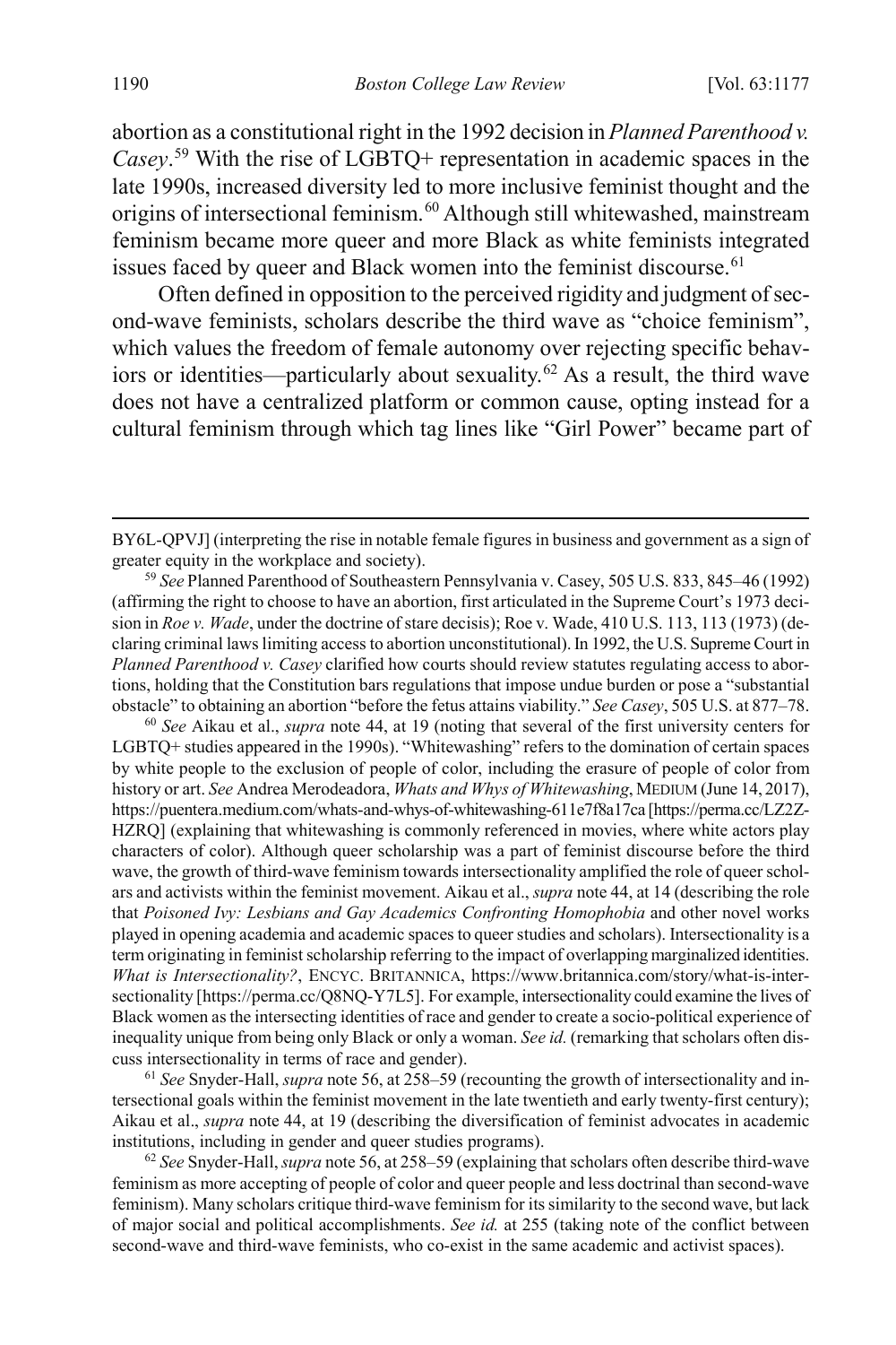abortion as a constitutional right in the 1992 decision in *Planned Parenthood v. Casey*.[59] With the rise of LGBTQ+ representation in academic spaces in the late 1990s, increased diversity led to more inclusive feminist thought and the origins of intersectional feminism.[60] Although still whitewashed, mainstream feminism became more queer and more Black as white feminists integrated issues faced by queer and Black women into the feminist discourse.[61]

Often defined in opposition to the perceived rigidity and judgment of second-wave feminists, scholars describe the third wave as "choice feminism", which values the freedom of female autonomy over rejecting specific behaviors or identities—particularly about sexuality.[62] As a result, the third wave does not have a centralized platform or common cause, opting instead for a cultural feminism through which tag lines like "Girl Power" became part of

---

BY6L-QPVJ] (interpreting the rise in notable female figures in business and government as a sign of greater equity in the workplace and society).

[59] *See* Planned Parenthood of Southeastern Pennsylvania v. Casey, 505 U.S. 833, 845–46 (1992) (affirming the right to choose to have an abortion, first articulated in the Supreme Court's 1973 decision in *Roe v. Wade*, under the doctrine of stare decisis); Roe v. Wade, 410 U.S. 113, 113 (1973) (declaring criminal laws limiting access to abortion unconstitutional). In 1992, the U.S. Supreme Court in *Planned Parenthood v. Casey* clarified how courts should review statutes regulating access to abortions, holding that the Constitution bars regulations that impose undue burden or pose a "substantial obstacle" to obtaining an abortion "before the fetus attains viability." *See Casey*, 505 U.S. at 877–78.

[60] *See* Aikau et al., *supra* note 44, at 19 (noting that several of the first university centers for LGBTQ+ studies appeared in the 1990s). "Whitewashing" refers to the domination of certain spaces by white people to the exclusion of people of color, including the erasure of people of color from history or art. *See* Andrea Merodeadora, *Whats and Whys of Whitewashing*, MEDIUM (June 14, 2017), https://puentera.medium.com/whats-and-whys-of-whitewashing-611e7f8a17ca [https://perma.cc/LZ2Z-HZRQ] (explaining that whitewashing is commonly referenced in movies, where white actors play characters of color). Although queer scholarship was a part of feminist discourse before the third wave, the growth of third-wave feminism towards intersectionality amplified the role of queer scholars and activists within the feminist movement. Aikau et al., *supra* note 44, at 14 (describing the role that *Poisoned Ivy: Lesbians and Gay Academics Confronting Homophobia* and other novel works played in opening academia and academic spaces to queer studies and scholars). Intersectionality is a term originating in feminist scholarship referring to the impact of overlapping marginalized identities. *What is Intersectionality?*, ENCYC. BRITANNICA, https://www.britannica.com/story/what-is-intersectionality [https://perma.cc/Q8NQ-Y7L5]. For example, intersectionality could examine the lives of Black women as the intersecting identities of race and gender to create a socio-political experience of inequality unique from being only Black or only a woman. *See id.* (remarking that scholars often discuss intersectionality in terms of race and gender).

[61] *See* Snyder-Hall, *supra* note 56, at 258–59 (recounting the growth of intersectionality and intersectional goals within the feminist movement in the late twentieth and early twenty-first century); Aikau et al., *supra* note 44, at 19 (describing the diversification of feminist advocates in academic institutions, including in gender and queer studies programs).

[62] *See* Snyder-Hall, *supra* note 56, at 258–59 (explaining that scholars often describe third-wave feminism as more accepting of people of color and queer people and less doctrinal than second-wave feminism). Many scholars critique third-wave feminism for its similarity to the second wave, but lack of major social and political accomplishments. *See id.* at 255 (taking note of the conflict between second-wave and third-wave feminists, who co-exist in the same academic and activist spaces).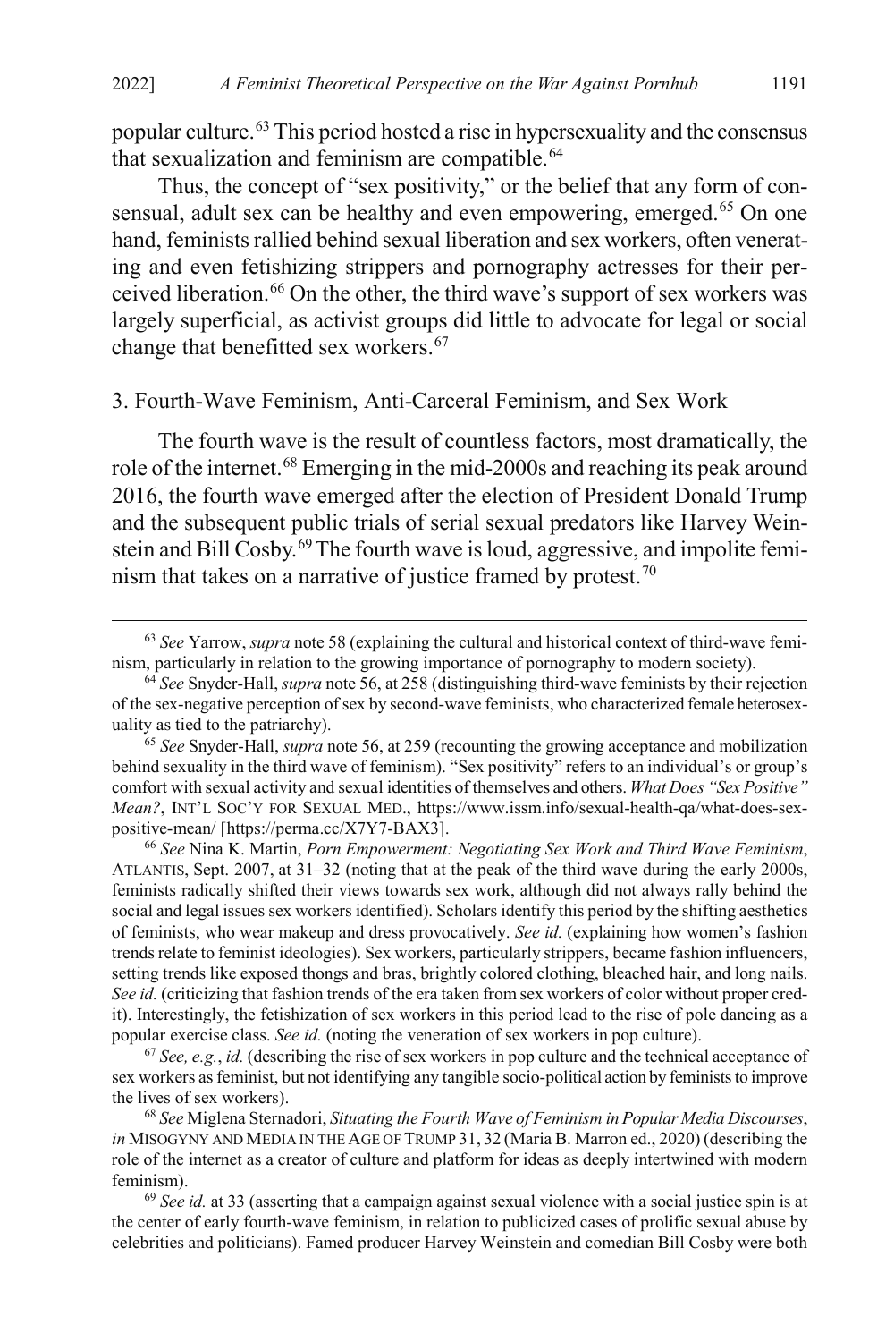popular culture.[63] This period hosted a rise in hypersexuality and the consensus that sexualization and feminism are compatible.[64]

Thus, the concept of "sex positivity," or the belief that any form of consensual, adult sex can be healthy and even empowering, emerged.[65] On one hand, feminists rallied behind sexual liberation and sex workers, often venerating and even fetishizing strippers and pornography actresses for their perceived liberation.[66] On the other, the third wave's support of sex workers was largely superficial, as activist groups did little to advocate for legal or social change that benefitted sex workers.[67]

### 3. Fourth-Wave Feminism, Anti-Carceral Feminism, and Sex Work

The fourth wave is the result of countless factors, most dramatically, the role of the internet.[68] Emerging in the mid-2000s and reaching its peak around 2016, the fourth wave emerged after the election of President Donald Trump and the subsequent public trials of serial sexual predators like Harvey Weinstein and Bill Cosby.[69] The fourth wave is loud, aggressive, and impolite feminism that takes on a narrative of justice framed by protest.[70]

---

[63] *See* Yarrow, *supra* note 58 (explaining the cultural and historical context of third-wave feminism, particularly in relation to the growing importance of pornography to modern society).

[64] *See* Snyder-Hall, *supra* note 56, at 258 (distinguishing third-wave feminists by their rejection of the sex-negative perception of sex by second-wave feminists, who characterized female heterosexuality as tied to the patriarchy).

[65] *See* Snyder-Hall, *supra* note 56, at 259 (recounting the growing acceptance and mobilization behind sexuality in the third wave of feminism). "Sex positivity" refers to an individual's or group's comfort with sexual activity and sexual identities of themselves and others. *What Does "Sex Positive" Mean?*, INT'L SOC'Y FOR SEXUAL MED., https://www.issm.info/sexual-health-qa/what-does-sex-positive-mean/ [https://perma.cc/X7Y7-BAX3].

[66] *See* Nina K. Martin, *Porn Empowerment: Negotiating Sex Work and Third Wave Feminism*, ATLANTIS, Sept. 2007, at 31–32 (noting that at the peak of the third wave during the early 2000s, feminists radically shifted their views towards sex work, although did not always rally behind the social and legal issues sex workers identified). Scholars identify this period by the shifting aesthetics of feminists, who wear makeup and dress provocatively. *See id.* (explaining how women's fashion trends relate to feminist ideologies). Sex workers, particularly strippers, became fashion influencers, setting trends like exposed thongs and bras, brightly colored clothing, bleached hair, and long nails. *See id.* (criticizing that fashion trends of the era taken from sex workers of color without proper credit). Interestingly, the fetishization of sex workers in this period lead to the rise of pole dancing as a popular exercise class. *See id.* (noting the veneration of sex workers in pop culture).

[67] *See, e.g.*, *id.* (describing the rise of sex workers in pop culture and the technical acceptance of sex workers as feminist, but not identifying any tangible socio-political action by feminists to improve the lives of sex workers).

[68] *See* Miglena Sternadori, *Situating the Fourth Wave of Feminism in Popular Media Discourses*, *in* MISOGYNY AND MEDIA IN THE AGE OF TRUMP 31, 32 (Maria B. Marron ed., 2020) (describing the role of the internet as a creator of culture and platform for ideas as deeply intertwined with modern feminism).

[69] *See id.* at 33 (asserting that a campaign against sexual violence with a social justice spin is at the center of early fourth-wave feminism, in relation to publicized cases of prolific sexual abuse by celebrities and politicians). Famed producer Harvey Weinstein and comedian Bill Cosby were both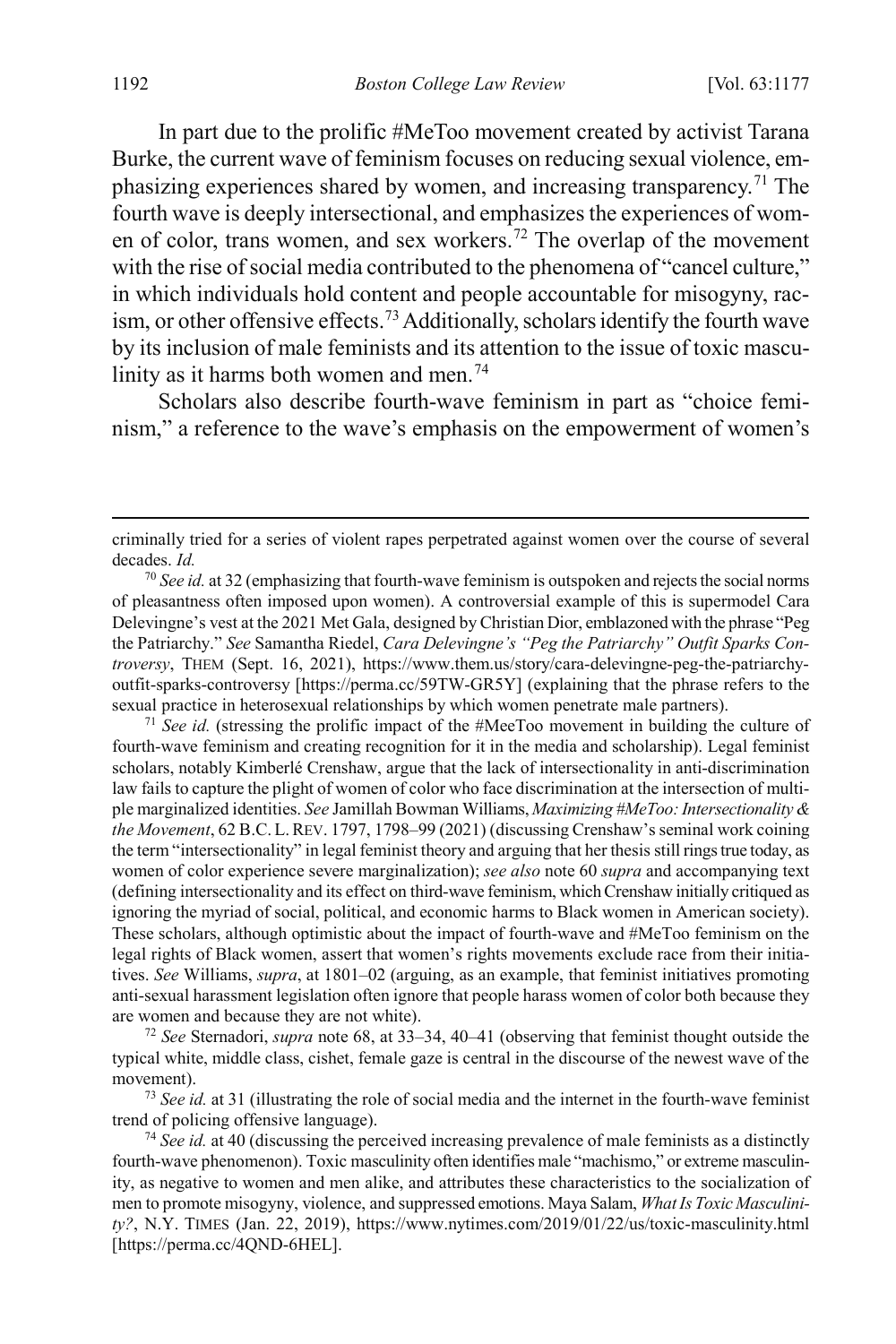In part due to the prolific #MeToo movement created by activist Tarana Burke, the current wave of feminism focuses on reducing sexual violence, emphasizing experiences shared by women, and increasing transparency.[71] The fourth wave is deeply intersectional, and emphasizes the experiences of women of color, trans women, and sex workers.[72] The overlap of the movement with the rise of social media contributed to the phenomena of "cancel culture," in which individuals hold content and people accountable for misogyny, racism, or other offensive effects.[73] Additionally, scholars identify the fourth wave by its inclusion of male feminists and its attention to the issue of toxic masculinity as it harms both women and men.[74]

Scholars also describe fourth-wave feminism in part as "choice feminism," a reference to the wave's emphasis on the empowerment of women's

---

criminally tried for a series of violent rapes perpetrated against women over the course of several decades. *Id.*

[70] *See id.* at 32 (emphasizing that fourth-wave feminism is outspoken and rejects the social norms of pleasantness often imposed upon women). A controversial example of this is supermodel Cara Delevingne's vest at the 2021 Met Gala, designed by Christian Dior, emblazoned with the phrase "Peg the Patriarchy." *See* Samantha Riedel, *Cara Delevingne's "Peg the Patriarchy" Outfit Sparks Controversy*, THEM (Sept. 16, 2021), https://www.them.us/story/cara-delevingne-peg-the-patriarchy-outfit-sparks-controversy [https://perma.cc/59TW-GR5Y] (explaining that the phrase refers to the sexual practice in heterosexual relationships by which women penetrate male partners).

[71] *See id.* (stressing the prolific impact of the #MeeToo movement in building the culture of fourth-wave feminism and creating recognition for it in the media and scholarship). Legal feminist scholars, notably Kimberlé Crenshaw, argue that the lack of intersectionality in anti-discrimination law fails to capture the plight of women of color who face discrimination at the intersection of multiple marginalized identities. *See* Jamillah Bowman Williams, *Maximizing #MeToo: Intersectionality & the Movement*, 62 B.C. L. REV. 1797, 1798–99 (2021) (discussing Crenshaw's seminal work coining the term "intersectionality" in legal feminist theory and arguing that her thesis still rings true today, as women of color experience severe marginalization); *see also* note 60 *supra* and accompanying text (defining intersectionality and its effect on third-wave feminism, which Crenshaw initially critiqued as ignoring the myriad of social, political, and economic harms to Black women in American society). These scholars, although optimistic about the impact of fourth-wave and #MeToo feminism on the legal rights of Black women, assert that women's rights movements exclude race from their initiatives. *See* Williams, *supra*, at 1801–02 (arguing, as an example, that feminist initiatives promoting anti-sexual harassment legislation often ignore that people harass women of color both because they are women and because they are not white).

[72] *See* Sternadori, *supra* note 68, at 33–34, 40–41 (observing that feminist thought outside the typical white, middle class, cishet, female gaze is central in the discourse of the newest wave of the movement).

[73] *See id.* at 31 (illustrating the role of social media and the internet in the fourth-wave feminist trend of policing offensive language).

[74] *See id.* at 40 (discussing the perceived increasing prevalence of male feminists as a distinctly fourth-wave phenomenon). Toxic masculinity often identifies male "machismo," or extreme masculinity, as negative to women and men alike, and attributes these characteristics to the socialization of men to promote misogyny, violence, and suppressed emotions. Maya Salam, *What Is Toxic Masculinity?*, N.Y. TIMES (Jan. 22, 2019), https://www.nytimes.com/2019/01/22/us/toxic-masculinity.html [https://perma.cc/4QND-6HEL].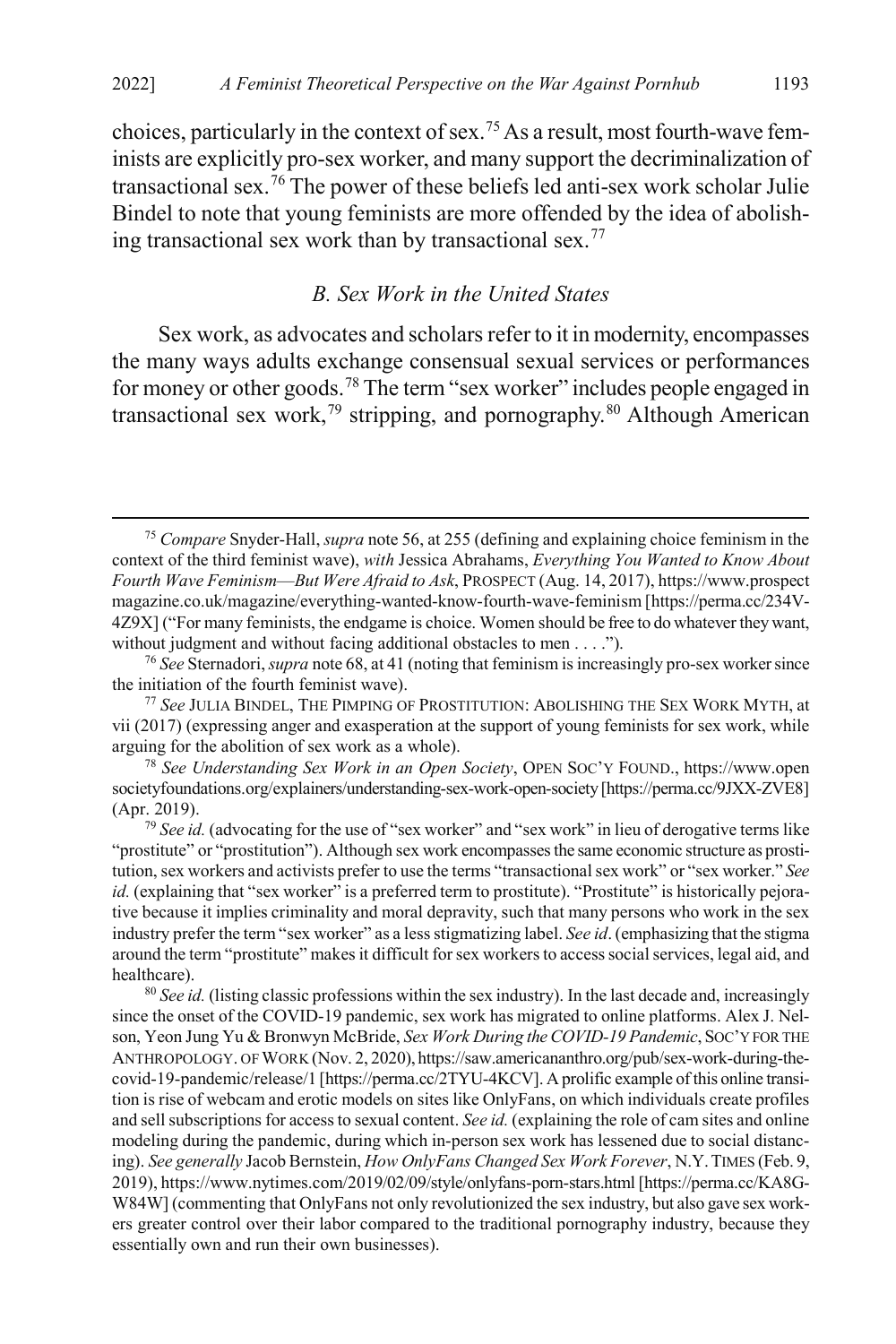choices, particularly in the context of sex.[75] As a result, most fourth-wave feminists are explicitly pro-sex worker, and many support the decriminalization of transactional sex.[76] The power of these beliefs led anti-sex work scholar Julie Bindel to note that young feminists are more offended by the idea of abolishing transactional sex work than by transactional sex.[77]

### *B. Sex Work in the United States*

Sex work, as advocates and scholars refer to it in modernity, encompasses the many ways adults exchange consensual sexual services or performances for money or other goods.[78] The term "sex worker" includes people engaged in transactional sex work,[79] stripping, and pornography.[80] Although American

---

[75] *Compare* Snyder-Hall, *supra* note 56, at 255 (defining and explaining choice feminism in the context of the third feminist wave), *with* Jessica Abrahams, *Everything You Wanted to Know About Fourth Wave Feminism—But Were Afraid to Ask*, PROSPECT (Aug. 14, 2017), https://www.prospectmagazine.co.uk/magazine/everything-wanted-know-fourth-wave-feminism [https://perma.cc/234V-4Z9X] ("For many feminists, the endgame is choice. Women should be free to do whatever they want, without judgment and without facing additional obstacles to men . . . .").

[76] *See* Sternadori, *supra* note 68, at 41 (noting that feminism is increasingly pro-sex worker since the initiation of the fourth feminist wave).

[77] *See* JULIA BINDEL, THE PIMPING OF PROSTITUTION: ABOLISHING THE SEX WORK MYTH, at vii (2017) (expressing anger and exasperation at the support of young feminists for sex work, while arguing for the abolition of sex work as a whole).

[78] *See Understanding Sex Work in an Open Society*, OPEN SOC'Y FOUND., https://www.opensocietyfoundations.org/explainers/understanding-sex-work-open-society [https://perma.cc/9JXX-ZVE8] (Apr. 2019).

[79] *See id.* (advocating for the use of "sex worker" and "sex work" in lieu of derogative terms like "prostitute" or "prostitution"). Although sex work encompasses the same economic structure as prostitution, sex workers and activists prefer to use the terms "transactional sex work" or "sex worker." *See id.* (explaining that "sex worker" is a preferred term to prostitute). "Prostitute" is historically pejorative because it implies criminality and moral depravity, such that many persons who work in the sex industry prefer the term "sex worker" as a less stigmatizing label. *See id*. (emphasizing that the stigma around the term "prostitute" makes it difficult for sex workers to access social services, legal aid, and healthcare).

[80] *See id.* (listing classic professions within the sex industry). In the last decade and, increasingly since the onset of the COVID-19 pandemic, sex work has migrated to online platforms. Alex J. Nelson, Yeon Jung Yu & Bronwyn McBride, *Sex Work During the COVID-19 Pandemic*, SOC'Y FOR THE ANTHROPOLOGY. OF WORK (Nov. 2, 2020), https://saw.americananthro.org/pub/sex-work-during-the-covid-19-pandemic/release/1 [https://perma.cc/2TYU-4KCV]. A prolific example of this online transition is rise of webcam and erotic models on sites like OnlyFans, on which individuals create profiles and sell subscriptions for access to sexual content. *See id.* (explaining the role of cam sites and online modeling during the pandemic, during which in-person sex work has lessened due to social distancing). *See generally* Jacob Bernstein, *How OnlyFans Changed Sex Work Forever*, N.Y. TIMES (Feb. 9, 2019), https://www.nytimes.com/2019/02/09/style/onlyfans-porn-stars.html [https://perma.cc/KA8G-W84W] (commenting that OnlyFans not only revolutionized the sex industry, but also gave sex workers greater control over their labor compared to the traditional pornography industry, because they essentially own and run their own businesses).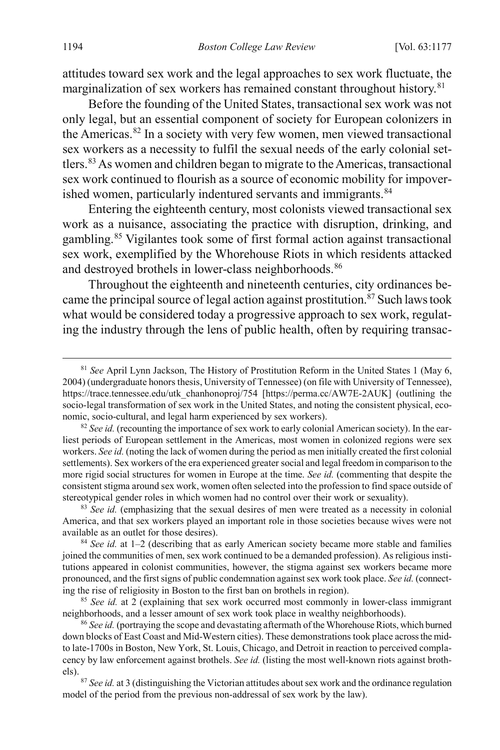attitudes toward sex work and the legal approaches to sex work fluctuate, the marginalization of sex workers has remained constant throughout history.[81]

Before the founding of the United States, transactional sex work was not only legal, but an essential component of society for European colonizers in the Americas.[82] In a society with very few women, men viewed transactional sex workers as a necessity to fulfil the sexual needs of the early colonial settlers.[83] As women and children began to migrate to the Americas, transactional sex work continued to flourish as a source of economic mobility for impoverished women, particularly indentured servants and immigrants.[84]

Entering the eighteenth century, most colonists viewed transactional sex work as a nuisance, associating the practice with disruption, drinking, and gambling.[85] Vigilantes took some of first formal action against transactional sex work, exemplified by the Whorehouse Riots in which residents attacked and destroyed brothels in lower-class neighborhoods.[86]

Throughout the eighteenth and nineteenth centuries, city ordinances became the principal source of legal action against prostitution.[87] Such laws took what would be considered today a progressive approach to sex work, regulating the industry through the lens of public health, often by requiring transac-

[81] *See* April Lynn Jackson, The History of Prostitution Reform in the United States 1 (May 6, 2004) (undergraduate honors thesis, University of Tennessee) (on file with University of Tennessee), https://trace.tennessee.edu/utk_chanhonoproj/754 [https://perma.cc/AW7E-2AUK] (outlining the socio-legal transformation of sex work in the United States, and noting the consistent physical, economic, socio-cultural, and legal harm experienced by sex workers).

[82] *See id.* (recounting the importance of sex work to early colonial American society). In the earliest periods of European settlement in the Americas, most women in colonized regions were sex workers. *See id.* (noting the lack of women during the period as men initially created the first colonial settlements). Sex workers of the era experienced greater social and legal freedom in comparison to the more rigid social structures for women in Europe at the time. *See id.* (commenting that despite the consistent stigma around sex work, women often selected into the profession to find space outside of stereotypical gender roles in which women had no control over their work or sexuality).

[83] *See id.* (emphasizing that the sexual desires of men were treated as a necessity in colonial America, and that sex workers played an important role in those societies because wives were not available as an outlet for those desires).

[84] *See id.* at 1–2 (describing that as early American society became more stable and families joined the communities of men, sex work continued to be a demanded profession). As religious institutions appeared in colonist communities, however, the stigma against sex workers became more pronounced, and the first signs of public condemnation against sex work took place. *See id.* (connecting the rise of religiosity in Boston to the first ban on brothels in region).

[85] *See id.* at 2 (explaining that sex work occurred most commonly in lower-class immigrant neighborhoods, and a lesser amount of sex work took place in wealthy neighborhoods).

[86] *See id.* (portraying the scope and devastating aftermath of the Whorehouse Riots, which burned down blocks of East Coast and Mid-Western cities). These demonstrations took place across the mid- to late-1700s in Boston, New York, St. Louis, Chicago, and Detroit in reaction to perceived complacency by law enforcement against brothels. *See id.* (listing the most well-known riots against brothels).

[87] *See id.* at 3 (distinguishing the Victorian attitudes about sex work and the ordinance regulation model of the period from the previous non-addressal of sex work by the law).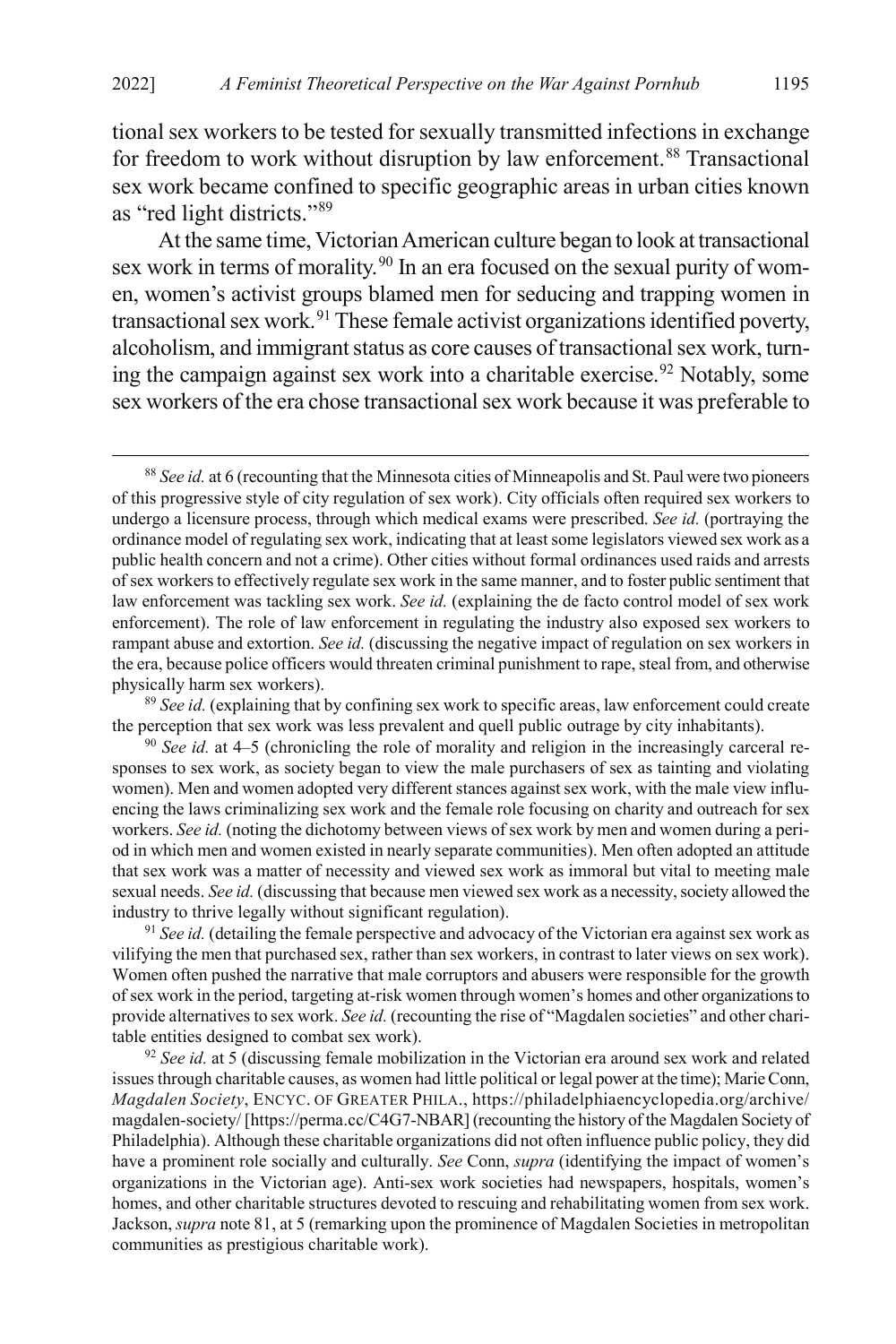tional sex workers to be tested for sexually transmitted infections in exchange for freedom to work without disruption by law enforcement.[88] Transactional sex work became confined to specific geographic areas in urban cities known as "red light districts."[89]

At the same time, Victorian American culture began to look at transactional sex work in terms of morality.[90] In an era focused on the sexual purity of women, women's activist groups blamed men for seducing and trapping women in transactional sex work.[91] These female activist organizations identified poverty, alcoholism, and immigrant status as core causes of transactional sex work, turning the campaign against sex work into a charitable exercise.[92] Notably, some sex workers of the era chose transactional sex work because it was preferable to

---

[88] *See id.* at 6 (recounting that the Minnesota cities of Minneapolis and St. Paul were two pioneers of this progressive style of city regulation of sex work). City officials often required sex workers to undergo a licensure process, through which medical exams were prescribed. *See id.* (portraying the ordinance model of regulating sex work, indicating that at least some legislators viewed sex work as a public health concern and not a crime). Other cities without formal ordinances used raids and arrests of sex workers to effectively regulate sex work in the same manner, and to foster public sentiment that law enforcement was tackling sex work. *See id.* (explaining the de facto control model of sex work enforcement). The role of law enforcement in regulating the industry also exposed sex workers to rampant abuse and extortion. *See id.* (discussing the negative impact of regulation on sex workers in the era, because police officers would threaten criminal punishment to rape, steal from, and otherwise physically harm sex workers).

[89] *See id.* (explaining that by confining sex work to specific areas, law enforcement could create the perception that sex work was less prevalent and quell public outrage by city inhabitants).

[90] *See id.* at 4–5 (chronicling the role of morality and religion in the increasingly carceral responses to sex work, as society began to view the male purchasers of sex as tainting and violating women). Men and women adopted very different stances against sex work, with the male view influencing the laws criminalizing sex work and the female role focusing on charity and outreach for sex workers. *See id.* (noting the dichotomy between views of sex work by men and women during a period in which men and women existed in nearly separate communities). Men often adopted an attitude that sex work was a matter of necessity and viewed sex work as immoral but vital to meeting male sexual needs. *See id.* (discussing that because men viewed sex work as a necessity, society allowed the industry to thrive legally without significant regulation).

[91] *See id.* (detailing the female perspective and advocacy of the Victorian era against sex work as vilifying the men that purchased sex, rather than sex workers, in contrast to later views on sex work). Women often pushed the narrative that male corruptors and abusers were responsible for the growth of sex work in the period, targeting at-risk women through women's homes and other organizations to provide alternatives to sex work. *See id.* (recounting the rise of "Magdalen societies" and other charitable entities designed to combat sex work).

[92] *See id.* at 5 (discussing female mobilization in the Victorian era around sex work and related issues through charitable causes, as women had little political or legal power at the time); Marie Conn, *Magdalen Society*, ENCYC. OF GREATER PHILA., https://philadelphiaencyclopedia.org/archive/magdalen-society/ [https://perma.cc/C4G7-NBAR] (recounting the history of the Magdalen Society of Philadelphia). Although these charitable organizations did not often influence public policy, they did have a prominent role socially and culturally. *See* Conn, *supra* (identifying the impact of women's organizations in the Victorian age). Anti-sex work societies had newspapers, hospitals, women's homes, and other charitable structures devoted to rescuing and rehabilitating women from sex work. Jackson, *supra* note 81, at 5 (remarking upon the prominence of Magdalen Societies in metropolitan communities as prestigious charitable work).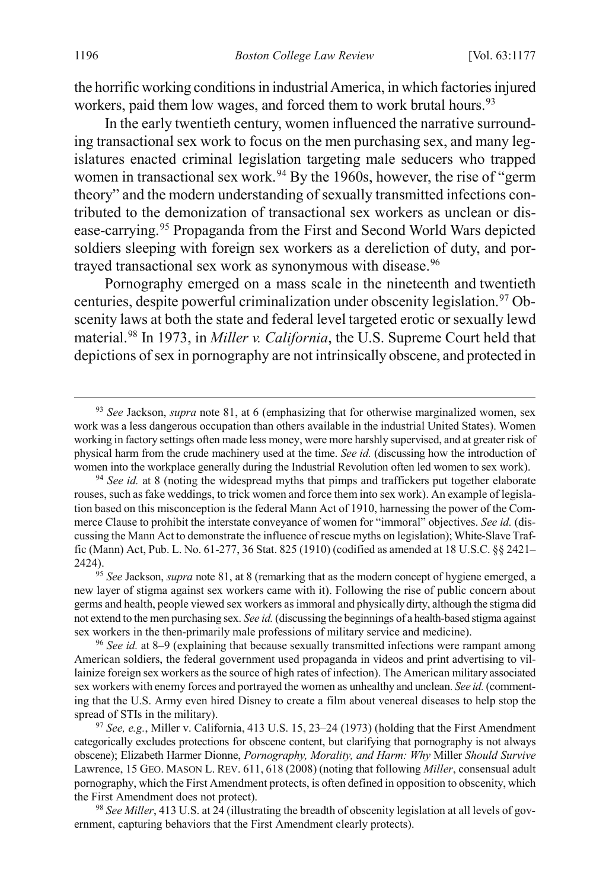the horrific working conditions in industrial America, in which factories injured workers, paid them low wages, and forced them to work brutal hours.[93]

In the early twentieth century, women influenced the narrative surrounding transactional sex work to focus on the men purchasing sex, and many legislatures enacted criminal legislation targeting male seducers who trapped women in transactional sex work.[94] By the 1960s, however, the rise of "germ theory" and the modern understanding of sexually transmitted infections contributed to the demonization of transactional sex workers as unclean or disease-carrying.[95] Propaganda from the First and Second World Wars depicted soldiers sleeping with foreign sex workers as a dereliction of duty, and portrayed transactional sex work as synonymous with disease.[96]

Pornography emerged on a mass scale in the nineteenth and twentieth centuries, despite powerful criminalization under obscenity legislation.[97] Obscenity laws at both the state and federal level targeted erotic or sexually lewd material.[98] In 1973, in *Miller v. California*, the U.S. Supreme Court held that depictions of sex in pornography are not intrinsically obscene, and protected in

---

[93] *See* Jackson, *supra* note 81, at 6 (emphasizing that for otherwise marginalized women, sex work was a less dangerous occupation than others available in the industrial United States). Women working in factory settings often made less money, were more harshly supervised, and at greater risk of physical harm from the crude machinery used at the time. *See id.* (discussing how the introduction of women into the workplace generally during the Industrial Revolution often led women to sex work).

[94] *See id.* at 8 (noting the widespread myths that pimps and traffickers put together elaborate rouses, such as fake weddings, to trick women and force them into sex work). An example of legislation based on this misconception is the federal Mann Act of 1910, harnessing the power of the Commerce Clause to prohibit the interstate conveyance of women for "immoral" objectives. *See id.* (discussing the Mann Act to demonstrate the influence of rescue myths on legislation); White-Slave Traffic (Mann) Act, Pub. L. No. 61-277, 36 Stat. 825 (1910) (codified as amended at 18 U.S.C. §§ 2421–2424).

[95] *See* Jackson, *supra* note 81, at 8 (remarking that as the modern concept of hygiene emerged, a new layer of stigma against sex workers came with it). Following the rise of public concern about germs and health, people viewed sex workers as immoral and physically dirty, although the stigma did not extend to the men purchasing sex. *See id.* (discussing the beginnings of a health-based stigma against sex workers in the then-primarily male professions of military service and medicine).

[96] *See id.* at 8–9 (explaining that because sexually transmitted infections were rampant among American soldiers, the federal government used propaganda in videos and print advertising to villainize foreign sex workers as the source of high rates of infection). The American military associated sex workers with enemy forces and portrayed the women as unhealthy and unclean. *See id.* (commenting that the U.S. Army even hired Disney to create a film about venereal diseases to help stop the spread of STIs in the military).

[97] *See, e.g.*, Miller v. California, 413 U.S. 15, 23–24 (1973) (holding that the First Amendment categorically excludes protections for obscene content, but clarifying that pornography is not always obscene); Elizabeth Harmer Dionne, *Pornography, Morality, and Harm: Why* Miller *Should Survive* Lawrence, 15 GEO. MASON L. REV. 611, 618 (2008) (noting that following *Miller*, consensual adult pornography, which the First Amendment protects, is often defined in opposition to obscenity, which the First Amendment does not protect).

[98] *See Miller*, 413 U.S. at 24 (illustrating the breadth of obscenity legislation at all levels of government, capturing behaviors that the First Amendment clearly protects).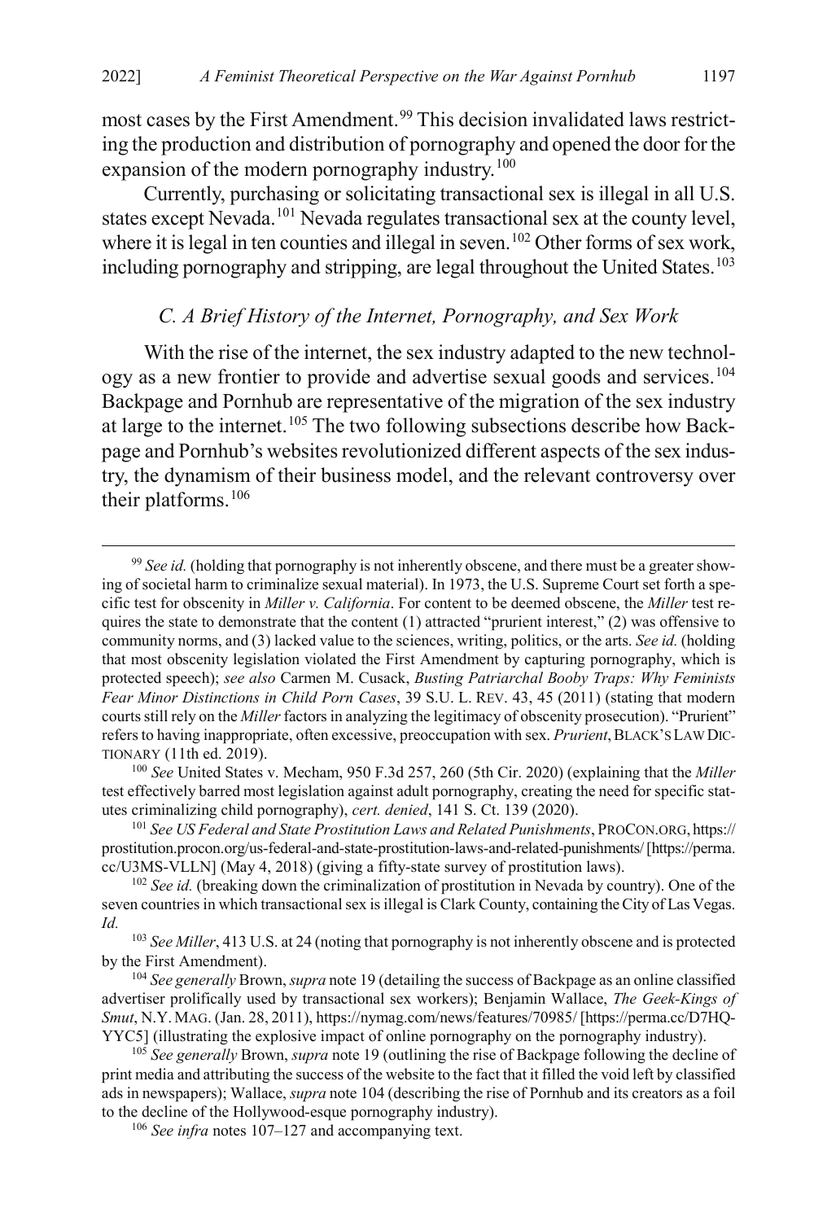most cases by the First Amendment.[99] This decision invalidated laws restricting the production and distribution of pornography and opened the door for the expansion of the modern pornography industry.[100]

Currently, purchasing or solicitating transactional sex is illegal in all U.S. states except Nevada.[101] Nevada regulates transactional sex at the county level, where it is legal in ten counties and illegal in seven.[102] Other forms of sex work, including pornography and stripping, are legal throughout the United States.[103]

### *C. A Brief History of the Internet, Pornography, and Sex Work*

With the rise of the internet, the sex industry adapted to the new technology as a new frontier to provide and advertise sexual goods and services.[104] Backpage and Pornhub are representative of the migration of the sex industry at large to the internet.[105] The two following subsections describe how Backpage and Pornhub's websites revolutionized different aspects of the sex industry, the dynamism of their business model, and the relevant controversy over their platforms.[106]

---

[99] *See id.* (holding that pornography is not inherently obscene, and there must be a greater showing of societal harm to criminalize sexual material). In 1973, the U.S. Supreme Court set forth a specific test for obscenity in *Miller v. California*. For content to be deemed obscene, the *Miller* test requires the state to demonstrate that the content (1) attracted "prurient interest," (2) was offensive to community norms, and (3) lacked value to the sciences, writing, politics, or the arts. *See id.* (holding that most obscenity legislation violated the First Amendment by capturing pornography, which is protected speech); *see also* Carmen M. Cusack, *Busting Patriarchal Booby Traps: Why Feminists Fear Minor Distinctions in Child Porn Cases*, 39 S.U. L. REV. 43, 45 (2011) (stating that modern courts still rely on the *Miller* factors in analyzing the legitimacy of obscenity prosecution). "Prurient" refers to having inappropriate, often excessive, preoccupation with sex. *Prurient*, BLACK'S LAW DICTIONARY (11th ed. 2019).

[100] *See* United States v. Mecham, 950 F.3d 257, 260 (5th Cir. 2020) (explaining that the *Miller* test effectively barred most legislation against adult pornography, creating the need for specific statutes criminalizing child pornography), *cert. denied*, 141 S. Ct. 139 (2020).

[101] *See US Federal and State Prostitution Laws and Related Punishments*, PROCON.ORG, https://prostitution.procon.org/us-federal-and-state-prostitution-laws-and-related-punishments/ [https://perma.cc/U3MS-VLLN] (May 4, 2018) (giving a fifty-state survey of prostitution laws).

[102] *See id.* (breaking down the criminalization of prostitution in Nevada by country). One of the seven countries in which transactional sex is illegal is Clark County, containing the City of Las Vegas. *Id.*

[103] *See Miller*, 413 U.S. at 24 (noting that pornography is not inherently obscene and is protected by the First Amendment).

[104] *See generally* Brown, *supra* note 19 (detailing the success of Backpage as an online classified advertiser prolifically used by transactional sex workers); Benjamin Wallace, *The Geek-Kings of Smut*, N.Y. MAG. (Jan. 28, 2011), https://nymag.com/news/features/70985/ [https://perma.cc/D7HQ-YYC5] (illustrating the explosive impact of online pornography on the pornography industry).

[105] *See generally* Brown, *supra* note 19 (outlining the rise of Backpage following the decline of print media and attributing the success of the website to the fact that it filled the void left by classified ads in newspapers); Wallace, *supra* note 104 (describing the rise of Pornhub and its creators as a foil to the decline of the Hollywood-esque pornography industry).

[106] *See infra* notes 107–127 and accompanying text.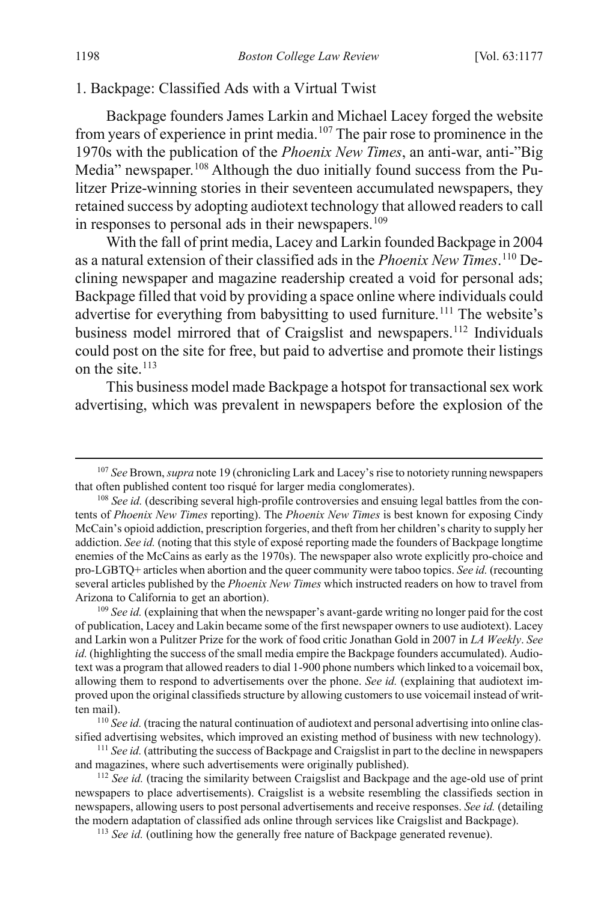### 1. Backpage: Classified Ads with a Virtual Twist

Backpage founders James Larkin and Michael Lacey forged the website from years of experience in print media.[107] The pair rose to prominence in the 1970s with the publication of the *Phoenix New Times*, an anti-war, anti-"Big Media" newspaper.[108] Although the duo initially found success from the Pulitzer Prize-winning stories in their seventeen accumulated newspapers, they retained success by adopting audiotext technology that allowed readers to call in responses to personal ads in their newspapers.[109]

With the fall of print media, Lacey and Larkin founded Backpage in 2004 as a natural extension of their classified ads in the *Phoenix New Times*.[110] Declining newspaper and magazine readership created a void for personal ads; Backpage filled that void by providing a space online where individuals could advertise for everything from babysitting to used furniture.[111] The website's business model mirrored that of Craigslist and newspapers.[112] Individuals could post on the site for free, but paid to advertise and promote their listings on the site.[113]

This business model made Backpage a hotspot for transactional sex work advertising, which was prevalent in newspapers before the explosion of the

---

[107] *See* Brown, *supra* note 19 (chronicling Lark and Lacey's rise to notoriety running newspapers that often published content too risqué for larger media conglomerates).

[108] *See id.* (describing several high-profile controversies and ensuing legal battles from the contents of *Phoenix New Times* reporting). The *Phoenix New Times* is best known for exposing Cindy McCain's opioid addiction, prescription forgeries, and theft from her children's charity to supply her addiction. *See id.* (noting that this style of exposé reporting made the founders of Backpage longtime enemies of the McCains as early as the 1970s). The newspaper also wrote explicitly pro-choice and pro-LGBTQ+ articles when abortion and the queer community were taboo topics. *See id.* (recounting several articles published by the *Phoenix New Times* which instructed readers on how to travel from Arizona to California to get an abortion).

[109] *See id.* (explaining that when the newspaper's avant-garde writing no longer paid for the cost of publication, Lacey and Lakin became some of the first newspaper owners to use audiotext). Lacey and Larkin won a Pulitzer Prize for the work of food critic Jonathan Gold in 2007 in *LA Weekly*. *See id.* (highlighting the success of the small media empire the Backpage founders accumulated). Audiotext was a program that allowed readers to dial 1-900 phone numbers which linked to a voicemail box, allowing them to respond to advertisements over the phone. *See id.* (explaining that audiotext improved upon the original classifieds structure by allowing customers to use voicemail instead of written mail).

[110] *See id.* (tracing the natural continuation of audiotext and personal advertising into online classified advertising websites, which improved an existing method of business with new technology).

[111] *See id.* (attributing the success of Backpage and Craigslist in part to the decline in newspapers and magazines, where such advertisements were originally published).

[112] *See id.* (tracing the similarity between Craigslist and Backpage and the age-old use of print newspapers to place advertisements). Craigslist is a website resembling the classifieds section in newspapers, allowing users to post personal advertisements and receive responses. *See id.* (detailing the modern adaptation of classified ads online through services like Craigslist and Backpage).

[113] *See id.* (outlining how the generally free nature of Backpage generated revenue).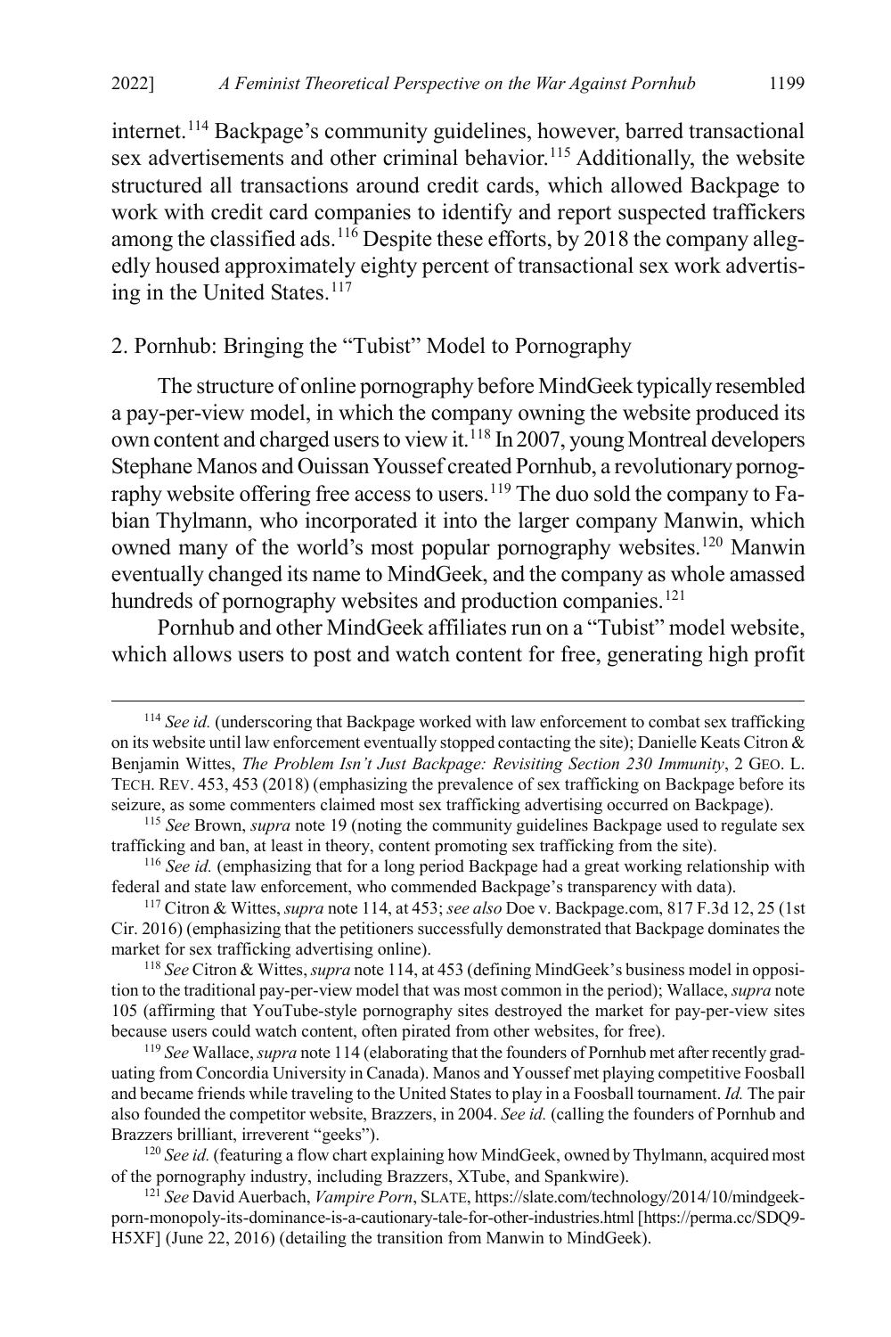internet.[114] Backpage's community guidelines, however, barred transactional sex advertisements and other criminal behavior.[115] Additionally, the website structured all transactions around credit cards, which allowed Backpage to work with credit card companies to identify and report suspected traffickers among the classified ads.[116] Despite these efforts, by 2018 the company allegedly housed approximately eighty percent of transactional sex work advertising in the United States.[117]

### 2. Pornhub: Bringing the "Tubist" Model to Pornography

The structure of online pornography before MindGeek typically resembled a pay-per-view model, in which the company owning the website produced its own content and charged users to view it.[118] In 2007, young Montreal developers Stephane Manos and Ouissan Youssef created Pornhub, a revolutionary pornography website offering free access to users.[119] The duo sold the company to Fabian Thylmann, who incorporated it into the larger company Manwin, which owned many of the world's most popular pornography websites.[120] Manwin eventually changed its name to MindGeek, and the company as whole amassed hundreds of pornography websites and production companies.[121]

Pornhub and other MindGeek affiliates run on a "Tubist" model website, which allows users to post and watch content for free, generating high profit

---

[114] *See id.* (underscoring that Backpage worked with law enforcement to combat sex trafficking on its website until law enforcement eventually stopped contacting the site); Danielle Keats Citron & Benjamin Wittes, *The Problem Isn't Just Backpage: Revisiting Section 230 Immunity*, 2 GEO. L. TECH. REV. 453, 453 (2018) (emphasizing the prevalence of sex trafficking on Backpage before its seizure, as some commenters claimed most sex trafficking advertising occurred on Backpage).

[115] *See* Brown, *supra* note 19 (noting the community guidelines Backpage used to regulate sex trafficking and ban, at least in theory, content promoting sex trafficking from the site).

[116] *See id.* (emphasizing that for a long period Backpage had a great working relationship with federal and state law enforcement, who commended Backpage's transparency with data).

[117] Citron & Wittes, *supra* note 114, at 453; *see also* Doe v. Backpage.com, 817 F.3d 12, 25 (1st Cir. 2016) (emphasizing that the petitioners successfully demonstrated that Backpage dominates the market for sex trafficking advertising online).

[118] *See* Citron & Wittes, *supra* note 114, at 453 (defining MindGeek's business model in opposition to the traditional pay-per-view model that was most common in the period); Wallace, *supra* note 105 (affirming that YouTube-style pornography sites destroyed the market for pay-per-view sites because users could watch content, often pirated from other websites, for free).

[119] *See* Wallace, *supra* note 114 (elaborating that the founders of Pornhub met after recently graduating from Concordia University in Canada). Manos and Youssef met playing competitive Foosball and became friends while traveling to the United States to play in a Foosball tournament. *Id.* The pair also founded the competitor website, Brazzers, in 2004. *See id.* (calling the founders of Pornhub and Brazzers brilliant, irreverent "geeks").

[120] *See id.* (featuring a flow chart explaining how MindGeek, owned by Thylmann, acquired most of the pornography industry, including Brazzers, XTube, and Spankwire).

[121] *See* David Auerbach, *Vampire Porn*, SLATE, https://slate.com/technology/2014/10/mindgeek-porn-monopoly-its-dominance-is-a-cautionary-tale-for-other-industries.html [https://perma.cc/SDQ9-H5XF] (June 22, 2016) (detailing the transition from Manwin to MindGeek).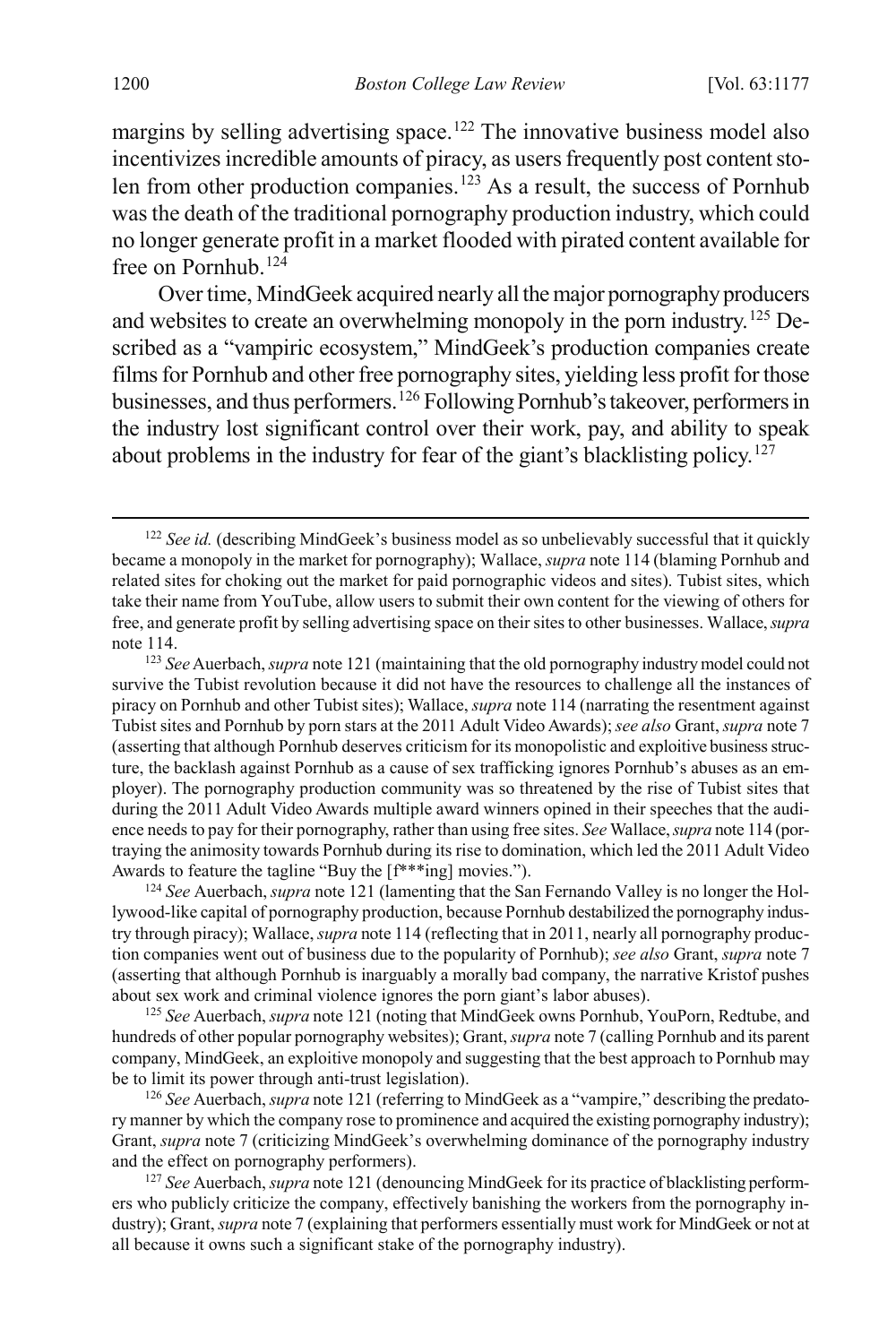margins by selling advertising space.[122] The innovative business model also incentivizes incredible amounts of piracy, as users frequently post content stolen from other production companies.[123] As a result, the success of Pornhub was the death of the traditional pornography production industry, which could no longer generate profit in a market flooded with pirated content available for free on Pornhub.[124]

Over time, MindGeek acquired nearly all the major pornography producers and websites to create an overwhelming monopoly in the porn industry.[125] Described as a "vampiric ecosystem," MindGeek's production companies create films for Pornhub and other free pornography sites, yielding less profit for those businesses, and thus performers.[126] Following Pornhub's takeover, performers in the industry lost significant control over their work, pay, and ability to speak about problems in the industry for fear of the giant's blacklisting policy.[127]

---

[122] *See id.* (describing MindGeek's business model as so unbelievably successful that it quickly became a monopoly in the market for pornography); Wallace, *supra* note 114 (blaming Pornhub and related sites for choking out the market for paid pornographic videos and sites). Tubist sites, which take their name from YouTube, allow users to submit their own content for the viewing of others for free, and generate profit by selling advertising space on their sites to other businesses. Wallace, *supra* note 114.

[123] *See* Auerbach, *supra* note 121 (maintaining that the old pornography industry model could not survive the Tubist revolution because it did not have the resources to challenge all the instances of piracy on Pornhub and other Tubist sites); Wallace, *supra* note 114 (narrating the resentment against Tubist sites and Pornhub by porn stars at the 2011 Adult Video Awards); *see also* Grant, *supra* note 7 (asserting that although Pornhub deserves criticism for its monopolistic and exploitive business structure, the backlash against Pornhub as a cause of sex trafficking ignores Pornhub's abuses as an employer). The pornography production community was so threatened by the rise of Tubist sites that during the 2011 Adult Video Awards multiple award winners opined in their speeches that the audience needs to pay for their pornography, rather than using free sites. *See* Wallace, *supra* note 114 (portraying the animosity towards Pornhub during its rise to domination, which led the 2011 Adult Video Awards to feature the tagline "Buy the [f***ing] movies.").

[124] *See* Auerbach, *supra* note 121 (lamenting that the San Fernando Valley is no longer the Hollywood-like capital of pornography production, because Pornhub destabilized the pornography industry through piracy); Wallace, *supra* note 114 (reflecting that in 2011, nearly all pornography production companies went out of business due to the popularity of Pornhub); *see also* Grant, *supra* note 7 (asserting that although Pornhub is inarguably a morally bad company, the narrative Kristof pushes about sex work and criminal violence ignores the porn giant's labor abuses).

[125] *See* Auerbach, *supra* note 121 (noting that MindGeek owns Pornhub, YouPorn, Redtube, and hundreds of other popular pornography websites); Grant, *supra* note 7 (calling Pornhub and its parent company, MindGeek, an exploitive monopoly and suggesting that the best approach to Pornhub may be to limit its power through anti-trust legislation).

[126] *See* Auerbach, *supra* note 121 (referring to MindGeek as a "vampire," describing the predatory manner by which the company rose to prominence and acquired the existing pornography industry); Grant, *supra* note 7 (criticizing MindGeek's overwhelming dominance of the pornography industry and the effect on pornography performers).

[127] *See* Auerbach, *supra* note 121 (denouncing MindGeek for its practice of blacklisting performers who publicly criticize the company, effectively banishing the workers from the pornography industry); Grant, *supra* note 7 (explaining that performers essentially must work for MindGeek or not at all because it owns such a significant stake of the pornography industry).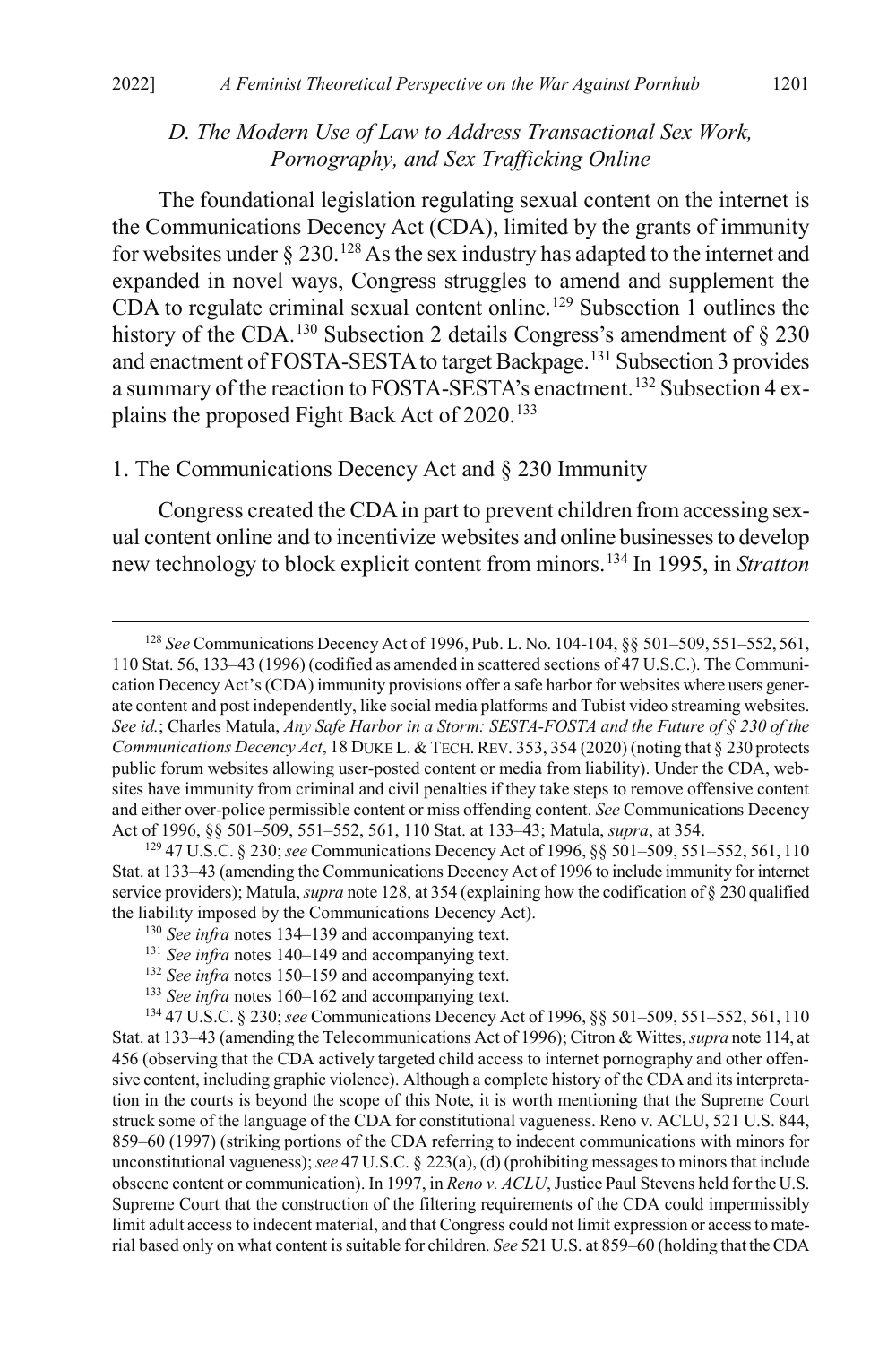### *D. The Modern Use of Law to Address Transactional Sex Work, Pornography, and Sex Trafficking Online*

The foundational legislation regulating sexual content on the internet is the Communications Decency Act (CDA), limited by the grants of immunity for websites under § 230.[128] As the sex industry has adapted to the internet and expanded in novel ways, Congress struggles to amend and supplement the CDA to regulate criminal sexual content online.[129] Subsection 1 outlines the history of the CDA.[130] Subsection 2 details Congress's amendment of § 230 and enactment of FOSTA-SESTA to target Backpage.[131] Subsection 3 provides a summary of the reaction to FOSTA-SESTA's enactment.[132] Subsection 4 explains the proposed Fight Back Act of 2020.[133]

#### 1. The Communications Decency Act and § 230 Immunity

Congress created the CDA in part to prevent children from accessing sexual content online and to incentivize websites and online businesses to develop new technology to block explicit content from minors.[134] In 1995, in *Stratton*

---

[128] *See* Communications Decency Act of 1996, Pub. L. No. 104-104, §§ 501–509, 551–552, 561, 110 Stat. 56, 133–43 (1996) (codified as amended in scattered sections of 47 U.S.C.). The Communication Decency Act's (CDA) immunity provisions offer a safe harbor for websites where users generate content and post independently, like social media platforms and Tubist video streaming websites. *See id.*; Charles Matula, *Any Safe Harbor in a Storm: SESTA-FOSTA and the Future of § 230 of the Communications Decency Act*, 18 DUKE L. & TECH. REV. 353, 354 (2020) (noting that § 230 protects public forum websites allowing user-posted content or media from liability). Under the CDA, websites have immunity from criminal and civil penalties if they take steps to remove offensive content and either over-police permissible content or miss offending content. *See* Communications Decency Act of 1996, §§ 501–509, 551–552, 561, 110 Stat. at 133–43; Matula, *supra*, at 354.

[129] 47 U.S.C. § 230; *see* Communications Decency Act of 1996, §§ 501–509, 551–552, 561, 110 Stat. at 133–43 (amending the Communications Decency Act of 1996 to include immunity for internet service providers); Matula, *supra* note 128, at 354 (explaining how the codification of § 230 qualified the liability imposed by the Communications Decency Act).

[130] *See infra* notes 134–139 and accompanying text.

[131] *See infra* notes 140–149 and accompanying text.

[132] *See infra* notes 150–159 and accompanying text.

[133] *See infra* notes 160–162 and accompanying text.

[134] 47 U.S.C. § 230; *see* Communications Decency Act of 1996, §§ 501–509, 551–552, 561, 110 Stat. at 133–43 (amending the Telecommunications Act of 1996); Citron & Wittes, *supra* note 114, at 456 (observing that the CDA actively targeted child access to internet pornography and other offensive content, including graphic violence). Although a complete history of the CDA and its interpretation in the courts is beyond the scope of this Note, it is worth mentioning that the Supreme Court struck some of the language of the CDA for constitutional vagueness. Reno v. ACLU, 521 U.S. 844, 859–60 (1997) (striking portions of the CDA referring to indecent communications with minors for unconstitutional vagueness); *see* 47 U.S.C. § 223(a), (d) (prohibiting messages to minors that include obscene content or communication). In 1997, in *Reno v. ACLU*, Justice Paul Stevens held for the U.S. Supreme Court that the construction of the filtering requirements of the CDA could impermissibly limit adult access to indecent material, and that Congress could not limit expression or access to material based only on what content is suitable for children. *See* 521 U.S. at 859–60 (holding that the CDA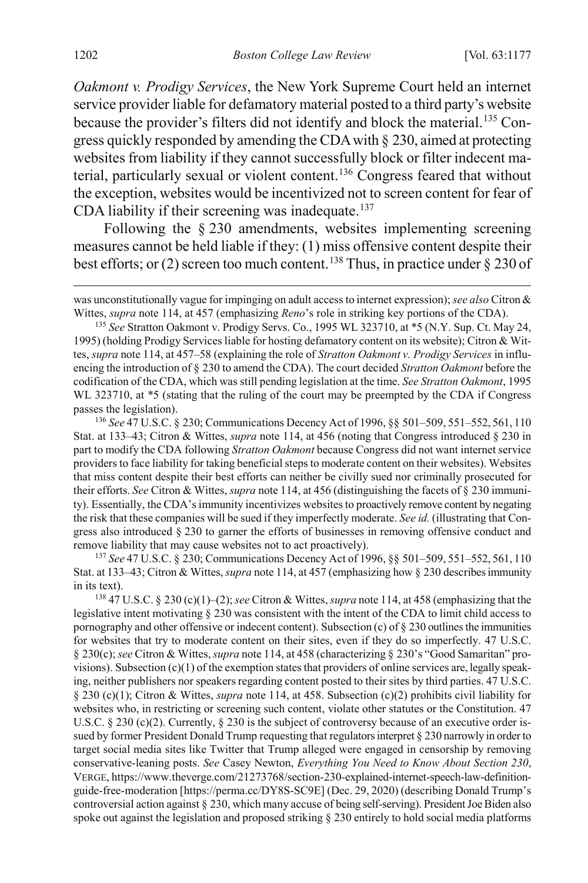*Oakmont v. Prodigy Services*, the New York Supreme Court held an internet service provider liable for defamatory material posted to a third party's website because the provider's filters did not identify and block the material.[135] Congress quickly responded by amending the CDA with § 230, aimed at protecting websites from liability if they cannot successfully block or filter indecent material, particularly sexual or violent content.[136] Congress feared that without the exception, websites would be incentivized not to screen content for fear of CDA liability if their screening was inadequate.[137]

Following the § 230 amendments, websites implementing screening measures cannot be held liable if they: (1) miss offensive content despite their best efforts; or (2) screen too much content.[138] Thus, in practice under § 230 of

---

was unconstitutionally vague for impinging on adult access to internet expression); *see also* Citron & Wittes, *supra* note 114, at 457 (emphasizing *Reno*'s role in striking key portions of the CDA).

[135] *See* Stratton Oakmont v. Prodigy Servs. Co., 1995 WL 323710, at *5 (N.Y. Sup. Ct. May 24, 1995) (holding Prodigy Services liable for hosting defamatory content on its website); Citron & Wittes, *supra* note 114, at 457–58 (explaining the role of *Stratton Oakmont v. Prodigy Services* in influencing the introduction of § 230 to amend the CDA). The court decided *Stratton Oakmont* before the codification of the CDA, which was still pending legislation at the time. *See Stratton Oakmont*, 1995 WL 323710, at *5 (stating that the ruling of the court may be preempted by the CDA if Congress passes the legislation).

[136] *See* 47 U.S.C. § 230; Communications Decency Act of 1996, §§ 501–509, 551–552, 561, 110 Stat. at 133–43; Citron & Wittes, *supra* note 114, at 456 (noting that Congress introduced § 230 in part to modify the CDA following *Stratton Oakmont* because Congress did not want internet service providers to face liability for taking beneficial steps to moderate content on their websites). Websites that miss content despite their best efforts can neither be civilly sued nor criminally prosecuted for their efforts. *See* Citron & Wittes, *supra* note 114, at 456 (distinguishing the facets of § 230 immunity). Essentially, the CDA's immunity incentivizes websites to proactively remove content by negating the risk that these companies will be sued if they imperfectly moderate. *See id.* (illustrating that Congress also introduced § 230 to garner the efforts of businesses in removing offensive conduct and remove liability that may cause websites not to act proactively).

[137] *See* 47 U.S.C. § 230; Communications Decency Act of 1996, §§ 501–509, 551–552, 561, 110 Stat. at 133–43; Citron & Wittes, *supra* note 114, at 457 (emphasizing how § 230 describes immunity in its text).

[138] 47 U.S.C. § 230 (c)(1)–(2); *see* Citron & Wittes, *supra* note 114, at 458 (emphasizing that the legislative intent motivating § 230 was consistent with the intent of the CDA to limit child access to pornography and other offensive or indecent content). Subsection (c) of § 230 outlines the immunities for websites that try to moderate content on their sites, even if they do so imperfectly. 47 U.S.C. § 230(c); *see* Citron & Wittes, *supra* note 114, at 458 (characterizing § 230's "Good Samaritan" provisions). Subsection (c)(1) of the exemption states that providers of online services are, legally speaking, neither publishers nor speakers regarding content posted to their sites by third parties. 47 U.S.C. § 230 (c)(1); Citron & Wittes, *supra* note 114, at 458. Subsection (c)(2) prohibits civil liability for websites who, in restricting or screening such content, violate other statutes or the Constitution. 47 U.S.C. § 230 (c)(2). Currently, § 230 is the subject of controversy because of an executive order issued by former President Donald Trump requesting that regulators interpret § 230 narrowly in order to target social media sites like Twitter that Trump alleged were engaged in censorship by removing conservative-leaning posts. *See* Casey Newton, *Everything You Need to Know About Section 230*, VERGE, https://www.theverge.com/21273768/section-230-explained-internet-speech-law-definition-guide-free-moderation [https://perma.cc/DY8S-SC9E] (Dec. 29, 2020) (describing Donald Trump's controversial action against § 230, which many accuse of being self-serving). President Joe Biden also spoke out against the legislation and proposed striking § 230 entirely to hold social media platforms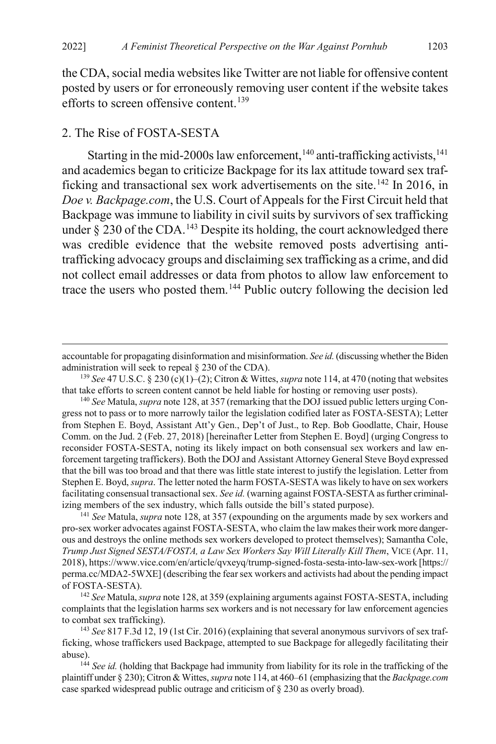the CDA, social media websites like Twitter are not liable for offensive content posted by users or for erroneously removing user content if the website takes efforts to screen offensive content.[139]

### 2. The Rise of FOSTA-SESTA

Starting in the mid-2000s law enforcement,[140] anti-trafficking activists,[141] and academics began to criticize Backpage for its lax attitude toward sex trafficking and transactional sex work advertisements on the site.[142] In 2016, in *Doe v. Backpage.com*, the U.S. Court of Appeals for the First Circuit held that Backpage was immune to liability in civil suits by survivors of sex trafficking under § 230 of the CDA.[143] Despite its holding, the court acknowledged there was credible evidence that the website removed posts advertising anti-trafficking advocacy groups and disclaiming sex trafficking as a crime, and did not collect email addresses or data from photos to allow law enforcement to trace the users who posted them.[144] Public outcry following the decision led

---

accountable for propagating disinformation and misinformation. *See id.* (discussing whether the Biden administration will seek to repeal § 230 of the CDA).

[139] *See* 47 U.S.C. § 230 (c)(1)–(2); Citron & Wittes, *supra* note 114, at 470 (noting that websites that take efforts to screen content cannot be held liable for hosting or removing user posts).

[140] *See* Matula, *supra* note 128, at 357 (remarking that the DOJ issued public letters urging Congress not to pass or to more narrowly tailor the legislation codified later as FOSTA-SESTA); Letter from Stephen E. Boyd, Assistant Att'y Gen., Dep't of Just., to Rep. Bob Goodlatte, Chair, House Comm. on the Jud. 2 (Feb. 27, 2018) [hereinafter Letter from Stephen E. Boyd] (urging Congress to reconsider FOSTA-SESTA, noting its likely impact on both consensual sex workers and law enforcement targeting traffickers). Both the DOJ and Assistant Attorney General Steve Boyd expressed that the bill was too broad and that there was little state interest to justify the legislation. Letter from Stephen E. Boyd, *supra*. The letter noted the harm FOSTA-SESTA was likely to have on sex workers facilitating consensual transactional sex. *See id.* (warning against FOSTA-SESTA as further criminalizing members of the sex industry, which falls outside the bill's stated purpose).

[141] *See* Matula, *supra* note 128, at 357 (expounding on the arguments made by sex workers and pro-sex worker advocates against FOSTA-SESTA, who claim the law makes their work more dangerous and destroys the online methods sex workers developed to protect themselves); Samantha Cole, *Trump Just Signed SESTA/FOSTA, a Law Sex Workers Say Will Literally Kill Them*, VICE (Apr. 11, 2018), https://www.vice.com/en/article/qvxeyq/trump-signed-fosta-sesta-into-law-sex-work [https://perma.cc/MDA2-5WXE] (describing the fear sex workers and activists had about the pending impact of FOSTA-SESTA).

[142] *See* Matula, *supra* note 128, at 359 (explaining arguments against FOSTA-SESTA, including complaints that the legislation harms sex workers and is not necessary for law enforcement agencies to combat sex trafficking).

[143] *See* 817 F.3d 12, 19 (1st Cir. 2016) (explaining that several anonymous survivors of sex trafficking, whose traffickers used Backpage, attempted to sue Backpage for allegedly facilitating their abuse).

[144] *See id.* (holding that Backpage had immunity from liability for its role in the trafficking of the plaintiff under § 230); Citron & Wittes, *supra* note 114, at 460–61 (emphasizing that the *Backpage.com* case sparked widespread public outrage and criticism of § 230 as overly broad).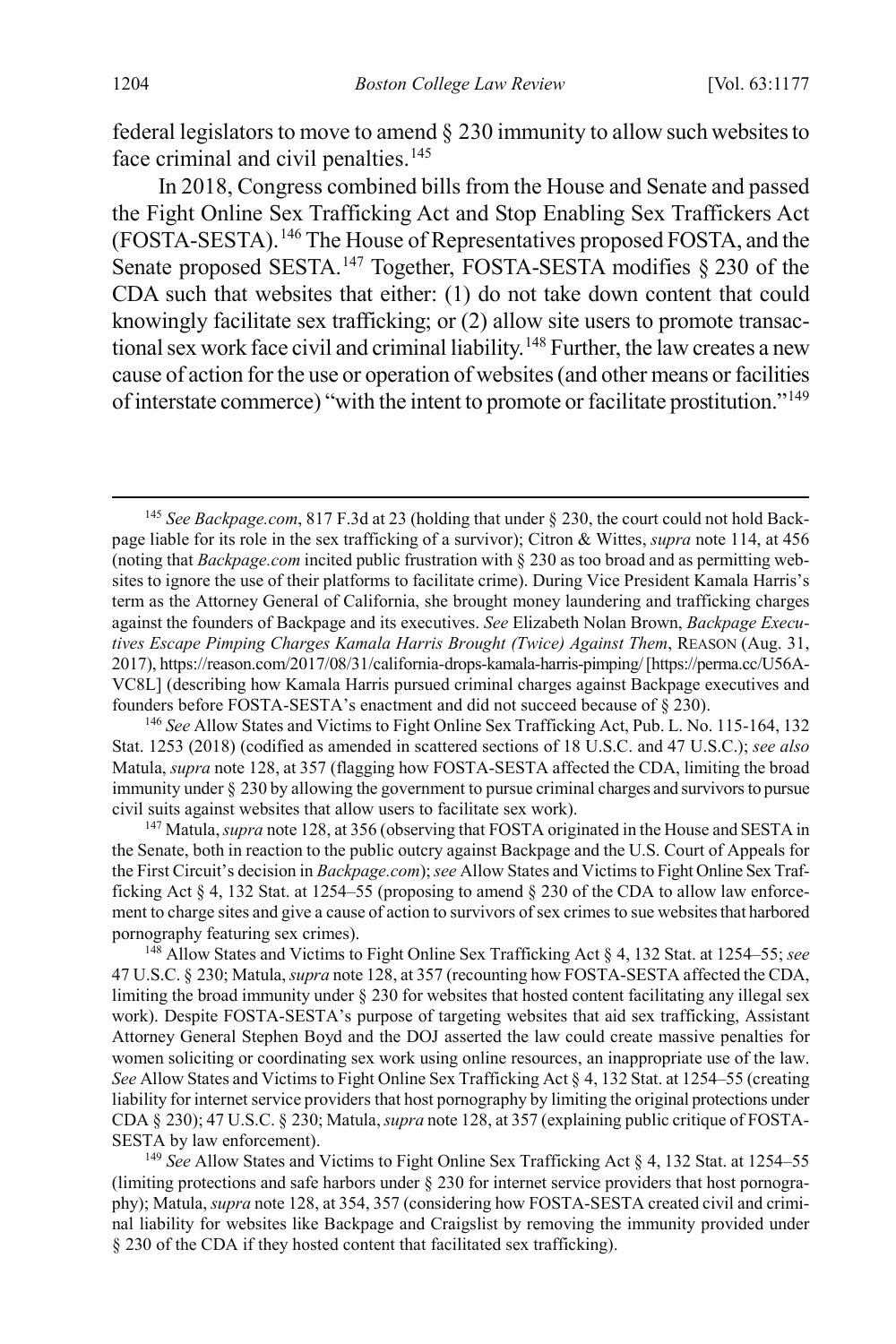federal legislators to move to amend § 230 immunity to allow such websites to face criminal and civil penalties.[145]

In 2018, Congress combined bills from the House and Senate and passed the Fight Online Sex Trafficking Act and Stop Enabling Sex Traffickers Act (FOSTA-SESTA).[146] The House of Representatives proposed FOSTA, and the Senate proposed SESTA.[147] Together, FOSTA-SESTA modifies § 230 of the CDA such that websites that either: (1) do not take down content that could knowingly facilitate sex trafficking; or (2) allow site users to promote transactional sex work face civil and criminal liability.[148] Further, the law creates a new cause of action for the use or operation of websites (and other means or facilities of interstate commerce) "with the intent to promote or facilitate prostitution."[149]

---

[145] *See Backpage.com*, 817 F.3d at 23 (holding that under § 230, the court could not hold Backpage liable for its role in the sex trafficking of a survivor); Citron & Wittes, *supra* note 114, at 456 (noting that *Backpage.com* incited public frustration with § 230 as too broad and as permitting websites to ignore the use of their platforms to facilitate crime). During Vice President Kamala Harris's term as the Attorney General of California, she brought money laundering and trafficking charges against the founders of Backpage and its executives. *See* Elizabeth Nolan Brown, *Backpage Executives Escape Pimping Charges Kamala Harris Brought (Twice) Against Them*, REASON (Aug. 31, 2017), https://reason.com/2017/08/31/california-drops-kamala-harris-pimping/ [https://perma.cc/U56A-VC8L] (describing how Kamala Harris pursued criminal charges against Backpage executives and founders before FOSTA-SESTA's enactment and did not succeed because of § 230).

[146] *See* Allow States and Victims to Fight Online Sex Trafficking Act, Pub. L. No. 115-164, 132 Stat. 1253 (2018) (codified as amended in scattered sections of 18 U.S.C. and 47 U.S.C.); *see also* Matula, *supra* note 128, at 357 (flagging how FOSTA-SESTA affected the CDA, limiting the broad immunity under § 230 by allowing the government to pursue criminal charges and survivors to pursue civil suits against websites that allow users to facilitate sex work).

[147] Matula, *supra* note 128, at 356 (observing that FOSTA originated in the House and SESTA in the Senate, both in reaction to the public outcry against Backpage and the U.S. Court of Appeals for the First Circuit's decision in *Backpage.com*); *see* Allow States and Victims to Fight Online Sex Trafficking Act § 4, 132 Stat. at 1254–55 (proposing to amend § 230 of the CDA to allow law enforcement to charge sites and give a cause of action to survivors of sex crimes to sue websites that harbored pornography featuring sex crimes).

[148] Allow States and Victims to Fight Online Sex Trafficking Act § 4, 132 Stat. at 1254–55; *see* 47 U.S.C. § 230; Matula, *supra* note 128, at 357 (recounting how FOSTA-SESTA affected the CDA, limiting the broad immunity under § 230 for websites that hosted content facilitating any illegal sex work). Despite FOSTA-SESTA's purpose of targeting websites that aid sex trafficking, Assistant Attorney General Stephen Boyd and the DOJ asserted the law could create massive penalties for women soliciting or coordinating sex work using online resources, an inappropriate use of the law. *See* Allow States and Victims to Fight Online Sex Trafficking Act § 4, 132 Stat. at 1254–55 (creating liability for internet service providers that host pornography by limiting the original protections under CDA § 230); 47 U.S.C. § 230; Matula, *supra* note 128, at 357 (explaining public critique of FOSTA-SESTA by law enforcement).

[149] *See* Allow States and Victims to Fight Online Sex Trafficking Act § 4, 132 Stat. at 1254–55 (limiting protections and safe harbors under § 230 for internet service providers that host pornography); Matula, *supra* note 128, at 354, 357 (considering how FOSTA-SESTA created civil and criminal liability for websites like Backpage and Craigslist by removing the immunity provided under § 230 of the CDA if they hosted content that facilitated sex trafficking).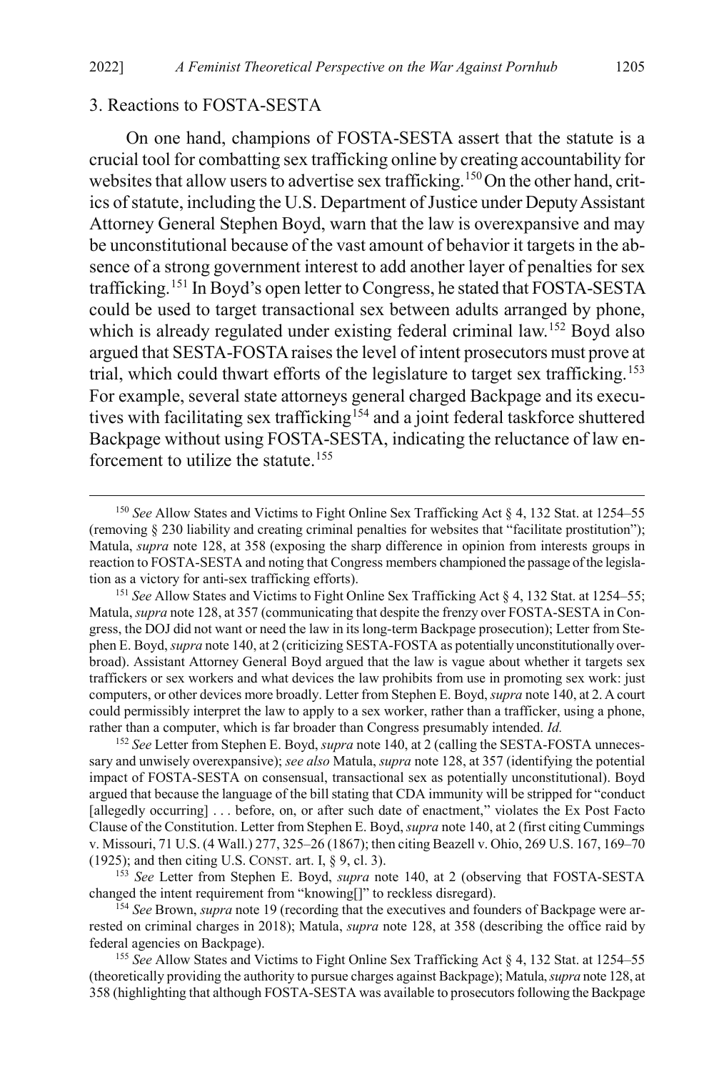### 3. Reactions to FOSTA-SESTA

On one hand, champions of FOSTA-SESTA assert that the statute is a crucial tool for combatting sex trafficking online by creating accountability for websites that allow users to advertise sex trafficking.[150] On the other hand, critics of statute, including the U.S. Department of Justice under Deputy Assistant Attorney General Stephen Boyd, warn that the law is overexpansive and may be unconstitutional because of the vast amount of behavior it targets in the absence of a strong government interest to add another layer of penalties for sex trafficking.[151] In Boyd's open letter to Congress, he stated that FOSTA-SESTA could be used to target transactional sex between adults arranged by phone, which is already regulated under existing federal criminal law.[152] Boyd also argued that SESTA-FOSTA raises the level of intent prosecutors must prove at trial, which could thwart efforts of the legislature to target sex trafficking.[153] For example, several state attorneys general charged Backpage and its executives with facilitating sex trafficking[154] and a joint federal taskforce shuttered Backpage without using FOSTA-SESTA, indicating the reluctance of law enforcement to utilize the statute.[155]

---

[150] *See* Allow States and Victims to Fight Online Sex Trafficking Act § 4, 132 Stat. at 1254–55 (removing § 230 liability and creating criminal penalties for websites that "facilitate prostitution"); Matula, *supra* note 128, at 358 (exposing the sharp difference in opinion from interests groups in reaction to FOSTA-SESTA and noting that Congress members championed the passage of the legislation as a victory for anti-sex trafficking efforts).

[151] *See* Allow States and Victims to Fight Online Sex Trafficking Act § 4, 132 Stat. at 1254–55; Matula, *supra* note 128, at 357 (communicating that despite the frenzy over FOSTA-SESTA in Congress, the DOJ did not want or need the law in its long-term Backpage prosecution); Letter from Stephen E. Boyd, *supra* note 140, at 2 (criticizing SESTA-FOSTA as potentially unconstitutionally overbroad). Assistant Attorney General Boyd argued that the law is vague about whether it targets sex traffickers or sex workers and what devices the law prohibits from use in promoting sex work: just computers, or other devices more broadly. Letter from Stephen E. Boyd, *supra* note 140, at 2. A court could permissibly interpret the law to apply to a sex worker, rather than a trafficker, using a phone, rather than a computer, which is far broader than Congress presumably intended. *Id.*

[152] *See* Letter from Stephen E. Boyd, *supra* note 140, at 2 (calling the SESTA-FOSTA unnecessary and unwisely overexpansive); *see also* Matula, *supra* note 128, at 357 (identifying the potential impact of FOSTA-SESTA on consensual, transactional sex as potentially unconstitutional). Boyd argued that because the language of the bill stating that CDA immunity will be stripped for "conduct [allegedly occurring] . . . before, on, or after such date of enactment," violates the Ex Post Facto Clause of the Constitution. Letter from Stephen E. Boyd, *supra* note 140, at 2 (first citing Cummings v. Missouri, 71 U.S. (4 Wall.) 277, 325–26 (1867); then citing Beazell v. Ohio, 269 U.S. 167, 169–70 (1925); and then citing U.S. CONST. art. I, § 9, cl. 3).

[153] *See* Letter from Stephen E. Boyd, *supra* note 140, at 2 (observing that FOSTA-SESTA changed the intent requirement from "knowing[]" to reckless disregard).

[154] *See* Brown, *supra* note 19 (recording that the executives and founders of Backpage were arrested on criminal charges in 2018); Matula, *supra* note 128, at 358 (describing the office raid by federal agencies on Backpage).

[155] *See* Allow States and Victims to Fight Online Sex Trafficking Act § 4, 132 Stat. at 1254–55 (theoretically providing the authority to pursue charges against Backpage); Matula, *supra* note 128, at 358 (highlighting that although FOSTA-SESTA was available to prosecutors following the Backpage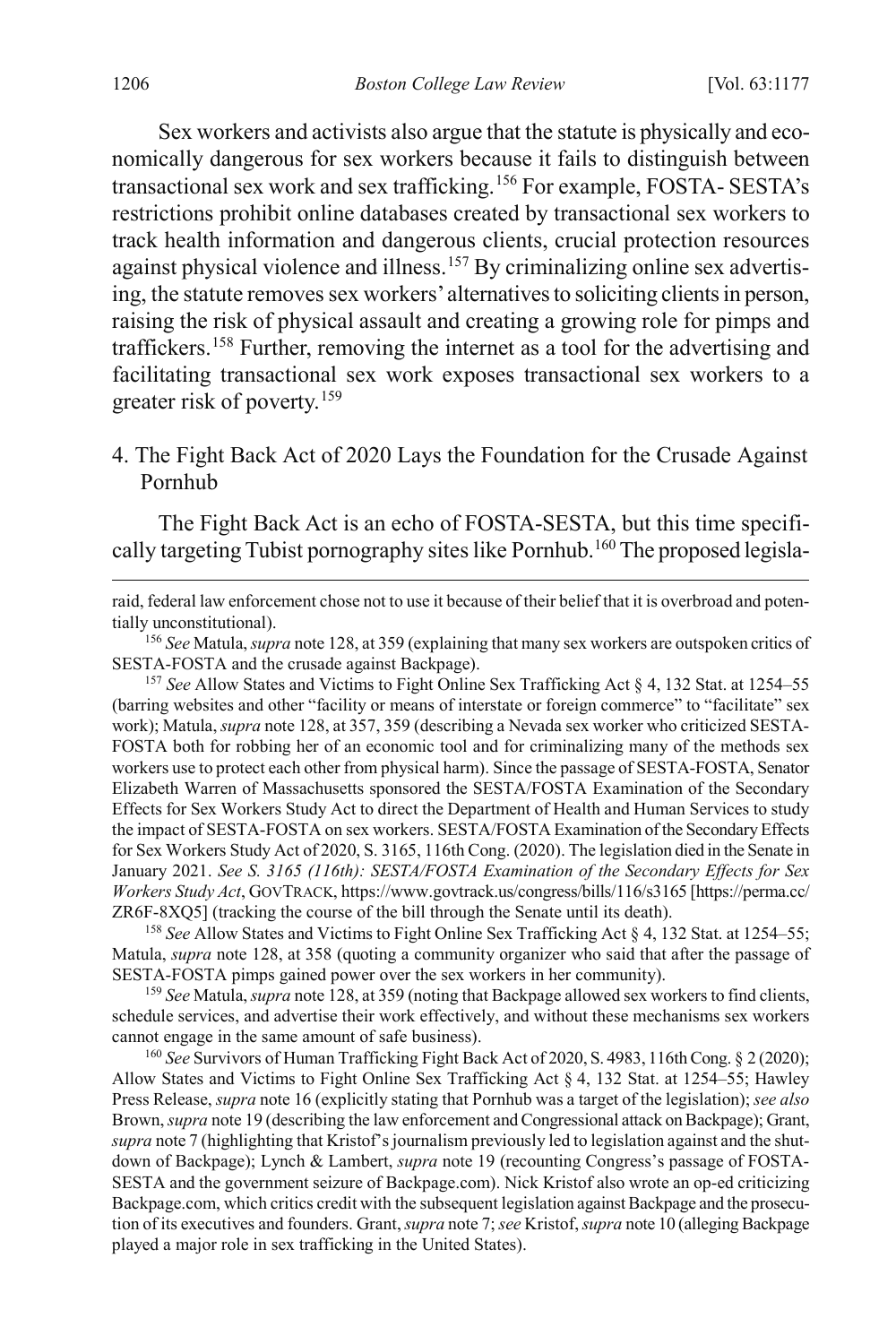Sex workers and activists also argue that the statute is physically and economically dangerous for sex workers because it fails to distinguish between transactional sex work and sex trafficking.[156] For example, FOSTA- SESTA's restrictions prohibit online databases created by transactional sex workers to track health information and dangerous clients, crucial protection resources against physical violence and illness.[157] By criminalizing online sex advertising, the statute removes sex workers' alternatives to soliciting clients in person, raising the risk of physical assault and creating a growing role for pimps and traffickers.[158] Further, removing the internet as a tool for the advertising and facilitating transactional sex work exposes transactional sex workers to a greater risk of poverty.[159]

#### 4. The Fight Back Act of 2020 Lays the Foundation for the Crusade Against Pornhub

The Fight Back Act is an echo of FOSTA-SESTA, but this time specifically targeting Tubist pornography sites like Pornhub.[160] The proposed legisla-

---

raid, federal law enforcement chose not to use it because of their belief that it is overbroad and potentially unconstitutional).

[156] *See* Matula, *supra* note 128, at 359 (explaining that many sex workers are outspoken critics of SESTA-FOSTA and the crusade against Backpage).

[157] *See* Allow States and Victims to Fight Online Sex Trafficking Act § 4, 132 Stat. at 1254–55 (barring websites and other "facility or means of interstate or foreign commerce" to "facilitate" sex work); Matula, *supra* note 128, at 357, 359 (describing a Nevada sex worker who criticized SESTA-FOSTA both for robbing her of an economic tool and for criminalizing many of the methods sex workers use to protect each other from physical harm). Since the passage of SESTA-FOSTA, Senator Elizabeth Warren of Massachusetts sponsored the SESTA/FOSTA Examination of the Secondary Effects for Sex Workers Study Act to direct the Department of Health and Human Services to study the impact of SESTA-FOSTA on sex workers. SESTA/FOSTA Examination of the Secondary Effects for Sex Workers Study Act of 2020, S. 3165, 116th Cong. (2020). The legislation died in the Senate in January 2021. *See S. 3165 (116th): SESTA/FOSTA Examination of the Secondary Effects for Sex Workers Study Act*, GOVTRACK, https://www.govtrack.us/congress/bills/116/s3165 [https://perma.cc/ZR6F-8XQ5] (tracking the course of the bill through the Senate until its death).

[158] *See* Allow States and Victims to Fight Online Sex Trafficking Act § 4, 132 Stat. at 1254–55; Matula, *supra* note 128, at 358 (quoting a community organizer who said that after the passage of SESTA-FOSTA pimps gained power over the sex workers in her community).

[159] *See* Matula, *supra* note 128, at 359 (noting that Backpage allowed sex workers to find clients, schedule services, and advertise their work effectively, and without these mechanisms sex workers cannot engage in the same amount of safe business).

[160] *See* Survivors of Human Trafficking Fight Back Act of 2020, S. 4983, 116th Cong. § 2 (2020); Allow States and Victims to Fight Online Sex Trafficking Act § 4, 132 Stat. at 1254–55; Hawley Press Release, *supra* note 16 (explicitly stating that Pornhub was a target of the legislation); *see also* Brown, *supra* note 19 (describing the law enforcement and Congressional attack on Backpage); Grant, *supra* note 7 (highlighting that Kristof's journalism previously led to legislation against and the shutdown of Backpage); Lynch & Lambert, *supra* note 19 (recounting Congress's passage of FOSTA-SESTA and the government seizure of Backpage.com). Nick Kristof also wrote an op-ed criticizing Backpage.com, which critics credit with the subsequent legislation against Backpage and the prosecution of its executives and founders. Grant, *supra* note 7; *see* Kristof, *supra* note 10 (alleging Backpage played a major role in sex trafficking in the United States).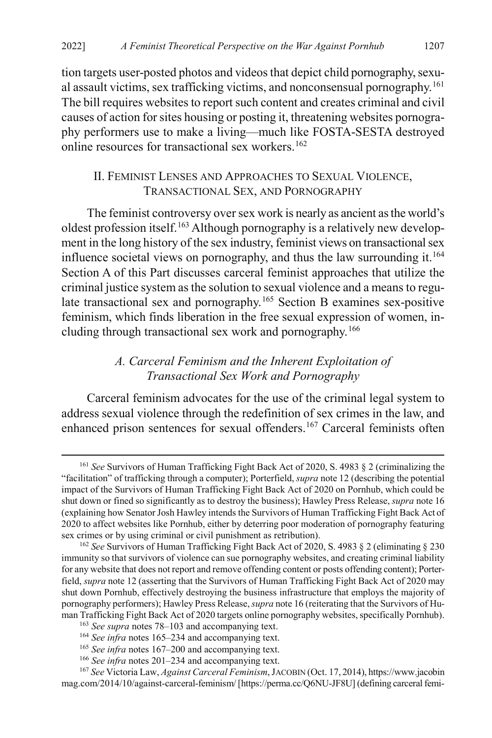tion targets user-posted photos and videos that depict child pornography, sexual assault victims, sex trafficking victims, and nonconsensual pornography.[161] The bill requires websites to report such content and creates criminal and civil causes of action for sites housing or posting it, threatening websites pornography performers use to make a living—much like FOSTA-SESTA destroyed online resources for transactional sex workers.[162]

## II. Feminist Lenses and Approaches to Sexual Violence, Transactional Sex, and Pornography

The feminist controversy over sex work is nearly as ancient as the world's oldest profession itself.[163] Although pornography is a relatively new development in the long history of the sex industry, feminist views on transactional sex influence societal views on pornography, and thus the law surrounding it.[164] Section A of this Part discusses carceral feminist approaches that utilize the criminal justice system as the solution to sexual violence and a means to regulate transactional sex and pornography.[165] Section B examines sex-positive feminism, which finds liberation in the free sexual expression of women, including through transactional sex work and pornography.[166]

### *A. Carceral Feminism and the Inherent Exploitation of Transactional Sex Work and Pornography*

Carceral feminism advocates for the use of the criminal legal system to address sexual violence through the redefinition of sex crimes in the law, and enhanced prison sentences for sexual offenders.[167] Carceral feminists often

---

[161] *See* Survivors of Human Trafficking Fight Back Act of 2020, S. 4983 § 2 (criminalizing the "facilitation" of trafficking through a computer); Porterfield, *supra* note 12 (describing the potential impact of the Survivors of Human Trafficking Fight Back Act of 2020 on Pornhub, which could be shut down or fined so significantly as to destroy the business); Hawley Press Release, *supra* note 16 (explaining how Senator Josh Hawley intends the Survivors of Human Trafficking Fight Back Act of 2020 to affect websites like Pornhub, either by deterring poor moderation of pornography featuring sex crimes or by using criminal or civil punishment as retribution).

[162] *See* Survivors of Human Trafficking Fight Back Act of 2020, S. 4983 § 2 (eliminating § 230 immunity so that survivors of violence can sue pornography websites, and creating criminal liability for any website that does not report and remove offending content or posts offending content); Porterfield, *supra* note 12 (asserting that the Survivors of Human Trafficking Fight Back Act of 2020 may shut down Pornhub, effectively destroying the business infrastructure that employs the majority of pornography performers); Hawley Press Release, *supra* note 16 (reiterating that the Survivors of Human Trafficking Fight Back Act of 2020 targets online pornography websites, specifically Pornhub).

[163] *See supra* notes 78–103 and accompanying text.

[164] *See infra* notes 165–234 and accompanying text.

[165] *See infra* notes 167–200 and accompanying text.

[166] *See infra* notes 201–234 and accompanying text.

[167] *See* Victoria Law, *Against Carceral Feminism*, JACOBIN (Oct. 17, 2014), https://www.jacobinmag.com/2014/10/against-carceral-feminism/ [https://perma.cc/Q6NU-JF8U] (defining carceral femi-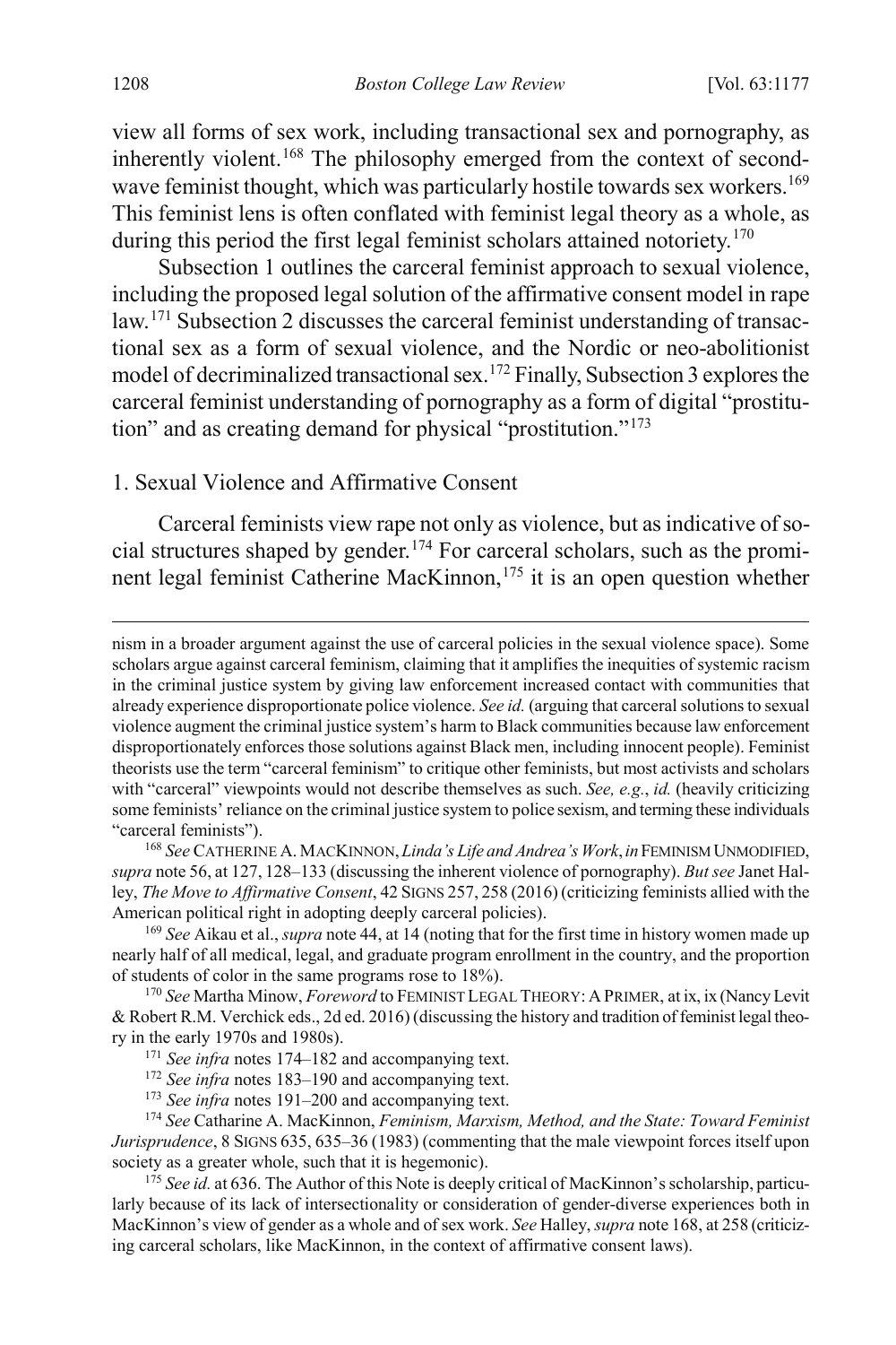view all forms of sex work, including transactional sex and pornography, as inherently violent.[168] The philosophy emerged from the context of second-wave feminist thought, which was particularly hostile towards sex workers.[169] This feminist lens is often conflated with feminist legal theory as a whole, as during this period the first legal feminist scholars attained notoriety.[170]

Subsection 1 outlines the carceral feminist approach to sexual violence, including the proposed legal solution of the affirmative consent model in rape law.[171] Subsection 2 discusses the carceral feminist understanding of transactional sex as a form of sexual violence, and the Nordic or neo-abolitionist model of decriminalized transactional sex.[172] Finally, Subsection 3 explores the carceral feminist understanding of pornography as a form of digital "prostitution" and as creating demand for physical "prostitution."[173]

1. Sexual Violence and Affirmative Consent

Carceral feminists view rape not only as violence, but as indicative of social structures shaped by gender.[174] For carceral scholars, such as the prominent legal feminist Catherine MacKinnon,[175] it is an open question whether

---

nism in a broader argument against the use of carceral policies in the sexual violence space). Some scholars argue against carceral feminism, claiming that it amplifies the inequities of systemic racism in the criminal justice system by giving law enforcement increased contact with communities that already experience disproportionate police violence. *See id.* (arguing that carceral solutions to sexual violence augment the criminal justice system's harm to Black communities because law enforcement disproportionately enforces those solutions against Black men, including innocent people). Feminist theorists use the term "carceral feminism" to critique other feminists, but most activists and scholars with "carceral" viewpoints would not describe themselves as such. *See, e.g.*, *id.* (heavily criticizing some feminists' reliance on the criminal justice system to police sexism, and terming these individuals "carceral feminists").

[168] *See* CATHERINE A. MACKINNON, *Linda's Life and Andrea's Work*, *in* FEMINISM UNMODIFIED, *supra* note 56, at 127, 128–133 (discussing the inherent violence of pornography). *But see* Janet Halley, *The Move to Affirmative Consent*, 42 SIGNS 257, 258 (2016) (criticizing feminists allied with the American political right in adopting deeply carceral policies).

[169] *See* Aikau et al., *supra* note 44, at 14 (noting that for the first time in history women made up nearly half of all medical, legal, and graduate program enrollment in the country, and the proportion of students of color in the same programs rose to 18%).

[170] *See* Martha Minow, *Foreword* to FEMINIST LEGAL THEORY: A PRIMER, at ix, ix (Nancy Levit & Robert R.M. Verchick eds., 2d ed. 2016) (discussing the history and tradition of feminist legal theory in the early 1970s and 1980s).

[171] *See infra* notes 174–182 and accompanying text.

[172] *See infra* notes 183–190 and accompanying text.

[173] *See infra* notes 191–200 and accompanying text.

[174] *See* Catharine A. MacKinnon, *Feminism, Marxism, Method, and the State: Toward Feminist Jurisprudence*, 8 SIGNS 635, 635–36 (1983) (commenting that the male viewpoint forces itself upon society as a greater whole, such that it is hegemonic).

[175] *See id.* at 636. The Author of this Note is deeply critical of MacKinnon's scholarship, particularly because of its lack of intersectionality or consideration of gender-diverse experiences both in MacKinnon's view of gender as a whole and of sex work. *See* Halley, *supra* note 168, at 258 (criticizing carceral scholars, like MacKinnon, in the context of affirmative consent laws).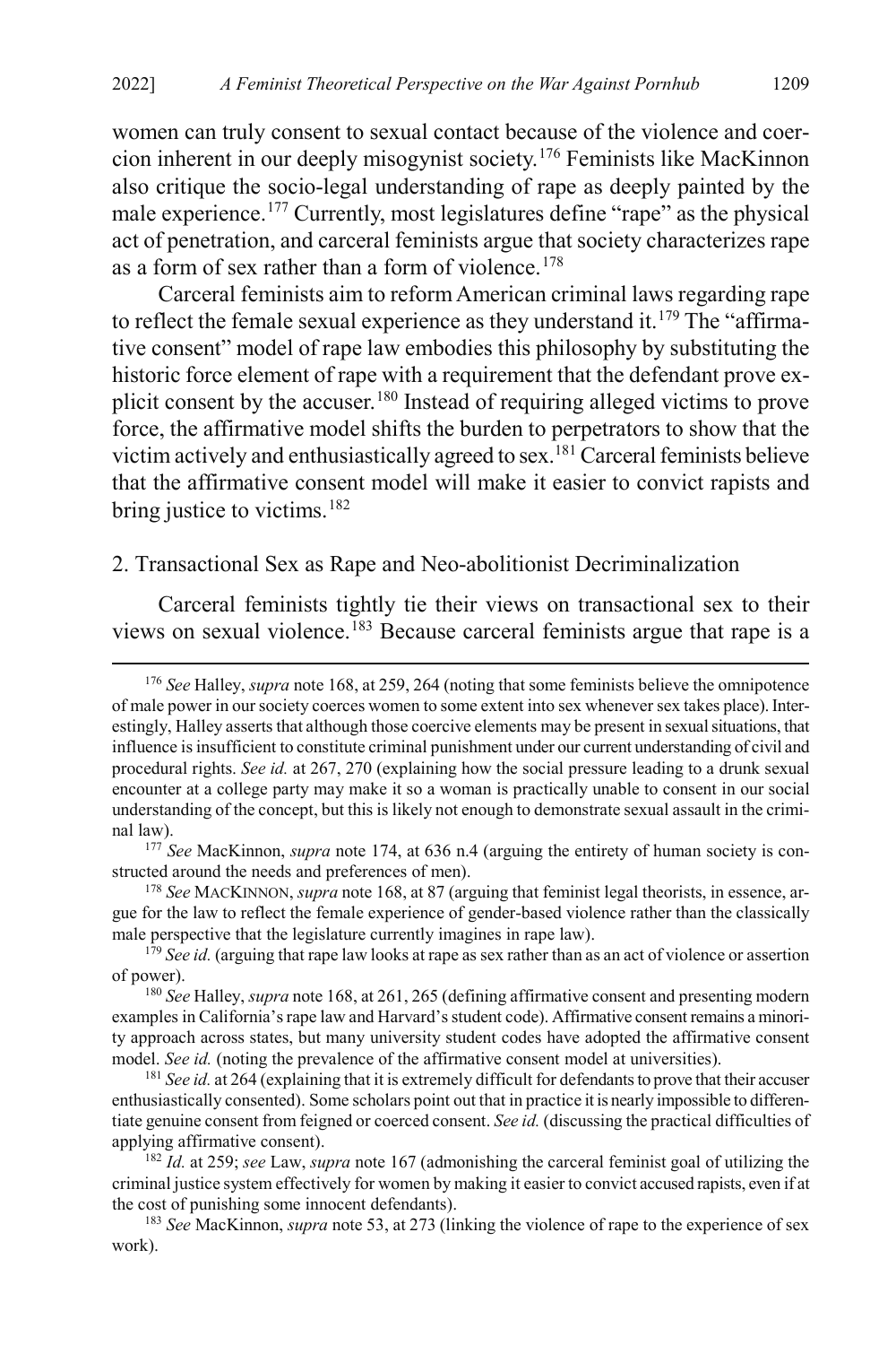women can truly consent to sexual contact because of the violence and coercion inherent in our deeply misogynist society.[176] Feminists like MacKinnon also critique the socio-legal understanding of rape as deeply painted by the male experience.[177] Currently, most legislatures define "rape" as the physical act of penetration, and carceral feminists argue that society characterizes rape as a form of sex rather than a form of violence.[178]

Carceral feminists aim to reform American criminal laws regarding rape to reflect the female sexual experience as they understand it.[179] The "affirmative consent" model of rape law embodies this philosophy by substituting the historic force element of rape with a requirement that the defendant prove explicit consent by the accuser.[180] Instead of requiring alleged victims to prove force, the affirmative model shifts the burden to perpetrators to show that the victim actively and enthusiastically agreed to sex.[181] Carceral feminists believe that the affirmative consent model will make it easier to convict rapists and bring justice to victims.[182]

### 2. Transactional Sex as Rape and Neo-abolitionist Decriminalization

Carceral feminists tightly tie their views on transactional sex to their views on sexual violence.[183] Because carceral feminists argue that rape is a

---

[176] *See* Halley, *supra* note 168, at 259, 264 (noting that some feminists believe the omnipotence of male power in our society coerces women to some extent into sex whenever sex takes place). Interestingly, Halley asserts that although those coercive elements may be present in sexual situations, that influence is insufficient to constitute criminal punishment under our current understanding of civil and procedural rights. *See id.* at 267, 270 (explaining how the social pressure leading to a drunk sexual encounter at a college party may make it so a woman is practically unable to consent in our social understanding of the concept, but this is likely not enough to demonstrate sexual assault in the criminal law).

[177] *See* MacKinnon, *supra* note 174, at 636 n.4 (arguing the entirety of human society is constructed around the needs and preferences of men).

[178] *See* MACKINNON, *supra* note 168, at 87 (arguing that feminist legal theorists, in essence, argue for the law to reflect the female experience of gender-based violence rather than the classically male perspective that the legislature currently imagines in rape law).

[179] *See id.* (arguing that rape law looks at rape as sex rather than as an act of violence or assertion of power).

[180] *See* Halley, *supra* note 168, at 261, 265 (defining affirmative consent and presenting modern examples in California's rape law and Harvard's student code). Affirmative consent remains a minority approach across states, but many university student codes have adopted the affirmative consent model. *See id.* (noting the prevalence of the affirmative consent model at universities).

[181] *See id.* at 264 (explaining that it is extremely difficult for defendants to prove that their accuser enthusiastically consented). Some scholars point out that in practice it is nearly impossible to differentiate genuine consent from feigned or coerced consent. *See id.* (discussing the practical difficulties of applying affirmative consent).

[182] *Id.* at 259; *see* Law, *supra* note 167 (admonishing the carceral feminist goal of utilizing the criminal justice system effectively for women by making it easier to convict accused rapists, even if at the cost of punishing some innocent defendants).

[183] *See* MacKinnon, *supra* note 53, at 273 (linking the violence of rape to the experience of sex work).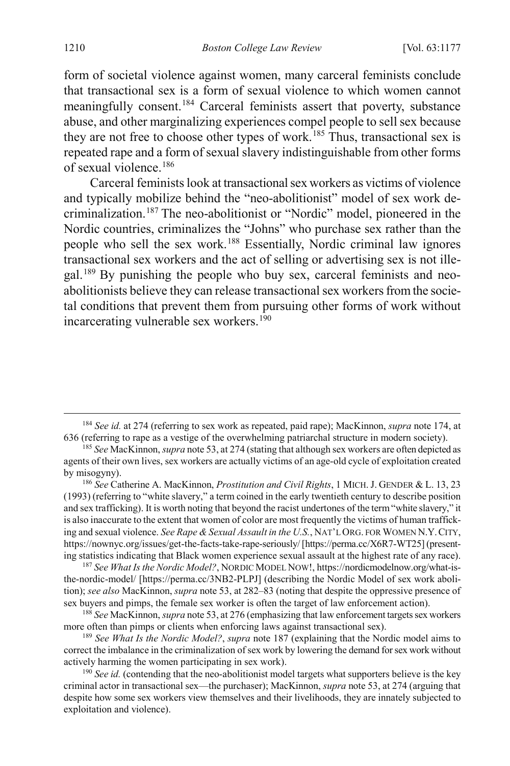form of societal violence against women, many carceral feminists conclude that transactional sex is a form of sexual violence to which women cannot meaningfully consent.[184] Carceral feminists assert that poverty, substance abuse, and other marginalizing experiences compel people to sell sex because they are not free to choose other types of work.[185] Thus, transactional sex is repeated rape and a form of sexual slavery indistinguishable from other forms of sexual violence.[186]

Carceral feminists look at transactional sex workers as victims of violence and typically mobilize behind the "neo-abolitionist" model of sex work decriminalization.[187] The neo-abolitionist or "Nordic" model, pioneered in the Nordic countries, criminalizes the "Johns" who purchase sex rather than the people who sell the sex work.[188] Essentially, Nordic criminal law ignores transactional sex workers and the act of selling or advertising sex is not illegal.[189] By punishing the people who buy sex, carceral feminists and neo-abolitionists believe they can release transactional sex workers from the societal conditions that prevent them from pursuing other forms of work without incarcerating vulnerable sex workers.[190]

---

[184] *See id.* at 274 (referring to sex work as repeated, paid rape); MacKinnon, *supra* note 174, at 636 (referring to rape as a vestige of the overwhelming patriarchal structure in modern society).

[185] *See* MacKinnon, *supra* note 53, at 274 (stating that although sex workers are often depicted as agents of their own lives, sex workers are actually victims of an age-old cycle of exploitation created by misogyny).

[186] *See* Catherine A. MacKinnon, *Prostitution and Civil Rights*, 1 MICH. J. GENDER & L. 13, 23 (1993) (referring to "white slavery," a term coined in the early twentieth century to describe position and sex trafficking). It is worth noting that beyond the racist undertones of the term "white slavery," it is also inaccurate to the extent that women of color are most frequently the victims of human trafficking and sexual violence. *See Rape & Sexual Assault in the U.S.*, NAT'L ORG. FOR WOMEN N.Y. CITY, https://nownyc.org/issues/get-the-facts-take-rape-seriously/ [https://perma.cc/X6R7-WT25] (presenting statistics indicating that Black women experience sexual assault at the highest rate of any race).

[187] *See What Is the Nordic Model?*, NORDIC MODEL NOW!, https://nordicmodelnow.org/what-is-the-nordic-model/ [https://perma.cc/3NB2-PLPJ] (describing the Nordic Model of sex work abolition); *see also* MacKinnon, *supra* note 53, at 282–83 (noting that despite the oppressive presence of sex buyers and pimps, the female sex worker is often the target of law enforcement action).

[188] *See* MacKinnon, *supra* note 53, at 276 (emphasizing that law enforcement targets sex workers more often than pimps or clients when enforcing laws against transactional sex).

[189] *See What Is the Nordic Model?*, *supra* note 187 (explaining that the Nordic model aims to correct the imbalance in the criminalization of sex work by lowering the demand for sex work without actively harming the women participating in sex work).

[190] *See id.* (contending that the neo-abolitionist model targets what supporters believe is the key criminal actor in transactional sex—the purchaser); MacKinnon, *supra* note 53, at 274 (arguing that despite how some sex workers view themselves and their livelihoods, they are innately subjected to exploitation and violence).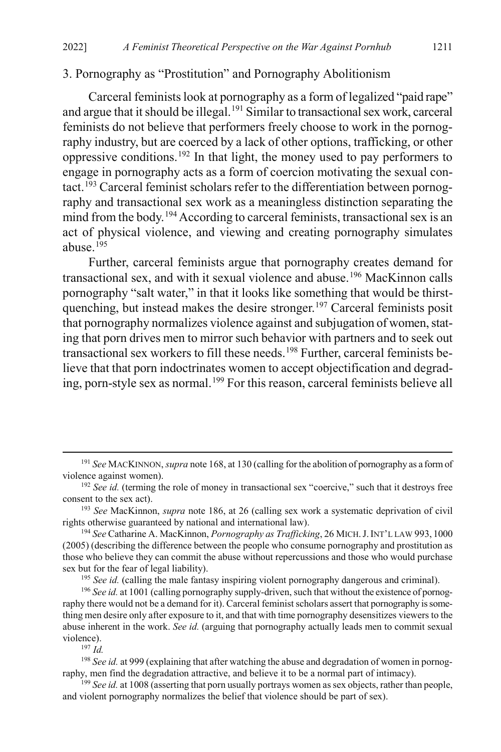### 3. Pornography as "Prostitution" and Pornography Abolitionism

Carceral feminists look at pornography as a form of legalized "paid rape" and argue that it should be illegal.[191] Similar to transactional sex work, carceral feminists do not believe that performers freely choose to work in the pornography industry, but are coerced by a lack of other options, trafficking, or other oppressive conditions.[192] In that light, the money used to pay performers to engage in pornography acts as a form of coercion motivating the sexual contact.[193] Carceral feminist scholars refer to the differentiation between pornography and transactional sex work as a meaningless distinction separating the mind from the body.[194] According to carceral feminists, transactional sex is an act of physical violence, and viewing and creating pornography simulates abuse.[195]

Further, carceral feminists argue that pornography creates demand for transactional sex, and with it sexual violence and abuse.[196] MacKinnon calls pornography "salt water," in that it looks like something that would be thirst-quenching, but instead makes the desire stronger.[197] Carceral feminists posit that pornography normalizes violence against and subjugation of women, stating that porn drives men to mirror such behavior with partners and to seek out transactional sex workers to fill these needs.[198] Further, carceral feminists believe that that porn indoctrinates women to accept objectification and degrading, porn-style sex as normal.[199] For this reason, carceral feminists believe all

---

[191] *See* MACKINNON, *supra* note 168, at 130 (calling for the abolition of pornography as a form of violence against women).

[192] *See id.* (terming the role of money in transactional sex "coercive," such that it destroys free consent to the sex act).

[193] *See* MacKinnon, *supra* note 186, at 26 (calling sex work a systematic deprivation of civil rights otherwise guaranteed by national and international law).

[194] *See* Catharine A. MacKinnon, *Pornography as Trafficking*, 26 MICH. J. INT'L LAW 993, 1000 (2005) (describing the difference between the people who consume pornography and prostitution as those who believe they can commit the abuse without repercussions and those who would purchase sex but for the fear of legal liability).

[195] *See id.* (calling the male fantasy inspiring violent pornography dangerous and criminal).

[196] *See id.* at 1001 (calling pornography supply-driven, such that without the existence of pornography there would not be a demand for it). Carceral feminist scholars assert that pornography is something men desire only after exposure to it, and that with time pornography desensitizes viewers to the abuse inherent in the work. *See id.* (arguing that pornography actually leads men to commit sexual violence).

[197] *Id.*

[198] *See id.* at 999 (explaining that after watching the abuse and degradation of women in pornography, men find the degradation attractive, and believe it to be a normal part of intimacy).

[199] *See id.* at 1008 (asserting that porn usually portrays women as sex objects, rather than people, and violent pornography normalizes the belief that violence should be part of sex).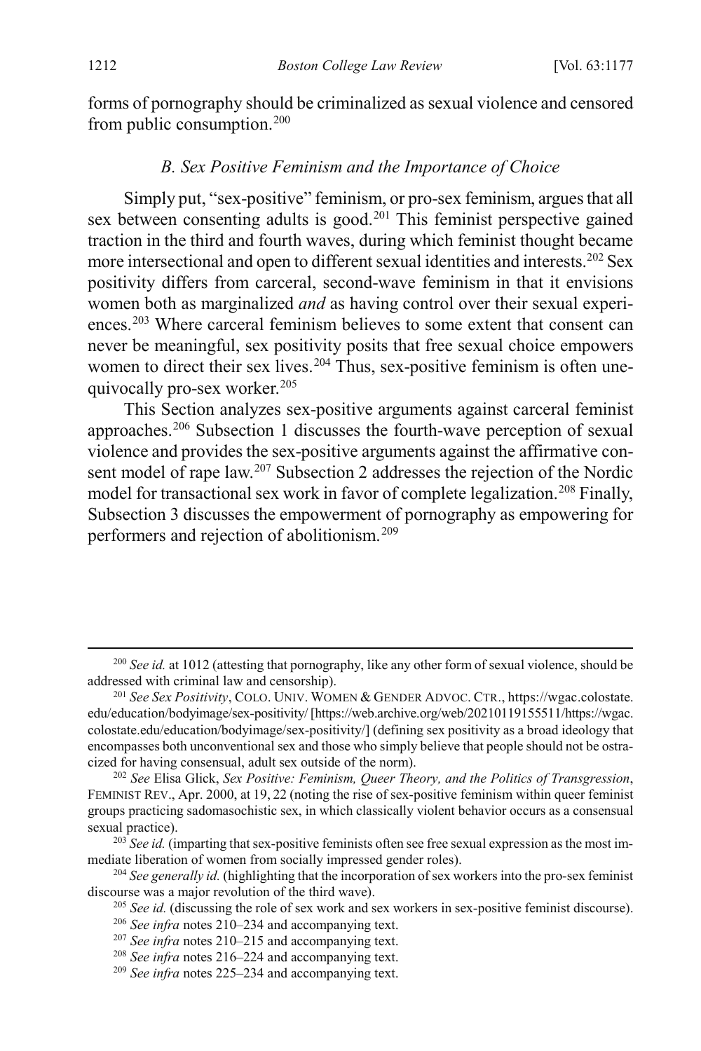forms of pornography should be criminalized as sexual violence and censored from public consumption.[200]

### *B. Sex Positive Feminism and the Importance of Choice*

Simply put, "sex-positive" feminism, or pro-sex feminism, argues that all sex between consenting adults is good.[201] This feminist perspective gained traction in the third and fourth waves, during which feminist thought became more intersectional and open to different sexual identities and interests.[202] Sex positivity differs from carceral, second-wave feminism in that it envisions women both as marginalized *and* as having control over their sexual experiences.[203] Where carceral feminism believes to some extent that consent can never be meaningful, sex positivity posits that free sexual choice empowers women to direct their sex lives.[204] Thus, sex-positive feminism is often unequivocally pro-sex worker.[205]

This Section analyzes sex-positive arguments against carceral feminist approaches.[206] Subsection 1 discusses the fourth-wave perception of sexual violence and provides the sex-positive arguments against the affirmative consent model of rape law.[207] Subsection 2 addresses the rejection of the Nordic model for transactional sex work in favor of complete legalization.[208] Finally, Subsection 3 discusses the empowerment of pornography as empowering for performers and rejection of abolitionism.[209]

---

[200] *See id.* at 1012 (attesting that pornography, like any other form of sexual violence, should be addressed with criminal law and censorship).

[201] *See Sex Positivity*, COLO. UNIV. WOMEN & GENDER ADVOC. CTR., https://wgac.colostate.edu/education/bodyimage/sex-positivity/ [https://web.archive.org/web/20210119155511/https://wgac.colostate.edu/education/bodyimage/sex-positivity/] (defining sex positivity as a broad ideology that encompasses both unconventional sex and those who simply believe that people should not be ostracized for having consensual, adult sex outside of the norm).

[202] *See* Elisa Glick, *Sex Positive: Feminism, Queer Theory, and the Politics of Transgression*, FEMINIST REV., Apr. 2000, at 19, 22 (noting the rise of sex-positive feminism within queer feminist groups practicing sadomasochistic sex, in which classically violent behavior occurs as a consensual sexual practice).

[203] *See id.* (imparting that sex-positive feminists often see free sexual expression as the most immediate liberation of women from socially impressed gender roles).

[204] *See generally id.* (highlighting that the incorporation of sex workers into the pro-sex feminist discourse was a major revolution of the third wave).

[205] *See id.* (discussing the role of sex work and sex workers in sex-positive feminist discourse).

[206] *See infra* notes 210–234 and accompanying text.

[207] *See infra* notes 210–215 and accompanying text.

[208] *See infra* notes 216–224 and accompanying text.

[209] *See infra* notes 225–234 and accompanying text.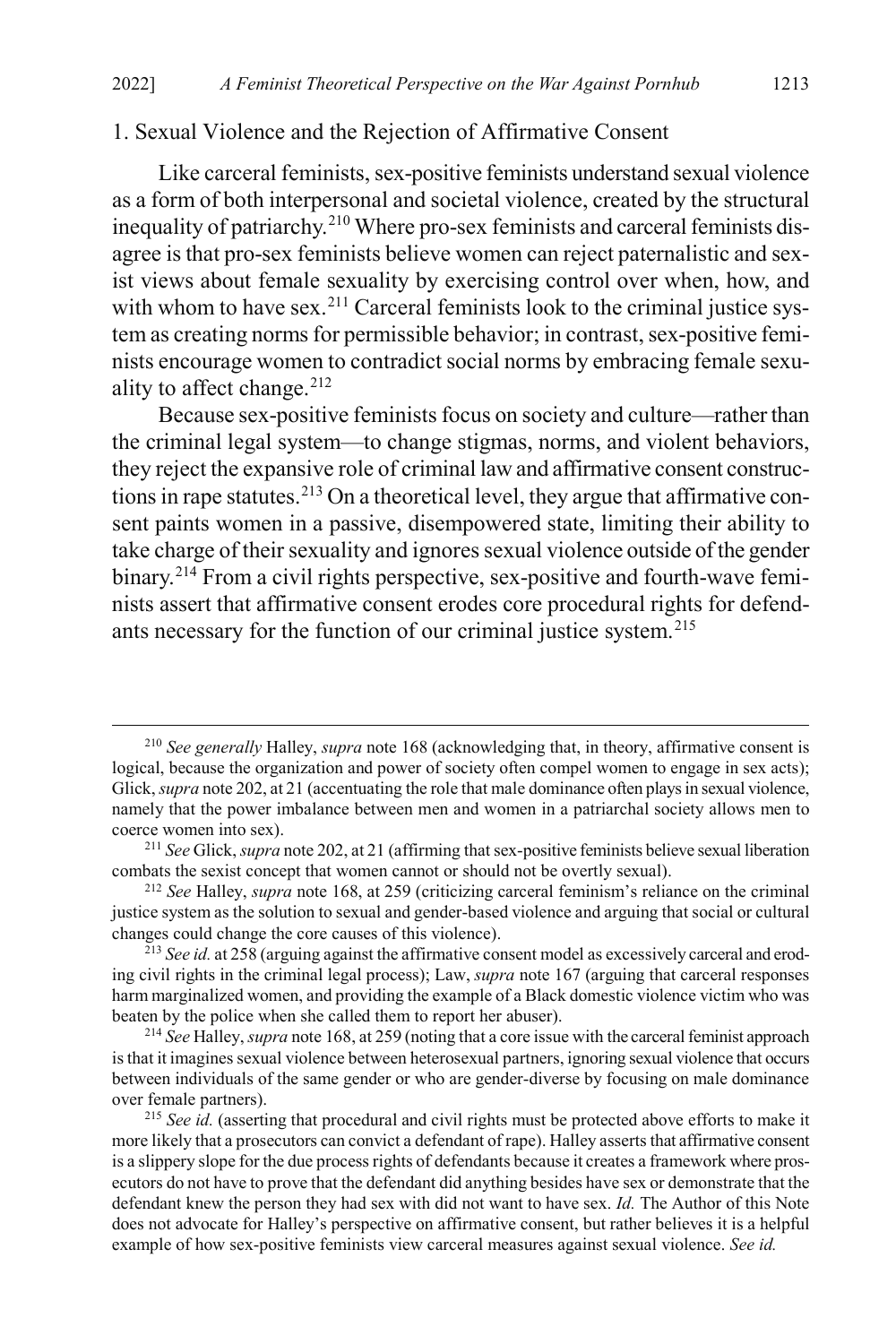### 1. Sexual Violence and the Rejection of Affirmative Consent

Like carceral feminists, sex-positive feminists understand sexual violence as a form of both interpersonal and societal violence, created by the structural inequality of patriarchy.[210] Where pro-sex feminists and carceral feminists disagree is that pro-sex feminists believe women can reject paternalistic and sexist views about female sexuality by exercising control over when, how, and with whom to have sex.[211] Carceral feminists look to the criminal justice system as creating norms for permissible behavior; in contrast, sex-positive feminists encourage women to contradict social norms by embracing female sexuality to affect change.[212]

Because sex-positive feminists focus on society and culture—rather than the criminal legal system—to change stigmas, norms, and violent behaviors, they reject the expansive role of criminal law and affirmative consent constructions in rape statutes.[213] On a theoretical level, they argue that affirmative consent paints women in a passive, disempowered state, limiting their ability to take charge of their sexuality and ignores sexual violence outside of the gender binary.[214] From a civil rights perspective, sex-positive and fourth-wave feminists assert that affirmative consent erodes core procedural rights for defendants necessary for the function of our criminal justice system.[215]

---

[210] *See generally* Halley, *supra* note 168 (acknowledging that, in theory, affirmative consent is logical, because the organization and power of society often compel women to engage in sex acts); Glick, *supra* note 202, at 21 (accentuating the role that male dominance often plays in sexual violence, namely that the power imbalance between men and women in a patriarchal society allows men to coerce women into sex).

[211] *See* Glick, *supra* note 202, at 21 (affirming that sex-positive feminists believe sexual liberation combats the sexist concept that women cannot or should not be overtly sexual).

[212] *See* Halley, *supra* note 168, at 259 (criticizing carceral feminism's reliance on the criminal justice system as the solution to sexual and gender-based violence and arguing that social or cultural changes could change the core causes of this violence).

[213] *See id.* at 258 (arguing against the affirmative consent model as excessively carceral and eroding civil rights in the criminal legal process); Law, *supra* note 167 (arguing that carceral responses harm marginalized women, and providing the example of a Black domestic violence victim who was beaten by the police when she called them to report her abuser).

[214] *See* Halley, *supra* note 168, at 259 (noting that a core issue with the carceral feminist approach is that it imagines sexual violence between heterosexual partners, ignoring sexual violence that occurs between individuals of the same gender or who are gender-diverse by focusing on male dominance over female partners).

[215] *See id.* (asserting that procedural and civil rights must be protected above efforts to make it more likely that a prosecutors can convict a defendant of rape). Halley asserts that affirmative consent is a slippery slope for the due process rights of defendants because it creates a framework where prosecutors do not have to prove that the defendant did anything besides have sex or demonstrate that the defendant knew the person they had sex with did not want to have sex. *Id.* The Author of this Note does not advocate for Halley's perspective on affirmative consent, but rather believes it is a helpful example of how sex-positive feminists view carceral measures against sexual violence. *See id.*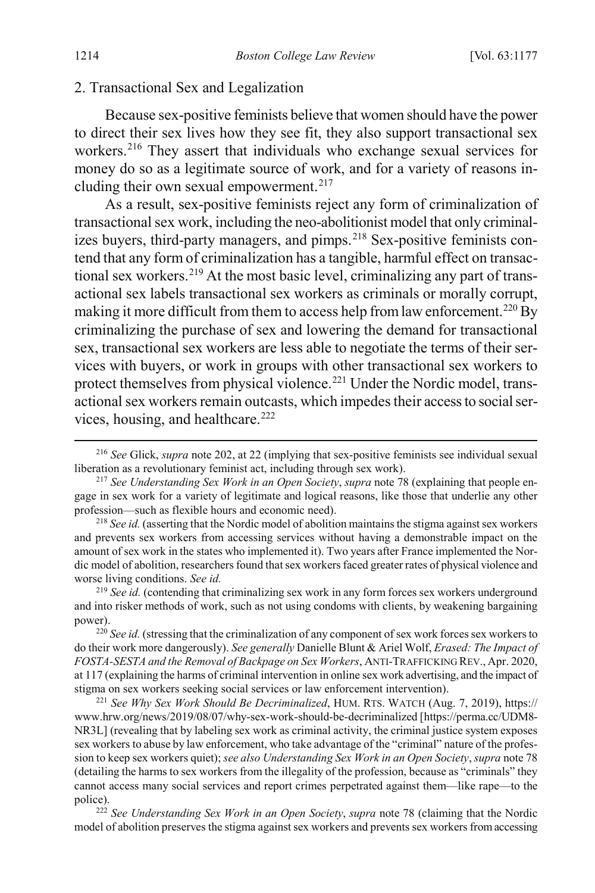### 2. Transactional Sex and Legalization

Because sex-positive feminists believe that women should have the power to direct their sex lives how they see fit, they also support transactional sex workers.[216] They assert that individuals who exchange sexual services for money do so as a legitimate source of work, and for a variety of reasons including their own sexual empowerment.[217]

As a result, sex-positive feminists reject any form of criminalization of transactional sex work, including the neo-abolitionist model that only criminalizes buyers, third-party managers, and pimps.[218] Sex-positive feminists contend that any form of criminalization has a tangible, harmful effect on transactional sex workers.[219] At the most basic level, criminalizing any part of transactional sex labels transactional sex workers as criminals or morally corrupt, making it more difficult from them to access help from law enforcement.[220] By criminalizing the purchase of sex and lowering the demand for transactional sex, transactional sex workers are less able to negotiate the terms of their services with buyers, or work in groups with other transactional sex workers to protect themselves from physical violence.[221] Under the Nordic model, transactional sex workers remain outcasts, which impedes their access to social services, housing, and healthcare.[222]

---

[216] *See* Glick, *supra* note 202, at 22 (implying that sex-positive feminists see individual sexual liberation as a revolutionary feminist act, including through sex work).

[217] *See Understanding Sex Work in an Open Society*, *supra* note 78 (explaining that people engage in sex work for a variety of legitimate and logical reasons, like those that underlie any other profession—such as flexible hours and economic need).

[218] *See id.* (asserting that the Nordic model of abolition maintains the stigma against sex workers and prevents sex workers from accessing services without having a demonstrable impact on the amount of sex work in the states who implemented it). Two years after France implemented the Nordic model of abolition, researchers found that sex workers faced greater rates of physical violence and worse living conditions. *See id.*

[219] *See id.* (contending that criminalizing sex work in any form forces sex workers underground and into risker methods of work, such as not using condoms with clients, by weakening bargaining power).

[220] *See id.* (stressing that the criminalization of any component of sex work forces sex workers to do their work more dangerously). *See generally* Danielle Blunt & Ariel Wolf, *Erased: The Impact of FOSTA-SESTA and the Removal of Backpage on Sex Workers*, ANTI-TRAFFICKING REV., Apr. 2020, at 117 (explaining the harms of criminal intervention in online sex work advertising, and the impact of stigma on sex workers seeking social services or law enforcement intervention).

[221] *See Why Sex Work Should Be Decriminalized*, HUM. RTS. WATCH (Aug. 7, 2019), https://www.hrw.org/news/2019/08/07/why-sex-work-should-be-decriminalized [https://perma.cc/UDM8-NR3L] (revealing that by labeling sex work as criminal activity, the criminal justice system exposes sex workers to abuse by law enforcement, who take advantage of the "criminal" nature of the profession to keep sex workers quiet); *see also Understanding Sex Work in an Open Society*, *supra* note 78 (detailing the harms to sex workers from the illegality of the profession, because as "criminals" they cannot access many social services and report crimes perpetrated against them—like rape—to the police).

[222] *See Understanding Sex Work in an Open Society*, *supra* note 78 (claiming that the Nordic model of abolition preserves the stigma against sex workers and prevents sex workers from accessing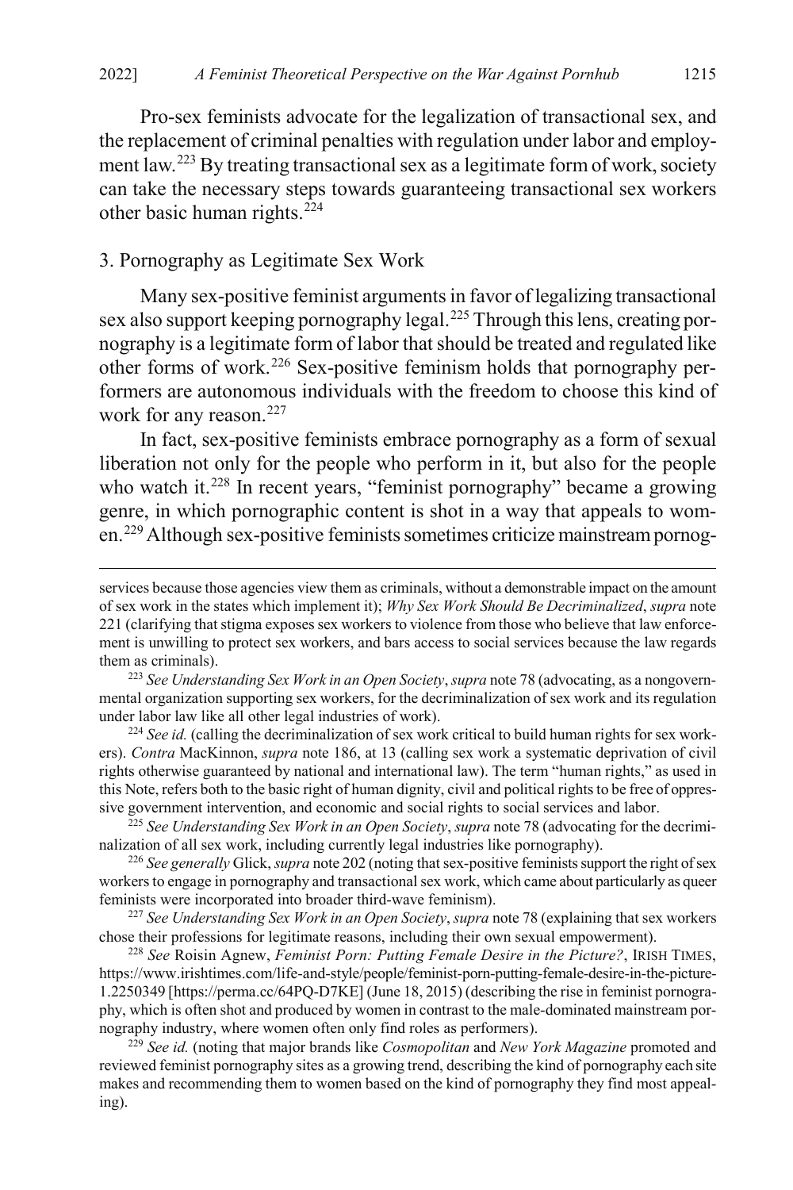Pro-sex feminists advocate for the legalization of transactional sex, and the replacement of criminal penalties with regulation under labor and employment law.[223] By treating transactional sex as a legitimate form of work, society can take the necessary steps towards guaranteeing transactional sex workers other basic human rights.[224]

### 3. Pornography as Legitimate Sex Work

Many sex-positive feminist arguments in favor of legalizing transactional sex also support keeping pornography legal.[225] Through this lens, creating pornography is a legitimate form of labor that should be treated and regulated like other forms of work.[226] Sex-positive feminism holds that pornography performers are autonomous individuals with the freedom to choose this kind of work for any reason.[227]

In fact, sex-positive feminists embrace pornography as a form of sexual liberation not only for the people who perform in it, but also for the people who watch it.[228] In recent years, "feminist pornography" became a growing genre, in which pornographic content is shot in a way that appeals to women.[229] Although sex-positive feminists sometimes criticize mainstream pornog-

---

services because those agencies view them as criminals, without a demonstrable impact on the amount of sex work in the states which implement it); *Why Sex Work Should Be Decriminalized*, *supra* note 221 (clarifying that stigma exposes sex workers to violence from those who believe that law enforcement is unwilling to protect sex workers, and bars access to social services because the law regards them as criminals).

[223] *See Understanding Sex Work in an Open Society*, *supra* note 78 (advocating, as a nongovernmental organization supporting sex workers, for the decriminalization of sex work and its regulation under labor law like all other legal industries of work).

[224] *See id.* (calling the decriminalization of sex work critical to build human rights for sex workers). *Contra* MacKinnon, *supra* note 186, at 13 (calling sex work a systematic deprivation of civil rights otherwise guaranteed by national and international law). The term "human rights," as used in this Note, refers both to the basic right of human dignity, civil and political rights to be free of oppressive government intervention, and economic and social rights to social services and labor.

[225] *See Understanding Sex Work in an Open Society*, *supra* note 78 (advocating for the decriminalization of all sex work, including currently legal industries like pornography).

[226] *See generally* Glick, *supra* note 202 (noting that sex-positive feminists support the right of sex workers to engage in pornography and transactional sex work, which came about particularly as queer feminists were incorporated into broader third-wave feminism).

[227] *See Understanding Sex Work in an Open Society*, *supra* note 78 (explaining that sex workers chose their professions for legitimate reasons, including their own sexual empowerment).

[228] *See* Roisin Agnew, *Feminist Porn: Putting Female Desire in the Picture?*, IRISH TIMES, https://www.irishtimes.com/life-and-style/people/feminist-porn-putting-female-desire-in-the-picture-1.2250349 [https://perma.cc/64PQ-D7KE] (June 18, 2015) (describing the rise in feminist pornography, which is often shot and produced by women in contrast to the male-dominated mainstream pornography industry, where women often only find roles as performers).

[229] *See id.* (noting that major brands like *Cosmopolitan* and *New York Magazine* promoted and reviewed feminist pornography sites as a growing trend, describing the kind of pornography each site makes and recommending them to women based on the kind of pornography they find most appealing).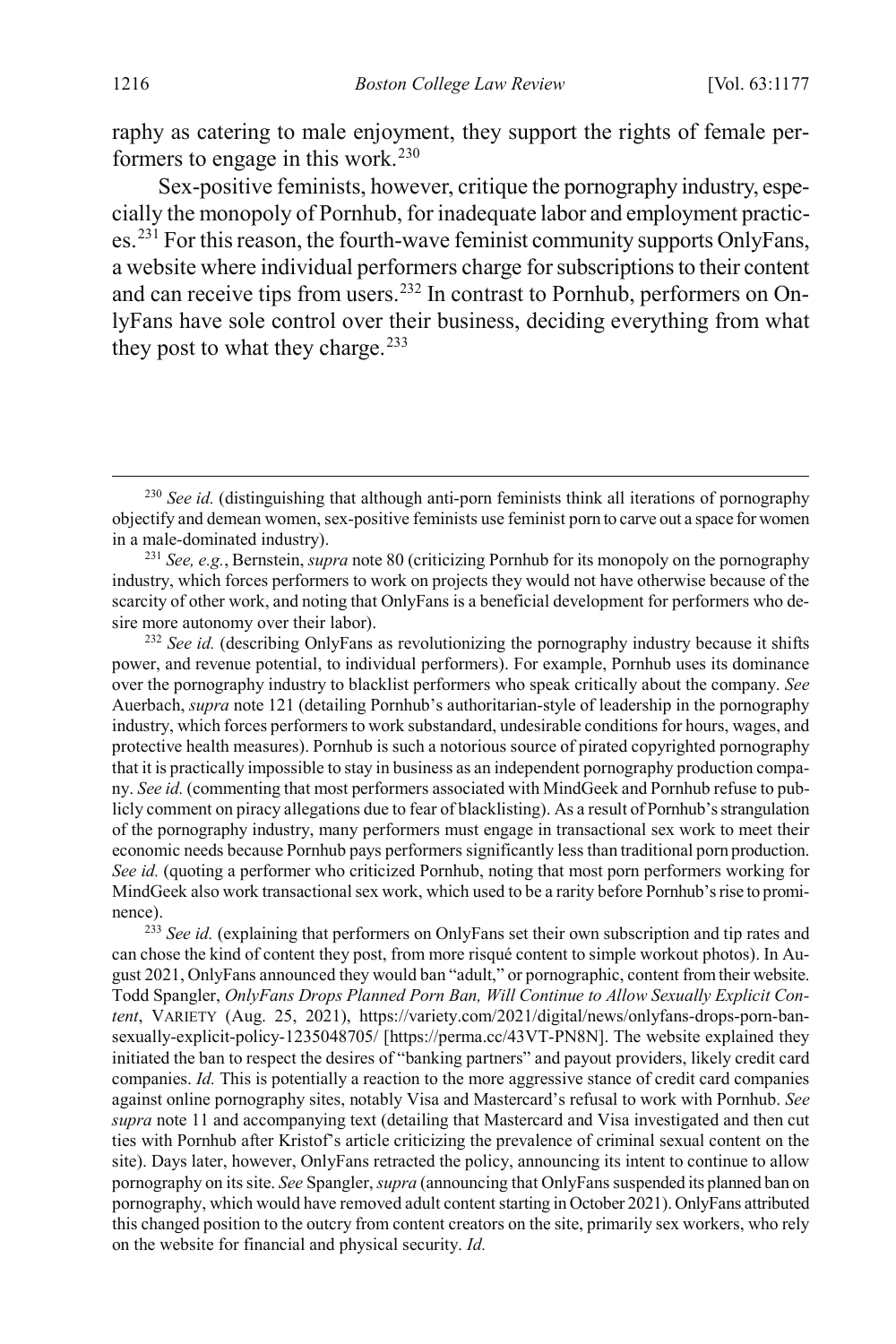raphy as catering to male enjoyment, they support the rights of female performers to engage in this work.[230]

Sex-positive feminists, however, critique the pornography industry, especially the monopoly of Pornhub, for inadequate labor and employment practices.[231] For this reason, the fourth-wave feminist community supports OnlyFans, a website where individual performers charge for subscriptions to their content and can receive tips from users.[232] In contrast to Pornhub, performers on OnlyFans have sole control over their business, deciding everything from what they post to what they charge.[233]

---

[230] *See id.* (distinguishing that although anti-porn feminists think all iterations of pornography objectify and demean women, sex-positive feminists use feminist porn to carve out a space for women in a male-dominated industry).

[231] *See, e.g.*, Bernstein, *supra* note 80 (criticizing Pornhub for its monopoly on the pornography industry, which forces performers to work on projects they would not have otherwise because of the scarcity of other work, and noting that OnlyFans is a beneficial development for performers who desire more autonomy over their labor).

[232] *See id.* (describing OnlyFans as revolutionizing the pornography industry because it shifts power, and revenue potential, to individual performers). For example, Pornhub uses its dominance over the pornography industry to blacklist performers who speak critically about the company. *See* Auerbach, *supra* note 121 (detailing Pornhub's authoritarian-style of leadership in the pornography industry, which forces performers to work substandard, undesirable conditions for hours, wages, and protective health measures). Pornhub is such a notorious source of pirated copyrighted pornography that it is practically impossible to stay in business as an independent pornography production company. *See id.* (commenting that most performers associated with MindGeek and Pornhub refuse to publicly comment on piracy allegations due to fear of blacklisting). As a result of Pornhub's strangulation of the pornography industry, many performers must engage in transactional sex work to meet their economic needs because Pornhub pays performers significantly less than traditional porn production. *See id.* (quoting a performer who criticized Pornhub, noting that most porn performers working for MindGeek also work transactional sex work, which used to be a rarity before Pornhub's rise to prominence).

[233] *See id.* (explaining that performers on OnlyFans set their own subscription and tip rates and can chose the kind of content they post, from more risqué content to simple workout photos). In August 2021, OnlyFans announced they would ban "adult," or pornographic, content from their website. Todd Spangler, *OnlyFans Drops Planned Porn Ban, Will Continue to Allow Sexually Explicit Content*, VARIETY (Aug. 25, 2021), https://variety.com/2021/digital/news/onlyfans-drops-porn-ban-sexually-explicit-policy-1235048705/ [https://perma.cc/43VT-PN8N]. The website explained they initiated the ban to respect the desires of "banking partners" and payout providers, likely credit card companies. *Id.* This is potentially a reaction to the more aggressive stance of credit card companies against online pornography sites, notably Visa and Mastercard's refusal to work with Pornhub. *See supra* note 11 and accompanying text (detailing that Mastercard and Visa investigated and then cut ties with Pornhub after Kristof's article criticizing the prevalence of criminal sexual content on the site). Days later, however, OnlyFans retracted the policy, announcing its intent to continue to allow pornography on its site. *See* Spangler, *supra* (announcing that OnlyFans suspended its planned ban on pornography, which would have removed adult content starting in October 2021). OnlyFans attributed this changed position to the outcry from content creators on the site, primarily sex workers, who rely on the website for financial and physical security. *Id.*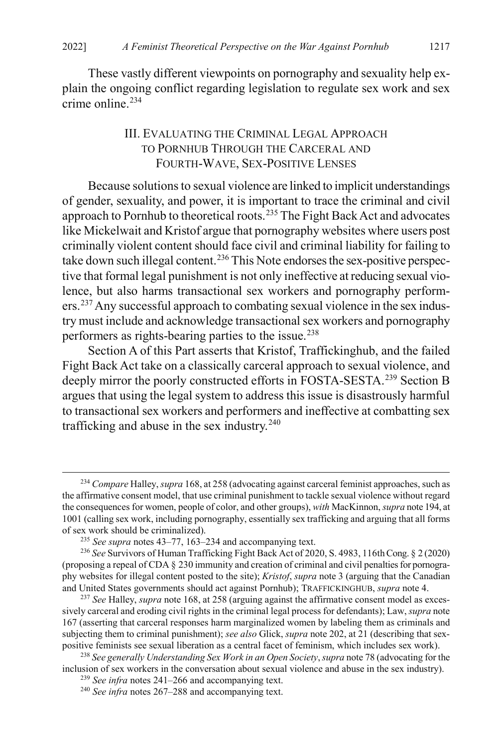These vastly different viewpoints on pornography and sexuality help explain the ongoing conflict regarding legislation to regulate sex work and sex crime online.[234]

## III. Evaluating the Criminal Legal Approach to Pornhub Through the Carceral and Fourth-Wave, Sex-Positive Lenses

Because solutions to sexual violence are linked to implicit understandings of gender, sexuality, and power, it is important to trace the criminal and civil approach to Pornhub to theoretical roots.[235] The Fight Back Act and advocates like Mickelwait and Kristof argue that pornography websites where users post criminally violent content should face civil and criminal liability for failing to take down such illegal content.[236] This Note endorses the sex-positive perspective that formal legal punishment is not only ineffective at reducing sexual violence, but also harms transactional sex workers and pornography performers.[237] Any successful approach to combating sexual violence in the sex industry must include and acknowledge transactional sex workers and pornography performers as rights-bearing parties to the issue.[238]

Section A of this Part asserts that Kristof, Traffickinghub, and the failed Fight Back Act take on a classically carceral approach to sexual violence, and deeply mirror the poorly constructed efforts in FOSTA-SESTA.[239] Section B argues that using the legal system to address this issue is disastrously harmful to transactional sex workers and performers and ineffective at combatting sex trafficking and abuse in the sex industry.[240]

---

[234] *Compare* Halley, *supra* 168, at 258 (advocating against carceral feminist approaches, such as the affirmative consent model, that use criminal punishment to tackle sexual violence without regard the consequences for women, people of color, and other groups), *with* MacKinnon, *supra* note 194, at 1001 (calling sex work, including pornography, essentially sex trafficking and arguing that all forms of sex work should be criminalized).

[235] *See supra* notes 43–77, 163–234 and accompanying text.

[236] *See* Survivors of Human Trafficking Fight Back Act of 2020, S. 4983, 116th Cong. § 2 (2020) (proposing a repeal of CDA § 230 immunity and creation of criminal and civil penalties for pornography websites for illegal content posted to the site); *Kristof*, *supra* note 3 (arguing that the Canadian and United States governments should act against Pornhub); TRAFFICKINGHUB, *supra* note 4.

[237] *See* Halley, *supra* note 168, at 258 (arguing against the affirmative consent model as excessively carceral and eroding civil rights in the criminal legal process for defendants); Law, *supra* note 167 (asserting that carceral responses harm marginalized women by labeling them as criminals and subjecting them to criminal punishment); *see also* Glick, *supra* note 202, at 21 (describing that sex-positive feminists see sexual liberation as a central facet of feminism, which includes sex work).

[238] *See generally Understanding Sex Work in an Open Society*, *supra* note 78 (advocating for the inclusion of sex workers in the conversation about sexual violence and abuse in the sex industry).

[239] *See infra* notes 241–266 and accompanying text.

[240] *See infra* notes 267–288 and accompanying text.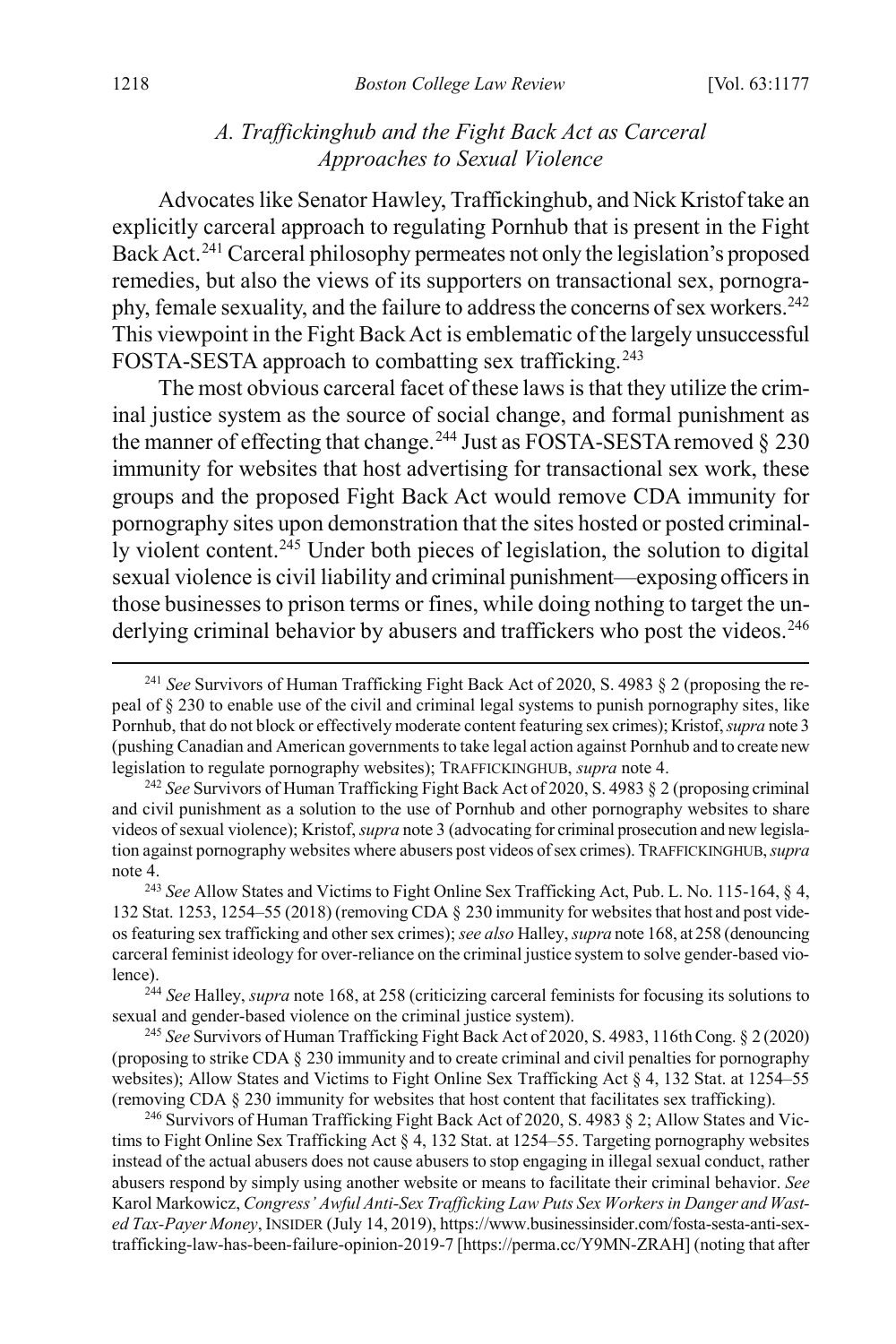### *A. Traffickinghub and the Fight Back Act as Carceral Approaches to Sexual Violence*

Advocates like Senator Hawley, Traffickinghub, and Nick Kristof take an explicitly carceral approach to regulating Pornhub that is present in the Fight Back Act.[241] Carceral philosophy permeates not only the legislation's proposed remedies, but also the views of its supporters on transactional sex, pornography, female sexuality, and the failure to address the concerns of sex workers.[242] This viewpoint in the Fight Back Act is emblematic of the largely unsuccessful FOSTA-SESTA approach to combatting sex trafficking.[243]

The most obvious carceral facet of these laws is that they utilize the criminal justice system as the source of social change, and formal punishment as the manner of effecting that change.[244] Just as FOSTA-SESTA removed § 230 immunity for websites that host advertising for transactional sex work, these groups and the proposed Fight Back Act would remove CDA immunity for pornography sites upon demonstration that the sites hosted or posted criminally violent content.[245] Under both pieces of legislation, the solution to digital sexual violence is civil liability and criminal punishment—exposing officers in those businesses to prison terms or fines, while doing nothing to target the underlying criminal behavior by abusers and traffickers who post the videos.[246]

---

[241] *See* Survivors of Human Trafficking Fight Back Act of 2020, S. 4983 § 2 (proposing the repeal of § 230 to enable use of the civil and criminal legal systems to punish pornography sites, like Pornhub, that do not block or effectively moderate content featuring sex crimes); Kristof, *supra* note 3 (pushing Canadian and American governments to take legal action against Pornhub and to create new legislation to regulate pornography websites); TRAFFICKINGHUB, *supra* note 4.

[242] *See* Survivors of Human Trafficking Fight Back Act of 2020, S. 4983 § 2 (proposing criminal and civil punishment as a solution to the use of Pornhub and other pornography websites to share videos of sexual violence); Kristof, *supra* note 3 (advocating for criminal prosecution and new legislation against pornography websites where abusers post videos of sex crimes). TRAFFICKINGHUB, *supra* note 4.

[243] *See* Allow States and Victims to Fight Online Sex Trafficking Act, Pub. L. No. 115-164, § 4, 132 Stat. 1253, 1254–55 (2018) (removing CDA § 230 immunity for websites that host and post videos featuring sex trafficking and other sex crimes); *see also* Halley, *supra* note 168, at 258 (denouncing carceral feminist ideology for over-reliance on the criminal justice system to solve gender-based violence).

[244] *See* Halley, *supra* note 168, at 258 (criticizing carceral feminists for focusing its solutions to sexual and gender-based violence on the criminal justice system).

[245] *See* Survivors of Human Trafficking Fight Back Act of 2020, S. 4983, 116th Cong. § 2 (2020) (proposing to strike CDA § 230 immunity and to create criminal and civil penalties for pornography websites); Allow States and Victims to Fight Online Sex Trafficking Act § 4, 132 Stat. at 1254–55 (removing CDA § 230 immunity for websites that host content that facilitates sex trafficking).

[246] Survivors of Human Trafficking Fight Back Act of 2020, S. 4983 § 2; Allow States and Victims to Fight Online Sex Trafficking Act § 4, 132 Stat. at 1254–55. Targeting pornography websites instead of the actual abusers does not cause abusers to stop engaging in illegal sexual conduct, rather abusers respond by simply using another website or means to facilitate their criminal behavior. *See* Karol Markowicz, *Congress' Awful Anti-Sex Trafficking Law Puts Sex Workers in Danger and Wasted Tax-Payer Money*, INSIDER (July 14, 2019), https://www.businessinsider.com/fosta-sesta-anti-sex-trafficking-law-has-been-failure-opinion-2019-7 [https://perma.cc/Y9MN-ZRAH] (noting that after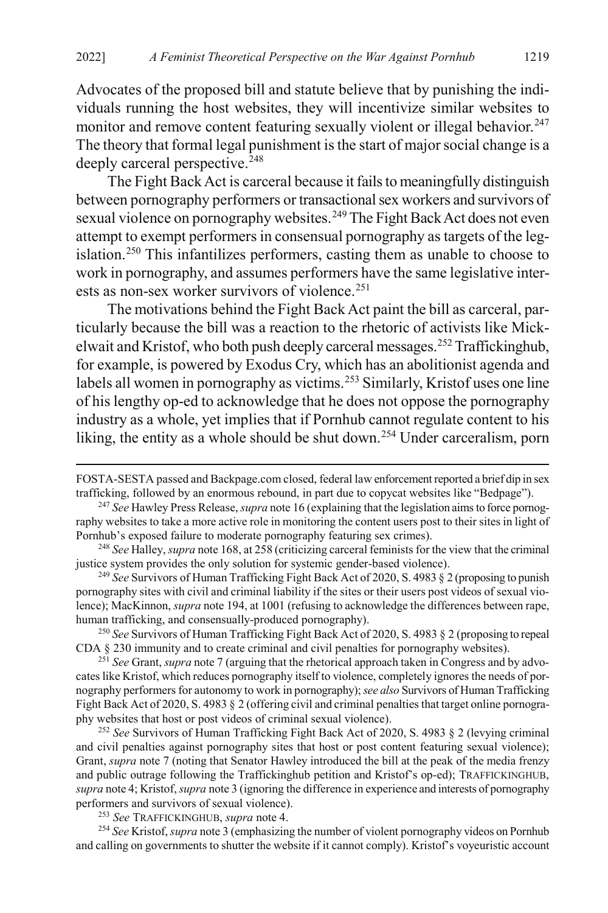Advocates of the proposed bill and statute believe that by punishing the individuals running the host websites, they will incentivize similar websites to monitor and remove content featuring sexually violent or illegal behavior.[247] The theory that formal legal punishment is the start of major social change is a deeply carceral perspective.[248]

The Fight Back Act is carceral because it fails to meaningfully distinguish between pornography performers or transactional sex workers and survivors of sexual violence on pornography websites.[249] The Fight Back Act does not even attempt to exempt performers in consensual pornography as targets of the legislation.[250] This infantilizes performers, casting them as unable to choose to work in pornography, and assumes performers have the same legislative interests as non-sex worker survivors of violence.[251]

The motivations behind the Fight Back Act paint the bill as carceral, particularly because the bill was a reaction to the rhetoric of activists like Mickelwait and Kristof, who both push deeply carceral messages.[252] Traffickinghub, for example, is powered by Exodus Cry, which has an abolitionist agenda and labels all women in pornography as victims.[253] Similarly, Kristof uses one line of his lengthy op-ed to acknowledge that he does not oppose the pornography industry as a whole, yet implies that if Pornhub cannot regulate content to his liking, the entity as a whole should be shut down.[254] Under carceralism, porn

---

FOSTA-SESTA passed and Backpage.com closed, federal law enforcement reported a brief dip in sex trafficking, followed by an enormous rebound, in part due to copycat websites like "Bedpage").

[247] *See* Hawley Press Release, *supra* note 16 (explaining that the legislation aims to force pornography websites to take a more active role in monitoring the content users post to their sites in light of Pornhub's exposed failure to moderate pornography featuring sex crimes).

[248] *See* Halley, *supra* note 168, at 258 (criticizing carceral feminists for the view that the criminal justice system provides the only solution for systemic gender-based violence).

[249] *See* Survivors of Human Trafficking Fight Back Act of 2020, S. 4983 § 2 (proposing to punish pornography sites with civil and criminal liability if the sites or their users post videos of sexual violence); MacKinnon, *supra* note 194, at 1001 (refusing to acknowledge the differences between rape, human trafficking, and consensually-produced pornography).

[250] *See* Survivors of Human Trafficking Fight Back Act of 2020, S. 4983 § 2 (proposing to repeal CDA § 230 immunity and to create criminal and civil penalties for pornography websites).

[251] *See* Grant, *supra* note 7 (arguing that the rhetorical approach taken in Congress and by advocates like Kristof, which reduces pornography itself to violence, completely ignores the needs of pornography performers for autonomy to work in pornography); *see also* Survivors of Human Trafficking Fight Back Act of 2020, S. 4983 § 2 (offering civil and criminal penalties that target online pornography websites that host or post videos of criminal sexual violence).

[252] *See* Survivors of Human Trafficking Fight Back Act of 2020, S. 4983 § 2 (levying criminal and civil penalties against pornography sites that host or post content featuring sexual violence); Grant, *supra* note 7 (noting that Senator Hawley introduced the bill at the peak of the media frenzy and public outrage following the Traffickinghub petition and Kristof's op-ed); TRAFFICKINGHUB, *supra* note 4; Kristof, *supra* note 3 (ignoring the difference in experience and interests of pornography performers and survivors of sexual violence).

[253] *See* TRAFFICKINGHUB, *supra* note 4.

[254] *See* Kristof, *supra* note 3 (emphasizing the number of violent pornography videos on Pornhub and calling on governments to shutter the website if it cannot comply). Kristof's voyeuristic account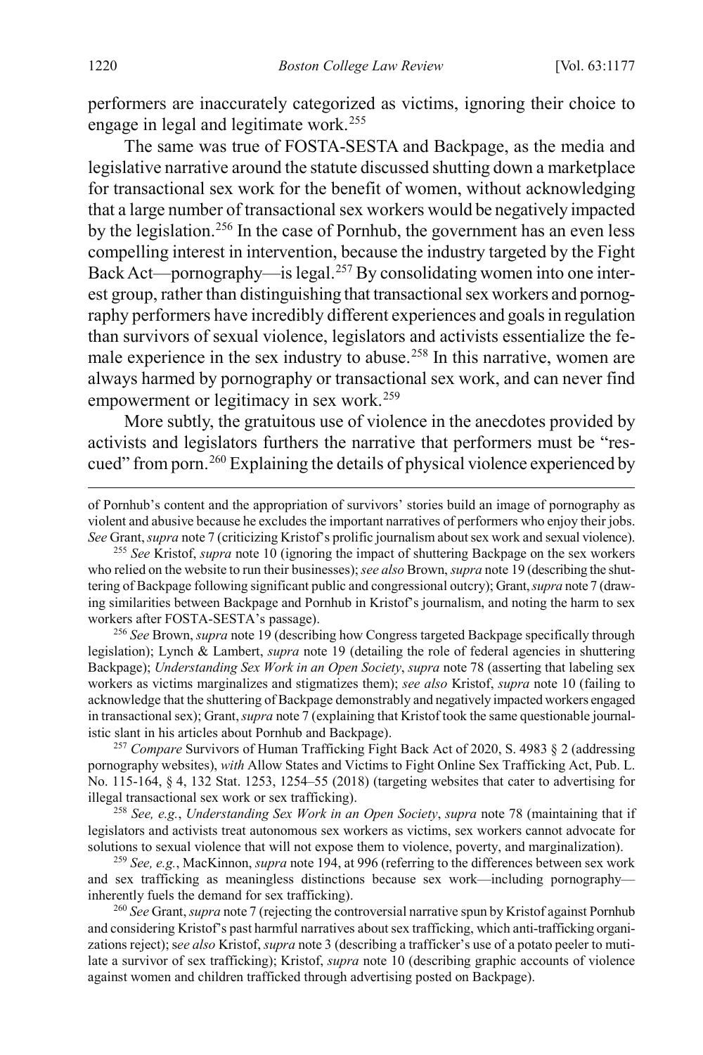performers are inaccurately categorized as victims, ignoring their choice to engage in legal and legitimate work.[255]

The same was true of FOSTA-SESTA and Backpage, as the media and legislative narrative around the statute discussed shutting down a marketplace for transactional sex work for the benefit of women, without acknowledging that a large number of transactional sex workers would be negatively impacted by the legislation.[256] In the case of Pornhub, the government has an even less compelling interest in intervention, because the industry targeted by the Fight Back Act—pornography—is legal.[257] By consolidating women into one interest group, rather than distinguishing that transactional sex workers and pornography performers have incredibly different experiences and goals in regulation than survivors of sexual violence, legislators and activists essentialize the female experience in the sex industry to abuse.[258] In this narrative, women are always harmed by pornography or transactional sex work, and can never find empowerment or legitimacy in sex work.[259]

More subtly, the gratuitous use of violence in the anecdotes provided by activists and legislators furthers the narrative that performers must be "rescued" from porn.[260] Explaining the details of physical violence experienced by

---

of Pornhub's content and the appropriation of survivors' stories build an image of pornography as violent and abusive because he excludes the important narratives of performers who enjoy their jobs. *See* Grant, *supra* note 7 (criticizing Kristof's prolific journalism about sex work and sexual violence).

[255] *See* Kristof, *supra* note 10 (ignoring the impact of shuttering Backpage on the sex workers who relied on the website to run their businesses); *see also* Brown, *supra* note 19 (describing the shuttering of Backpage following significant public and congressional outcry); Grant, *supra* note 7 (drawing similarities between Backpage and Pornhub in Kristof's journalism, and noting the harm to sex workers after FOSTA-SESTA's passage).

[256] *See* Brown, *supra* note 19 (describing how Congress targeted Backpage specifically through legislation); Lynch & Lambert, *supra* note 19 (detailing the role of federal agencies in shuttering Backpage); *Understanding Sex Work in an Open Society*, *supra* note 78 (asserting that labeling sex workers as victims marginalizes and stigmatizes them); *see also* Kristof, *supra* note 10 (failing to acknowledge that the shuttering of Backpage demonstrably and negatively impacted workers engaged in transactional sex); Grant, *supra* note 7 (explaining that Kristof took the same questionable journalistic slant in his articles about Pornhub and Backpage).

[257] *Compare* Survivors of Human Trafficking Fight Back Act of 2020, S. 4983 § 2 (addressing pornography websites), *with* Allow States and Victims to Fight Online Sex Trafficking Act, Pub. L. No. 115-164, § 4, 132 Stat. 1253, 1254–55 (2018) (targeting websites that cater to advertising for illegal transactional sex work or sex trafficking).

[258] *See, e.g.*, *Understanding Sex Work in an Open Society*, *supra* note 78 (maintaining that if legislators and activists treat autonomous sex workers as victims, sex workers cannot advocate for solutions to sexual violence that will not expose them to violence, poverty, and marginalization).

[259] *See, e.g.*, MacKinnon, *supra* note 194, at 996 (referring to the differences between sex work and sex trafficking as meaningless distinctions because sex work—including pornography—inherently fuels the demand for sex trafficking).

[260] *See* Grant, *supra* note 7 (rejecting the controversial narrative spun by Kristof against Pornhub and considering Kristof's past harmful narratives about sex trafficking, which anti-trafficking organizations reject); s*ee also* Kristof, *supra* note 3 (describing a trafficker's use of a potato peeler to mutilate a survivor of sex trafficking); Kristof, *supra* note 10 (describing graphic accounts of violence against women and children trafficked through advertising posted on Backpage).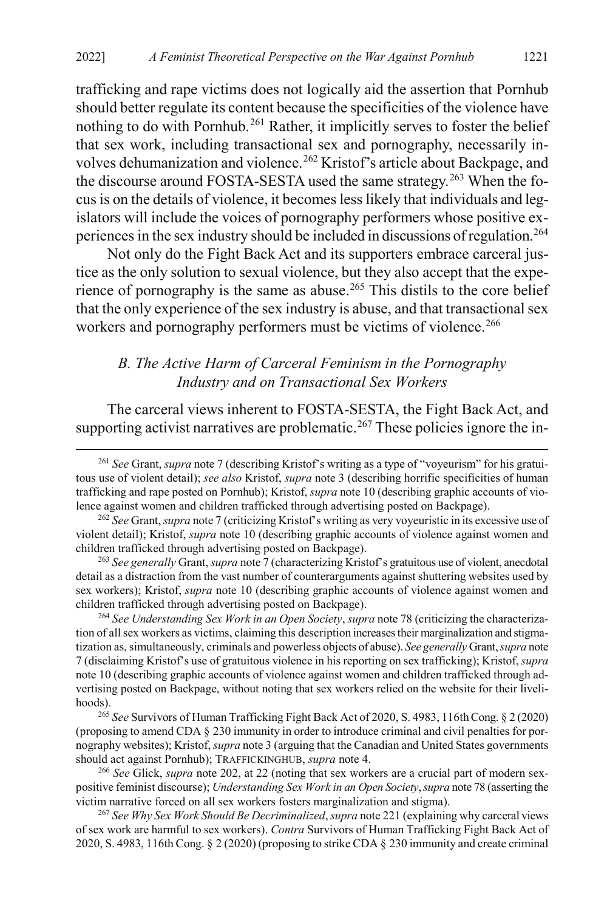trafficking and rape victims does not logically aid the assertion that Pornhub should better regulate its content because the specificities of the violence have nothing to do with Pornhub.[261] Rather, it implicitly serves to foster the belief that sex work, including transactional sex and pornography, necessarily involves dehumanization and violence.[262] Kristof's article about Backpage, and the discourse around FOSTA-SESTA used the same strategy.[263] When the focus is on the details of violence, it becomes less likely that individuals and legislators will include the voices of pornography performers whose positive experiences in the sex industry should be included in discussions of regulation.[264]

Not only do the Fight Back Act and its supporters embrace carceral justice as the only solution to sexual violence, but they also accept that the experience of pornography is the same as abuse.[265] This distils to the core belief that the only experience of the sex industry is abuse, and that transactional sex workers and pornography performers must be victims of violence.[266]

### *B. The Active Harm of Carceral Feminism in the Pornography Industry and on Transactional Sex Workers*

The carceral views inherent to FOSTA-SESTA, the Fight Back Act, and supporting activist narratives are problematic.[267] These policies ignore the in-

---

[261] *See* Grant, *supra* note 7 (describing Kristof's writing as a type of "voyeurism" for his gratuitous use of violent detail); *see also* Kristof, *supra* note 3 (describing horrific specificities of human trafficking and rape posted on Pornhub); Kristof, *supra* note 10 (describing graphic accounts of violence against women and children trafficked through advertising posted on Backpage).

[262] *See* Grant, *supra* note 7 (criticizing Kristof's writing as very voyeuristic in its excessive use of violent detail); Kristof, *supra* note 10 (describing graphic accounts of violence against women and children trafficked through advertising posted on Backpage).

[263] *See generally* Grant, *supra* note 7 (characterizing Kristof's gratuitous use of violent, anecdotal detail as a distraction from the vast number of counterarguments against shuttering websites used by sex workers); Kristof, *supra* note 10 (describing graphic accounts of violence against women and children trafficked through advertising posted on Backpage).

[264] *See Understanding Sex Work in an Open Society*, *supra* note 78 (criticizing the characterization of all sex workers as victims, claiming this description increases their marginalization and stigmatization as, simultaneously, criminals and powerless objects of abuse). *See generally* Grant, *supra* note 7 (disclaiming Kristof's use of gratuitous violence in his reporting on sex trafficking); Kristof, *supra* note 10 (describing graphic accounts of violence against women and children trafficked through advertising posted on Backpage, without noting that sex workers relied on the website for their livelihoods).

[265] *See* Survivors of Human Trafficking Fight Back Act of 2020, S. 4983, 116th Cong. § 2 (2020) (proposing to amend CDA § 230 immunity in order to introduce criminal and civil penalties for pornography websites); Kristof, *supra* note 3 (arguing that the Canadian and United States governments should act against Pornhub); TRAFFICKINGHUB, *supra* note 4.

[266] *See* Glick, *supra* note 202, at 22 (noting that sex workers are a crucial part of modern sex-positive feminist discourse); *Understanding Sex Work in an Open Society*, *supra* note 78 (asserting the victim narrative forced on all sex workers fosters marginalization and stigma).

[267] *See Why Sex Work Should Be Decriminalized*, *supra* note 221 (explaining why carceral views of sex work are harmful to sex workers). *Contra* Survivors of Human Trafficking Fight Back Act of 2020, S. 4983, 116th Cong. § 2 (2020) (proposing to strike CDA § 230 immunity and create criminal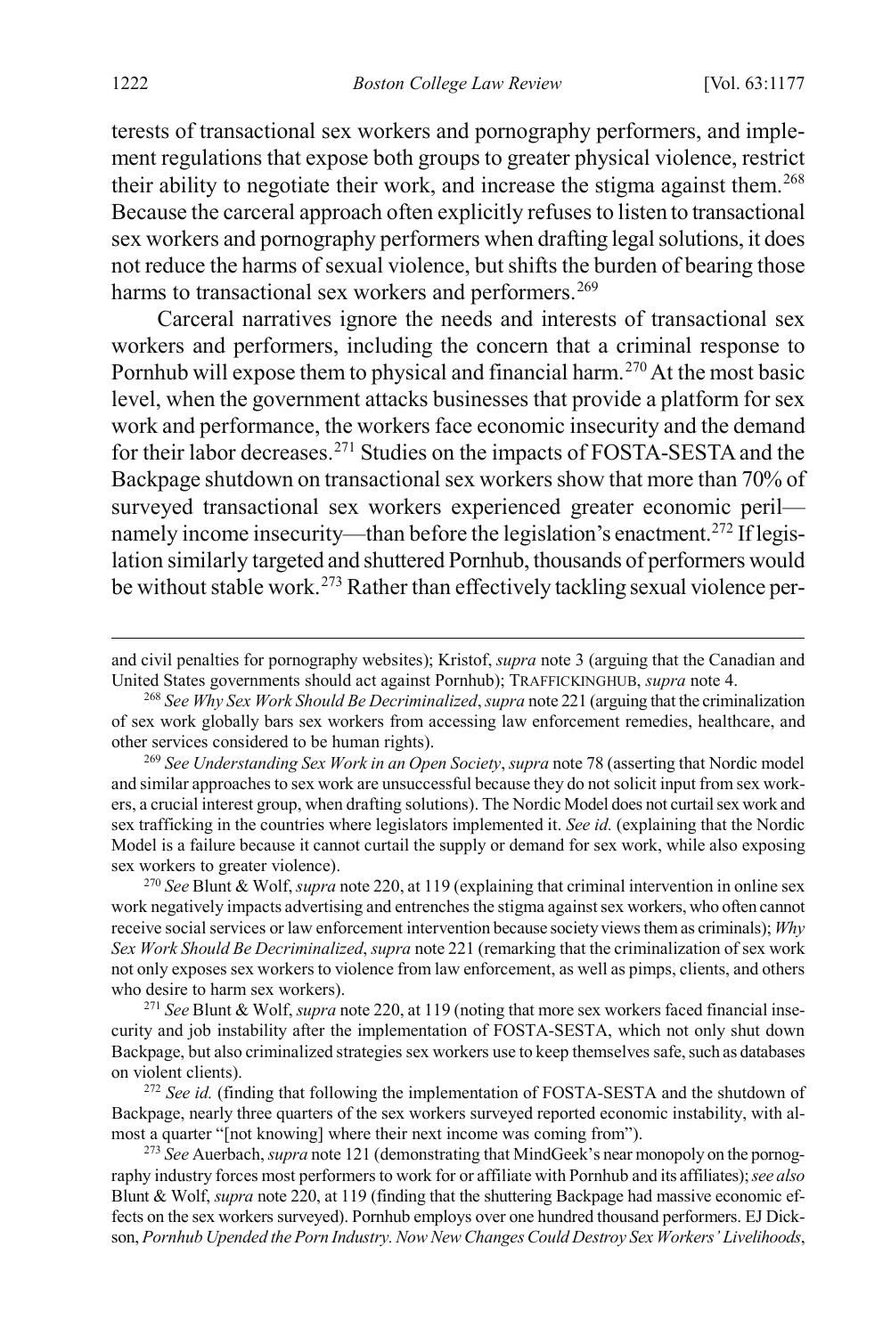terests of transactional sex workers and pornography performers, and implement regulations that expose both groups to greater physical violence, restrict their ability to negotiate their work, and increase the stigma against them.[268] Because the carceral approach often explicitly refuses to listen to transactional sex workers and pornography performers when drafting legal solutions, it does not reduce the harms of sexual violence, but shifts the burden of bearing those harms to transactional sex workers and performers.[269]

Carceral narratives ignore the needs and interests of transactional sex workers and performers, including the concern that a criminal response to Pornhub will expose them to physical and financial harm.[270] At the most basic level, when the government attacks businesses that provide a platform for sex work and performance, the workers face economic insecurity and the demand for their labor decreases.[271] Studies on the impacts of FOSTA-SESTA and the Backpage shutdown on transactional sex workers show that more than 70% of surveyed transactional sex workers experienced greater economic peril—namely income insecurity—than before the legislation's enactment.[272] If legislation similarly targeted and shuttered Pornhub, thousands of performers would be without stable work.[273] Rather than effectively tackling sexual violence per-

---

and civil penalties for pornography websites); Kristof, *supra* note 3 (arguing that the Canadian and United States governments should act against Pornhub); TRAFFICKINGHUB, *supra* note 4.

[268] *See Why Sex Work Should Be Decriminalized*, *supra* note 221 (arguing that the criminalization of sex work globally bars sex workers from accessing law enforcement remedies, healthcare, and other services considered to be human rights).

[269] *See Understanding Sex Work in an Open Society*, *supra* note 78 (asserting that Nordic model and similar approaches to sex work are unsuccessful because they do not solicit input from sex workers, a crucial interest group, when drafting solutions). The Nordic Model does not curtail sex work and sex trafficking in the countries where legislators implemented it. *See id.* (explaining that the Nordic Model is a failure because it cannot curtail the supply or demand for sex work, while also exposing sex workers to greater violence).

[270] *See* Blunt & Wolf, *supra* note 220, at 119 (explaining that criminal intervention in online sex work negatively impacts advertising and entrenches the stigma against sex workers, who often cannot receive social services or law enforcement intervention because society views them as criminals); *Why Sex Work Should Be Decriminalized*, *supra* note 221 (remarking that the criminalization of sex work not only exposes sex workers to violence from law enforcement, as well as pimps, clients, and others who desire to harm sex workers).

[271] *See* Blunt & Wolf, *supra* note 220, at 119 (noting that more sex workers faced financial insecurity and job instability after the implementation of FOSTA-SESTA, which not only shut down Backpage, but also criminalized strategies sex workers use to keep themselves safe, such as databases on violent clients).

[272] *See id.* (finding that following the implementation of FOSTA-SESTA and the shutdown of Backpage, nearly three quarters of the sex workers surveyed reported economic instability, with almost a quarter "[not knowing] where their next income was coming from").

[273] *See* Auerbach, *supra* note 121 (demonstrating that MindGeek's near monopoly on the pornography industry forces most performers to work for or affiliate with Pornhub and its affiliates); *see also* Blunt & Wolf, *supra* note 220, at 119 (finding that the shuttering Backpage had massive economic effects on the sex workers surveyed). Pornhub employs over one hundred thousand performers. EJ Dickson, *Pornhub Upended the Porn Industry. Now New Changes Could Destroy Sex Workers' Livelihoods*,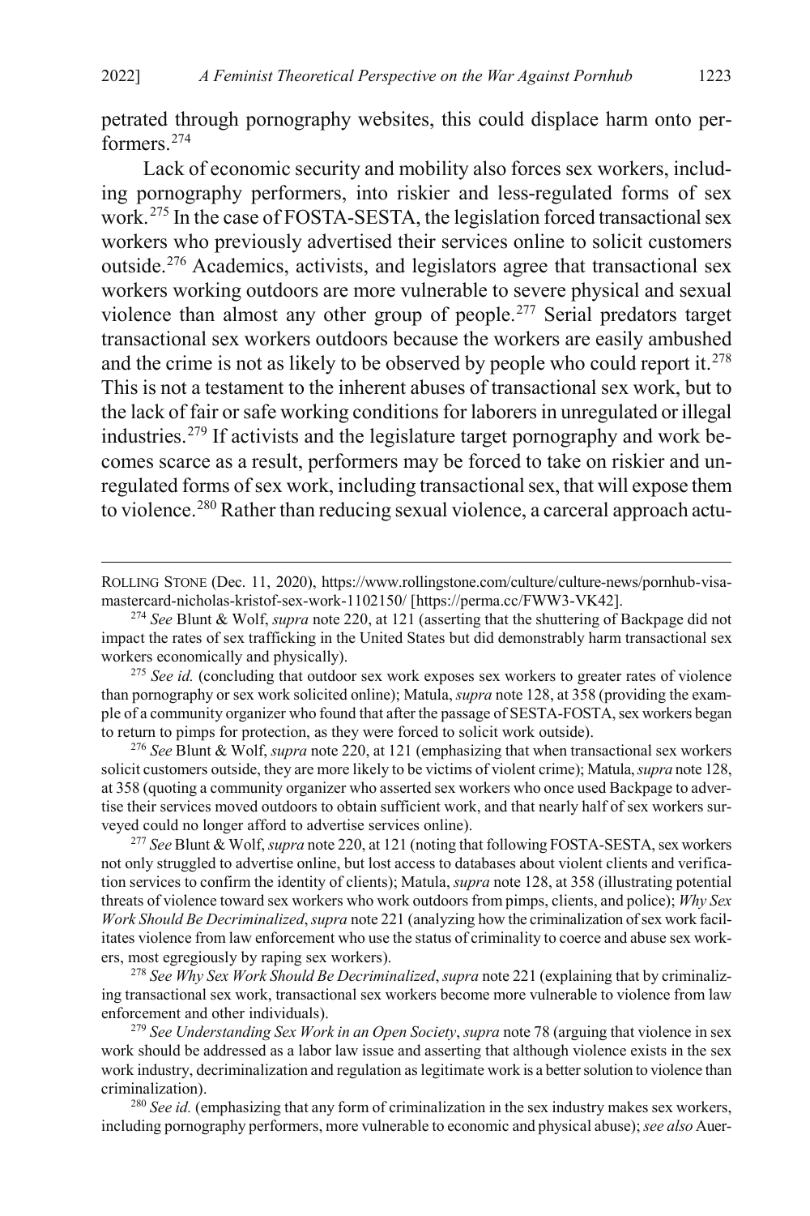petrated through pornography websites, this could displace harm onto performers.[274]

Lack of economic security and mobility also forces sex workers, including pornography performers, into riskier and less-regulated forms of sex work.[275] In the case of FOSTA-SESTA, the legislation forced transactional sex workers who previously advertised their services online to solicit customers outside.[276] Academics, activists, and legislators agree that transactional sex workers working outdoors are more vulnerable to severe physical and sexual violence than almost any other group of people.[277] Serial predators target transactional sex workers outdoors because the workers are easily ambushed and the crime is not as likely to be observed by people who could report it.[278] This is not a testament to the inherent abuses of transactional sex work, but to the lack of fair or safe working conditions for laborers in unregulated or illegal industries.[279] If activists and the legislature target pornography and work becomes scarce as a result, performers may be forced to take on riskier and unregulated forms of sex work, including transactional sex, that will expose them to violence.[280] Rather than reducing sexual violence, a carceral approach actu-

---

ROLLING STONE (Dec. 11, 2020), https://www.rollingstone.com/culture/culture-news/pornhub-visa-mastercard-nicholas-kristof-sex-work-1102150/ [https://perma.cc/FWW3-VK42].

[274] *See* Blunt & Wolf, *supra* note 220, at 121 (asserting that the shuttering of Backpage did not impact the rates of sex trafficking in the United States but did demonstrably harm transactional sex workers economically and physically).

[275] *See id.* (concluding that outdoor sex work exposes sex workers to greater rates of violence than pornography or sex work solicited online); Matula, *supra* note 128, at 358 (providing the example of a community organizer who found that after the passage of SESTA-FOSTA, sex workers began to return to pimps for protection, as they were forced to solicit work outside).

[276] *See* Blunt & Wolf, *supra* note 220, at 121 (emphasizing that when transactional sex workers solicit customers outside, they are more likely to be victims of violent crime); Matula, *supra* note 128, at 358 (quoting a community organizer who asserted sex workers who once used Backpage to advertise their services moved outdoors to obtain sufficient work, and that nearly half of sex workers surveyed could no longer afford to advertise services online).

[277] *See* Blunt & Wolf, *supra* note 220, at 121 (noting that following FOSTA-SESTA, sex workers not only struggled to advertise online, but lost access to databases about violent clients and verification services to confirm the identity of clients); Matula, *supra* note 128, at 358 (illustrating potential threats of violence toward sex workers who work outdoors from pimps, clients, and police); *Why Sex Work Should Be Decriminalized*, *supra* note 221 (analyzing how the criminalization of sex work facilitates violence from law enforcement who use the status of criminality to coerce and abuse sex workers, most egregiously by raping sex workers).

[278] *See Why Sex Work Should Be Decriminalized*, *supra* note 221 (explaining that by criminalizing transactional sex work, transactional sex workers become more vulnerable to violence from law enforcement and other individuals).

[279] *See Understanding Sex Work in an Open Society*, *supra* note 78 (arguing that violence in sex work should be addressed as a labor law issue and asserting that although violence exists in the sex work industry, decriminalization and regulation as legitimate work is a better solution to violence than criminalization).

[280] *See id.* (emphasizing that any form of criminalization in the sex industry makes sex workers, including pornography performers, more vulnerable to economic and physical abuse); *see also* Auer-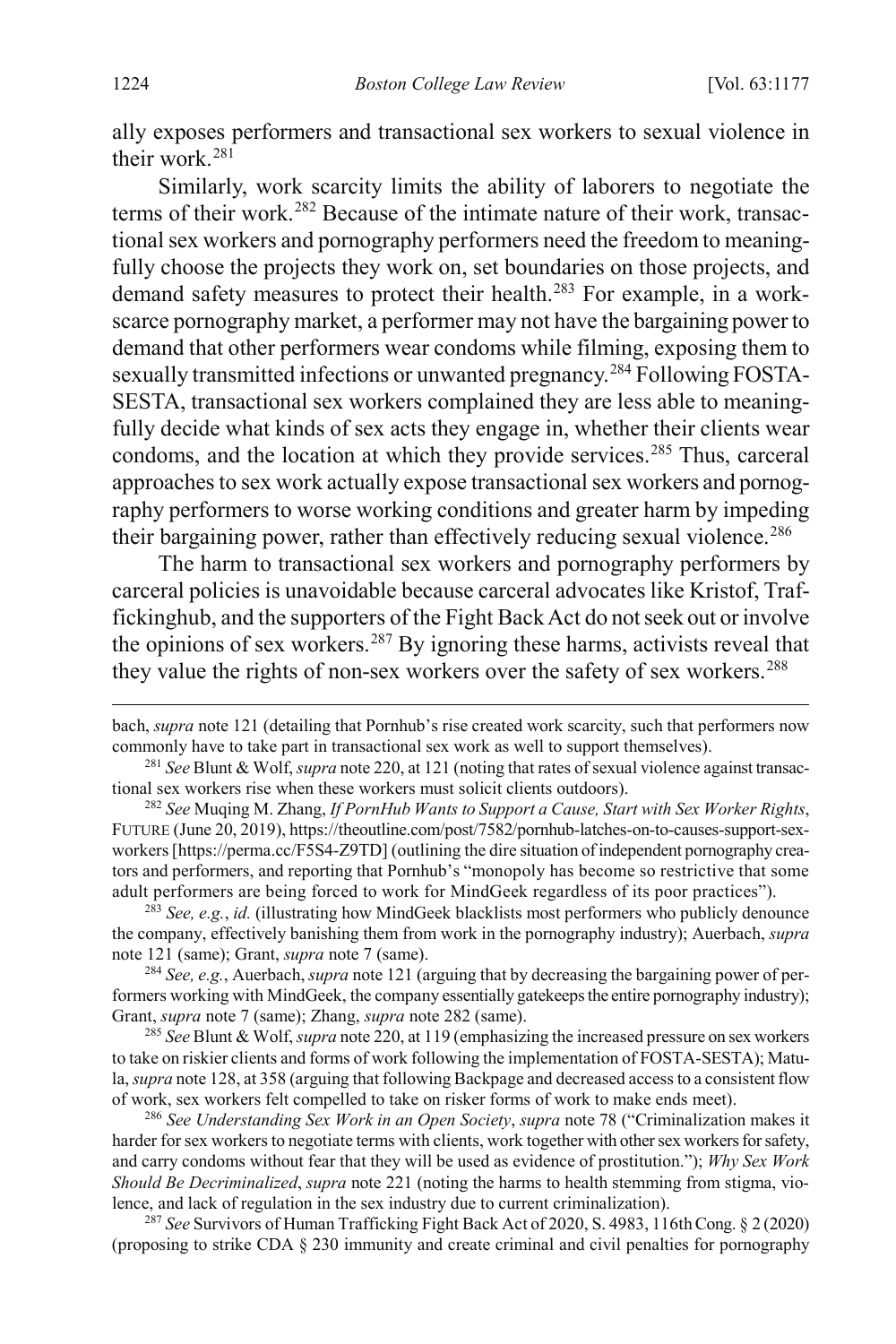ally exposes performers and transactional sex workers to sexual violence in their work.[281]

Similarly, work scarcity limits the ability of laborers to negotiate the terms of their work.[282] Because of the intimate nature of their work, transactional sex workers and pornography performers need the freedom to meaningfully choose the projects they work on, set boundaries on those projects, and demand safety measures to protect their health.[283] For example, in a work-scarce pornography market, a performer may not have the bargaining power to demand that other performers wear condoms while filming, exposing them to sexually transmitted infections or unwanted pregnancy.[284] Following FOSTA-SESTA, transactional sex workers complained they are less able to meaningfully decide what kinds of sex acts they engage in, whether their clients wear condoms, and the location at which they provide services.[285] Thus, carceral approaches to sex work actually expose transactional sex workers and pornography performers to worse working conditions and greater harm by impeding their bargaining power, rather than effectively reducing sexual violence.[286]

The harm to transactional sex workers and pornography performers by carceral policies is unavoidable because carceral advocates like Kristof, Traffickinghub, and the supporters of the Fight Back Act do not seek out or involve the opinions of sex workers.[287] By ignoring these harms, activists reveal that they value the rights of non-sex workers over the safety of sex workers.[288]

---

bach, *supra* note 121 (detailing that Pornhub's rise created work scarcity, such that performers now commonly have to take part in transactional sex work as well to support themselves).

[281] *See* Blunt & Wolf, *supra* note 220, at 121 (noting that rates of sexual violence against transactional sex workers rise when these workers must solicit clients outdoors).

[282] *See* Muqing M. Zhang, *If PornHub Wants to Support a Cause, Start with Sex Worker Rights*, FUTURE (June 20, 2019), https://theoutline.com/post/7582/pornhub-latches-on-to-causes-support-sex-workers [https://perma.cc/F5S4-Z9TD] (outlining the dire situation of independent pornography creators and performers, and reporting that Pornhub's "monopoly has become so restrictive that some adult performers are being forced to work for MindGeek regardless of its poor practices").

[283] *See, e.g.*, *id.* (illustrating how MindGeek blacklists most performers who publicly denounce the company, effectively banishing them from work in the pornography industry); Auerbach, *supra* note 121 (same); Grant, *supra* note 7 (same).

[284] *See, e.g.*, Auerbach, *supra* note 121 (arguing that by decreasing the bargaining power of performers working with MindGeek, the company essentially gatekeeps the entire pornography industry); Grant, *supra* note 7 (same); Zhang, *supra* note 282 (same).

[285] *See* Blunt & Wolf, *supra* note 220, at 119 (emphasizing the increased pressure on sex workers to take on riskier clients and forms of work following the implementation of FOSTA-SESTA); Matula, *supra* note 128, at 358 (arguing that following Backpage and decreased access to a consistent flow of work, sex workers felt compelled to take on risker forms of work to make ends meet).

[286] *See Understanding Sex Work in an Open Society*, *supra* note 78 ("Criminalization makes it harder for sex workers to negotiate terms with clients, work together with other sex workers for safety, and carry condoms without fear that they will be used as evidence of prostitution."); *Why Sex Work Should Be Decriminalized*, *supra* note 221 (noting the harms to health stemming from stigma, violence, and lack of regulation in the sex industry due to current criminalization).

[287] *See* Survivors of Human Trafficking Fight Back Act of 2020, S. 4983, 116th Cong. § 2 (2020) (proposing to strike CDA § 230 immunity and create criminal and civil penalties for pornography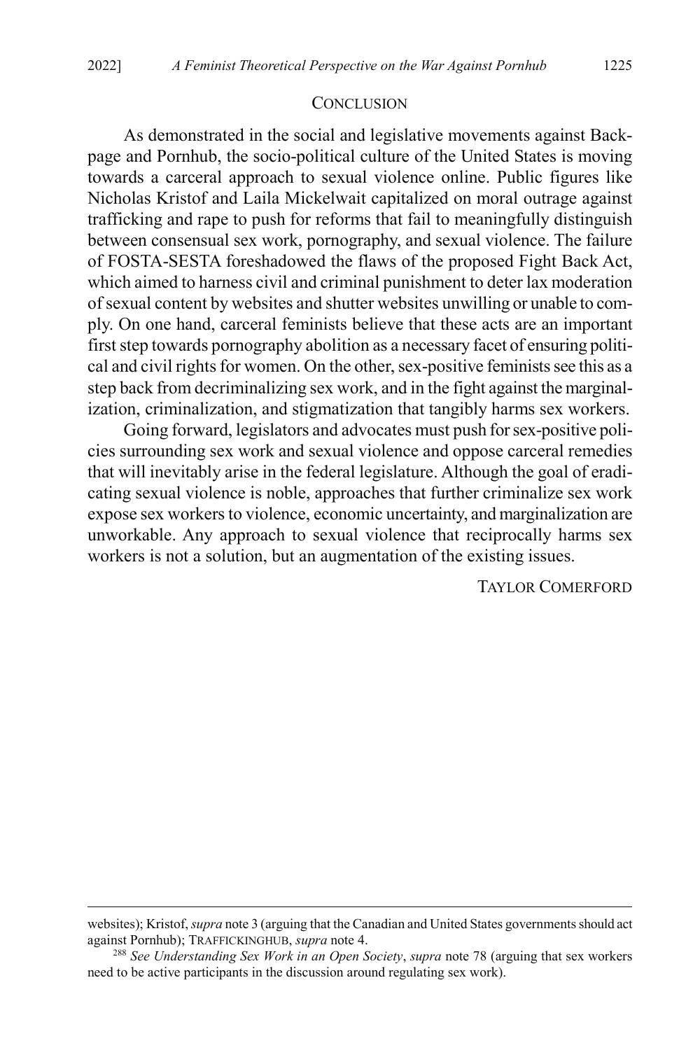## CONCLUSION

As demonstrated in the social and legislative movements against Backpage and Pornhub, the socio-political culture of the United States is moving towards a carceral approach to sexual violence online. Public figures like Nicholas Kristof and Laila Mickelwait capitalized on moral outrage against trafficking and rape to push for reforms that fail to meaningfully distinguish between consensual sex work, pornography, and sexual violence. The failure of FOSTA-SESTA foreshadowed the flaws of the proposed Fight Back Act, which aimed to harness civil and criminal punishment to deter lax moderation of sexual content by websites and shutter websites unwilling or unable to comply. On one hand, carceral feminists believe that these acts are an important first step towards pornography abolition as a necessary facet of ensuring political and civil rights for women. On the other, sex-positive feminists see this as a step back from decriminalizing sex work, and in the fight against the marginalization, criminalization, and stigmatization that tangibly harms sex workers.

Going forward, legislators and advocates must push for sex-positive policies surrounding sex work and sexual violence and oppose carceral remedies that will inevitably arise in the federal legislature. Although the goal of eradicating sexual violence is noble, approaches that further criminalize sex work expose sex workers to violence, economic uncertainty, and marginalization are unworkable. Any approach to sexual violence that reciprocally harms sex workers is not a solution, but an augmentation of the existing issues.

TAYLOR COMERFORD

---

websites); Kristof, *supra* note 3 (arguing that the Canadian and United States governments should act against Pornhub); TRAFFICKINGHUB, *supra* note 4.

[288] *See Understanding Sex Work in an Open Society*, *supra* note 78 (arguing that sex workers need to be active participants in the discussion around regulating sex work).